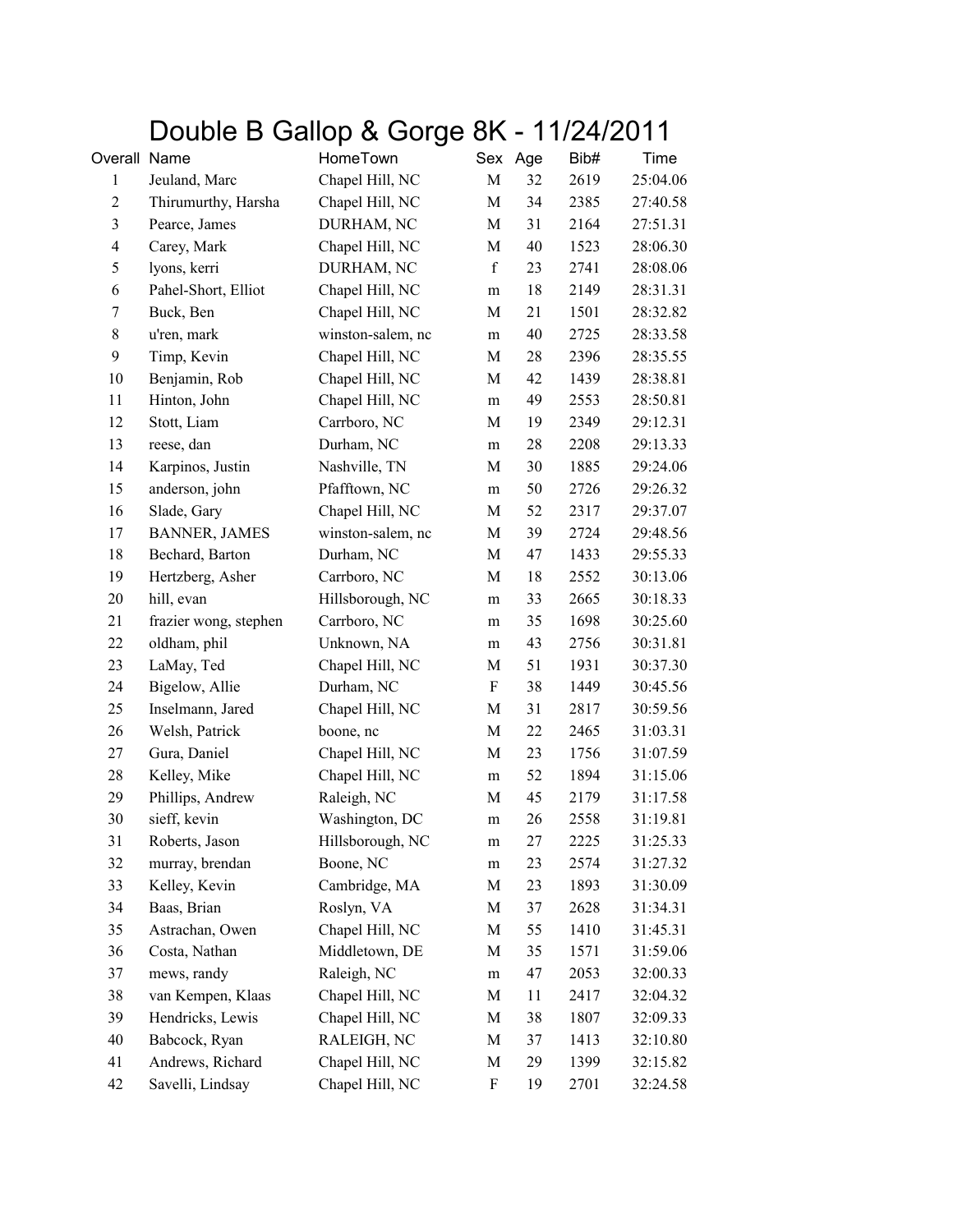# Double B Gallop & Gorge 8K - 11/24/2011

| Overall | Name | HomeTown | Sex | Age | Bib# | Time |
|---|---|---|---|---|---|---|
| 1 | Jeuland, Marc | Chapel Hill, NC | M | 32 | 2619 | 25:04.06 |
| 2 | Thirumurthy, Harsha | Chapel Hill, NC | M | 34 | 2385 | 27:40.58 |
| 3 | Pearce, James | DURHAM, NC | M | 31 | 2164 | 27:51.31 |
| 4 | Carey, Mark | Chapel Hill, NC | M | 40 | 1523 | 28:06.30 |
| 5 | lyons, kerri | DURHAM, NC | f | 23 | 2741 | 28:08.06 |
| 6 | Pahel-Short, Elliot | Chapel Hill, NC | m | 18 | 2149 | 28:31.31 |
| 7 | Buck, Ben | Chapel Hill, NC | M | 21 | 1501 | 28:32.82 |
| 8 | u'ren, mark | winston-salem, nc | m | 40 | 2725 | 28:33.58 |
| 9 | Timp, Kevin | Chapel Hill, NC | M | 28 | 2396 | 28:35.55 |
| 10 | Benjamin, Rob | Chapel Hill, NC | M | 42 | 1439 | 28:38.81 |
| 11 | Hinton, John | Chapel Hill, NC | m | 49 | 2553 | 28:50.81 |
| 12 | Stott, Liam | Carrboro, NC | M | 19 | 2349 | 29:12.31 |
| 13 | reese, dan | Durham, NC | m | 28 | 2208 | 29:13.33 |
| 14 | Karpinos, Justin | Nashville, TN | M | 30 | 1885 | 29:24.06 |
| 15 | anderson, john | Pfafftown, NC | m | 50 | 2726 | 29:26.32 |
| 16 | Slade, Gary | Chapel Hill, NC | M | 52 | 2317 | 29:37.07 |
| 17 | BANNER, JAMES | winston-salem, nc | M | 39 | 2724 | 29:48.56 |
| 18 | Bechard, Barton | Durham, NC | M | 47 | 1433 | 29:55.33 |
| 19 | Hertzberg, Asher | Carrboro, NC | M | 18 | 2552 | 30:13.06 |
| 20 | hill, evan | Hillsborough, NC | m | 33 | 2665 | 30:18.33 |
| 21 | frazier wong, stephen | Carrboro, NC | m | 35 | 1698 | 30:25.60 |
| 22 | oldham, phil | Unknown, NA | m | 43 | 2756 | 30:31.81 |
| 23 | LaMay, Ted | Chapel Hill, NC | M | 51 | 1931 | 30:37.30 |
| 24 | Bigelow, Allie | Durham, NC | F | 38 | 1449 | 30:45.56 |
| 25 | Inselmann, Jared | Chapel Hill, NC | M | 31 | 2817 | 30:59.56 |
| 26 | Welsh, Patrick | boone, nc | M | 22 | 2465 | 31:03.31 |
| 27 | Gura, Daniel | Chapel Hill, NC | M | 23 | 1756 | 31:07.59 |
| 28 | Kelley, Mike | Chapel Hill, NC | m | 52 | 1894 | 31:15.06 |
| 29 | Phillips, Andrew | Raleigh, NC | M | 45 | 2179 | 31:17.58 |
| 30 | sieff, kevin | Washington, DC | m | 26 | 2558 | 31:19.81 |
| 31 | Roberts, Jason | Hillsborough, NC | m | 27 | 2225 | 31:25.33 |
| 32 | murray, brendan | Boone, NC | m | 23 | 2574 | 31:27.32 |
| 33 | Kelley, Kevin | Cambridge, MA | M | 23 | 1893 | 31:30.09 |
| 34 | Baas, Brian | Roslyn, VA | M | 37 | 2628 | 31:34.31 |
| 35 | Astrachan, Owen | Chapel Hill, NC | M | 55 | 1410 | 31:45.31 |
| 36 | Costa, Nathan | Middletown, DE | M | 35 | 1571 | 31:59.06 |
| 37 | mews, randy | Raleigh, NC | m | 47 | 2053 | 32:00.33 |
| 38 | van Kempen, Klaas | Chapel Hill, NC | M | 11 | 2417 | 32:04.32 |
| 39 | Hendricks, Lewis | Chapel Hill, NC | M | 38 | 1807 | 32:09.33 |
| 40 | Babcock, Ryan | RALEIGH, NC | M | 37 | 1413 | 32:10.80 |
| 41 | Andrews, Richard | Chapel Hill, NC | M | 29 | 1399 | 32:15.82 |
| 42 | Savelli, Lindsay | Chapel Hill, NC | F | 19 | 2701 | 32:24.58 |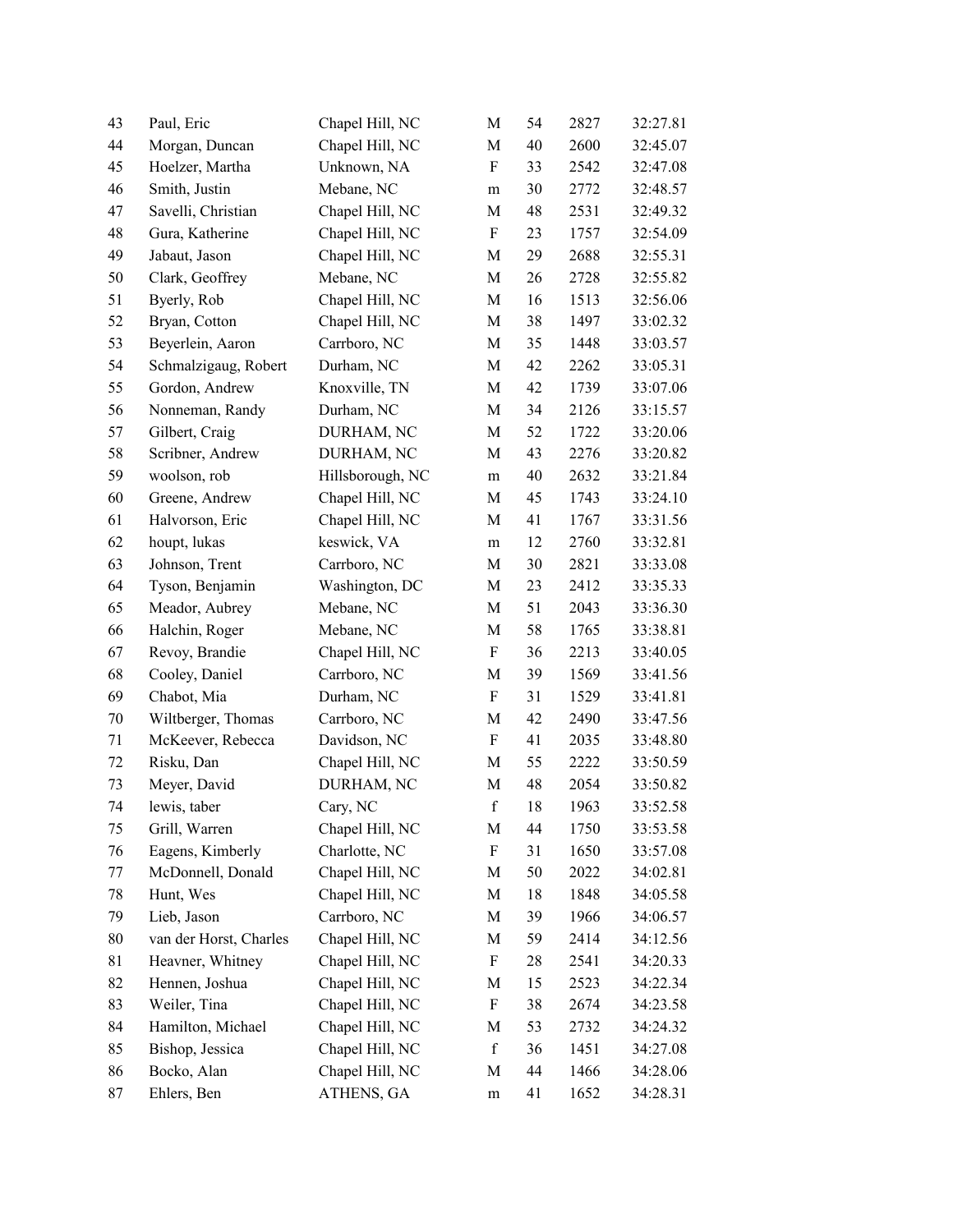| | | | | | | |
|---|---|---|---|---|---|---|
| 43 | Paul, Eric | Chapel Hill, NC | M | 54 | 2827 | 32:27.81 |
| 44 | Morgan, Duncan | Chapel Hill, NC | M | 40 | 2600 | 32:45.07 |
| 45 | Hoelzer, Martha | Unknown, NA | F | 33 | 2542 | 32:47.08 |
| 46 | Smith, Justin | Mebane, NC | m | 30 | 2772 | 32:48.57 |
| 47 | Savelli, Christian | Chapel Hill, NC | M | 48 | 2531 | 32:49.32 |
| 48 | Gura, Katherine | Chapel Hill, NC | F | 23 | 1757 | 32:54.09 |
| 49 | Jabaut, Jason | Chapel Hill, NC | M | 29 | 2688 | 32:55.31 |
| 50 | Clark, Geoffrey | Mebane, NC | M | 26 | 2728 | 32:55.82 |
| 51 | Byerly, Rob | Chapel Hill, NC | M | 16 | 1513 | 32:56.06 |
| 52 | Bryan, Cotton | Chapel Hill, NC | M | 38 | 1497 | 33:02.32 |
| 53 | Beyerlein, Aaron | Carrboro, NC | M | 35 | 1448 | 33:03.57 |
| 54 | Schmalzigaug, Robert | Durham, NC | M | 42 | 2262 | 33:05.31 |
| 55 | Gordon, Andrew | Knoxville, TN | M | 42 | 1739 | 33:07.06 |
| 56 | Nonneman, Randy | Durham, NC | M | 34 | 2126 | 33:15.57 |
| 57 | Gilbert, Craig | DURHAM, NC | M | 52 | 1722 | 33:20.06 |
| 58 | Scribner, Andrew | DURHAM, NC | M | 43 | 2276 | 33:20.82 |
| 59 | woolson, rob | Hillsborough, NC | m | 40 | 2632 | 33:21.84 |
| 60 | Greene, Andrew | Chapel Hill, NC | M | 45 | 1743 | 33:24.10 |
| 61 | Halvorson, Eric | Chapel Hill, NC | M | 41 | 1767 | 33:31.56 |
| 62 | houpt, lukas | keswick, VA | m | 12 | 2760 | 33:32.81 |
| 63 | Johnson, Trent | Carrboro, NC | M | 30 | 2821 | 33:33.08 |
| 64 | Tyson, Benjamin | Washington, DC | M | 23 | 2412 | 33:35.33 |
| 65 | Meador, Aubrey | Mebane, NC | M | 51 | 2043 | 33:36.30 |
| 66 | Halchin, Roger | Mebane, NC | M | 58 | 1765 | 33:38.81 |
| 67 | Revoy, Brandie | Chapel Hill, NC | F | 36 | 2213 | 33:40.05 |
| 68 | Cooley, Daniel | Carrboro, NC | M | 39 | 1569 | 33:41.56 |
| 69 | Chabot, Mia | Durham, NC | F | 31 | 1529 | 33:41.81 |
| 70 | Wiltberger, Thomas | Carrboro, NC | M | 42 | 2490 | 33:47.56 |
| 71 | McKeever, Rebecca | Davidson, NC | F | 41 | 2035 | 33:48.80 |
| 72 | Risku, Dan | Chapel Hill, NC | M | 55 | 2222 | 33:50.59 |
| 73 | Meyer, David | DURHAM, NC | M | 48 | 2054 | 33:50.82 |
| 74 | lewis, taber | Cary, NC | f | 18 | 1963 | 33:52.58 |
| 75 | Grill, Warren | Chapel Hill, NC | M | 44 | 1750 | 33:53.58 |
| 76 | Eagens, Kimberly | Charlotte, NC | F | 31 | 1650 | 33:57.08 |
| 77 | McDonnell, Donald | Chapel Hill, NC | M | 50 | 2022 | 34:02.81 |
| 78 | Hunt, Wes | Chapel Hill, NC | M | 18 | 1848 | 34:05.58 |
| 79 | Lieb, Jason | Carrboro, NC | M | 39 | 1966 | 34:06.57 |
| 80 | van der Horst, Charles | Chapel Hill, NC | M | 59 | 2414 | 34:12.56 |
| 81 | Heavner, Whitney | Chapel Hill, NC | F | 28 | 2541 | 34:20.33 |
| 82 | Hennen, Joshua | Chapel Hill, NC | M | 15 | 2523 | 34:22.34 |
| 83 | Weiler, Tina | Chapel Hill, NC | F | 38 | 2674 | 34:23.58 |
| 84 | Hamilton, Michael | Chapel Hill, NC | M | 53 | 2732 | 34:24.32 |
| 85 | Bishop, Jessica | Chapel Hill, NC | f | 36 | 1451 | 34:27.08 |
| 86 | Bocko, Alan | Chapel Hill, NC | M | 44 | 1466 | 34:28.06 |
| 87 | Ehlers, Ben | ATHENS, GA | m | 41 | 1652 | 34:28.31 |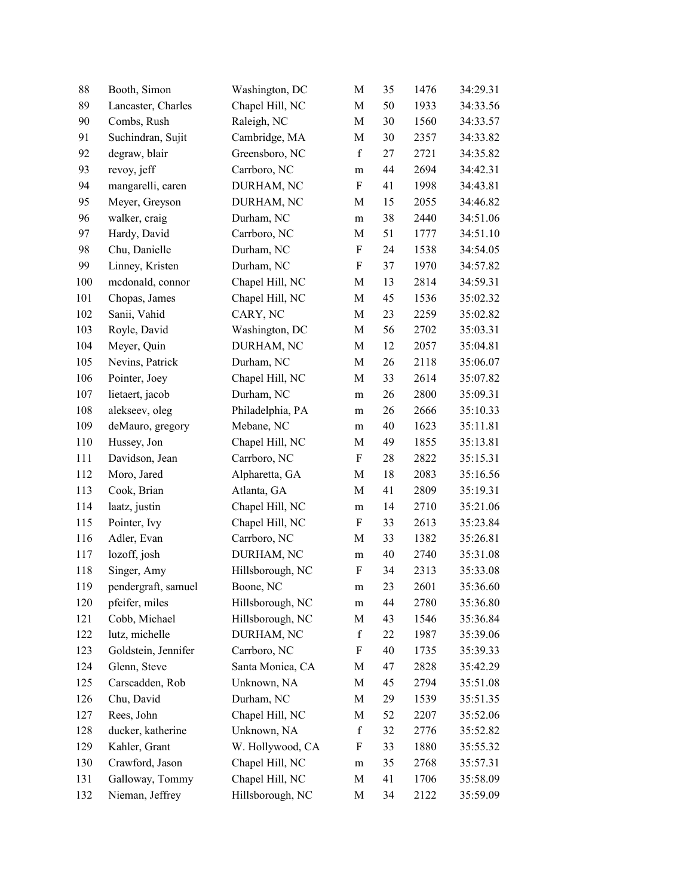| | | | | | | |
|---|---|---|---|---|---|---|
| 88 | Booth, Simon | Washington, DC | M | 35 | 1476 | 34:29.31 |
| 89 | Lancaster, Charles | Chapel Hill, NC | M | 50 | 1933 | 34:33.56 |
| 90 | Combs, Rush | Raleigh, NC | M | 30 | 1560 | 34:33.57 |
| 91 | Suchindran, Sujit | Cambridge, MA | M | 30 | 2357 | 34:33.82 |
| 92 | degraw, blair | Greensboro, NC | f | 27 | 2721 | 34:35.82 |
| 93 | revoy, jeff | Carrboro, NC | m | 44 | 2694 | 34:42.31 |
| 94 | mangarelli, caren | DURHAM, NC | F | 41 | 1998 | 34:43.81 |
| 95 | Meyer, Greyson | DURHAM, NC | M | 15 | 2055 | 34:46.82 |
| 96 | walker, craig | Durham, NC | m | 38 | 2440 | 34:51.06 |
| 97 | Hardy, David | Carrboro, NC | M | 51 | 1777 | 34:51.10 |
| 98 | Chu, Danielle | Durham, NC | F | 24 | 1538 | 34:54.05 |
| 99 | Linney, Kristen | Durham, NC | F | 37 | 1970 | 34:57.82 |
| 100 | mcdonald, connor | Chapel Hill, NC | M | 13 | 2814 | 34:59.31 |
| 101 | Chopas, James | Chapel Hill, NC | M | 45 | 1536 | 35:02.32 |
| 102 | Sanii, Vahid | CARY, NC | M | 23 | 2259 | 35:02.82 |
| 103 | Royle, David | Washington, DC | M | 56 | 2702 | 35:03.31 |
| 104 | Meyer, Quin | DURHAM, NC | M | 12 | 2057 | 35:04.81 |
| 105 | Nevins, Patrick | Durham, NC | M | 26 | 2118 | 35:06.07 |
| 106 | Pointer, Joey | Chapel Hill, NC | M | 33 | 2614 | 35:07.82 |
| 107 | lietaert, jacob | Durham, NC | m | 26 | 2800 | 35:09.31 |
| 108 | alekseev, oleg | Philadelphia, PA | m | 26 | 2666 | 35:10.33 |
| 109 | deMauro, gregory | Mebane, NC | m | 40 | 1623 | 35:11.81 |
| 110 | Hussey, Jon | Chapel Hill, NC | M | 49 | 1855 | 35:13.81 |
| 111 | Davidson, Jean | Carrboro, NC | F | 28 | 2822 | 35:15.31 |
| 112 | Moro, Jared | Alpharetta, GA | M | 18 | 2083 | 35:16.56 |
| 113 | Cook, Brian | Atlanta, GA | M | 41 | 2809 | 35:19.31 |
| 114 | laatz, justin | Chapel Hill, NC | m | 14 | 2710 | 35:21.06 |
| 115 | Pointer, Ivy | Chapel Hill, NC | F | 33 | 2613 | 35:23.84 |
| 116 | Adler, Evan | Carrboro, NC | M | 33 | 1382 | 35:26.81 |
| 117 | lozoff, josh | DURHAM, NC | m | 40 | 2740 | 35:31.08 |
| 118 | Singer, Amy | Hillsborough, NC | F | 34 | 2313 | 35:33.08 |
| 119 | pendergraft, samuel | Boone, NC | m | 23 | 2601 | 35:36.60 |
| 120 | pfeifer, miles | Hillsborough, NC | m | 44 | 2780 | 35:36.80 |
| 121 | Cobb, Michael | Hillsborough, NC | M | 43 | 1546 | 35:36.84 |
| 122 | lutz, michelle | DURHAM, NC | f | 22 | 1987 | 35:39.06 |
| 123 | Goldstein, Jennifer | Carrboro, NC | F | 40 | 1735 | 35:39.33 |
| 124 | Glenn, Steve | Santa Monica, CA | M | 47 | 2828 | 35:42.29 |
| 125 | Carscadden, Rob | Unknown, NA | M | 45 | 2794 | 35:51.08 |
| 126 | Chu, David | Durham, NC | M | 29 | 1539 | 35:51.35 |
| 127 | Rees, John | Chapel Hill, NC | M | 52 | 2207 | 35:52.06 |
| 128 | ducker, katherine | Unknown, NA | f | 32 | 2776 | 35:52.82 |
| 129 | Kahler, Grant | W. Hollywood, CA | F | 33 | 1880 | 35:55.32 |
| 130 | Crawford, Jason | Chapel Hill, NC | m | 35 | 2768 | 35:57.31 |
| 131 | Galloway, Tommy | Chapel Hill, NC | M | 41 | 1706 | 35:58.09 |
| 132 | Nieman, Jeffrey | Hillsborough, NC | M | 34 | 2122 | 35:59.09 |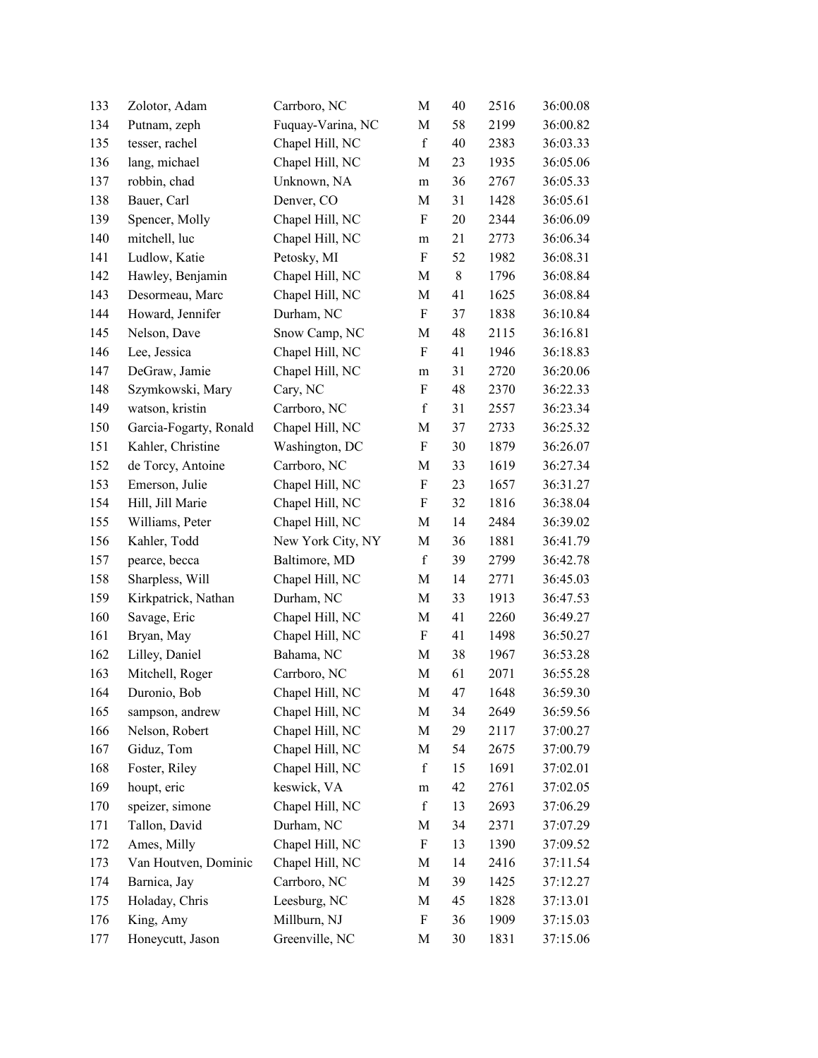| | | | | | | |
|---|---|---|---|---|---|---|
| 133 | Zolotor, Adam | Carrboro, NC | M | 40 | 2516 | 36:00.08 |
| 134 | Putnam, zeph | Fuquay-Varina, NC | M | 58 | 2199 | 36:00.82 |
| 135 | tesser, rachel | Chapel Hill, NC | f | 40 | 2383 | 36:03.33 |
| 136 | lang, michael | Chapel Hill, NC | M | 23 | 1935 | 36:05.06 |
| 137 | robbin, chad | Unknown, NA | m | 36 | 2767 | 36:05.33 |
| 138 | Bauer, Carl | Denver, CO | M | 31 | 1428 | 36:05.61 |
| 139 | Spencer, Molly | Chapel Hill, NC | F | 20 | 2344 | 36:06.09 |
| 140 | mitchell, luc | Chapel Hill, NC | m | 21 | 2773 | 36:06.34 |
| 141 | Ludlow, Katie | Petosky, MI | F | 52 | 1982 | 36:08.31 |
| 142 | Hawley, Benjamin | Chapel Hill, NC | M | 8 | 1796 | 36:08.84 |
| 143 | Desormeau, Marc | Chapel Hill, NC | M | 41 | 1625 | 36:08.84 |
| 144 | Howard, Jennifer | Durham, NC | F | 37 | 1838 | 36:10.84 |
| 145 | Nelson, Dave | Snow Camp, NC | M | 48 | 2115 | 36:16.81 |
| 146 | Lee, Jessica | Chapel Hill, NC | F | 41 | 1946 | 36:18.83 |
| 147 | DeGraw, Jamie | Chapel Hill, NC | m | 31 | 2720 | 36:20.06 |
| 148 | Szymkowski, Mary | Cary, NC | F | 48 | 2370 | 36:22.33 |
| 149 | watson, kristin | Carrboro, NC | f | 31 | 2557 | 36:23.34 |
| 150 | Garcia-Fogarty, Ronald | Chapel Hill, NC | M | 37 | 2733 | 36:25.32 |
| 151 | Kahler, Christine | Washington, DC | F | 30 | 1879 | 36:26.07 |
| 152 | de Torcy, Antoine | Carrboro, NC | M | 33 | 1619 | 36:27.34 |
| 153 | Emerson, Julie | Chapel Hill, NC | F | 23 | 1657 | 36:31.27 |
| 154 | Hill, Jill Marie | Chapel Hill, NC | F | 32 | 1816 | 36:38.04 |
| 155 | Williams, Peter | Chapel Hill, NC | M | 14 | 2484 | 36:39.02 |
| 156 | Kahler, Todd | New York City, NY | M | 36 | 1881 | 36:41.79 |
| 157 | pearce, becca | Baltimore, MD | f | 39 | 2799 | 36:42.78 |
| 158 | Sharpless, Will | Chapel Hill, NC | M | 14 | 2771 | 36:45.03 |
| 159 | Kirkpatrick, Nathan | Durham, NC | M | 33 | 1913 | 36:47.53 |
| 160 | Savage, Eric | Chapel Hill, NC | M | 41 | 2260 | 36:49.27 |
| 161 | Bryan, May | Chapel Hill, NC | F | 41 | 1498 | 36:50.27 |
| 162 | Lilley, Daniel | Bahama, NC | M | 38 | 1967 | 36:53.28 |
| 163 | Mitchell, Roger | Carrboro, NC | M | 61 | 2071 | 36:55.28 |
| 164 | Duronio, Bob | Chapel Hill, NC | M | 47 | 1648 | 36:59.30 |
| 165 | sampson, andrew | Chapel Hill, NC | M | 34 | 2649 | 36:59.56 |
| 166 | Nelson, Robert | Chapel Hill, NC | M | 29 | 2117 | 37:00.27 |
| 167 | Giduz, Tom | Chapel Hill, NC | M | 54 | 2675 | 37:00.79 |
| 168 | Foster, Riley | Chapel Hill, NC | f | 15 | 1691 | 37:02.01 |
| 169 | houpt, eric | keswick, VA | m | 42 | 2761 | 37:02.05 |
| 170 | speizer, simone | Chapel Hill, NC | f | 13 | 2693 | 37:06.29 |
| 171 | Tallon, David | Durham, NC | M | 34 | 2371 | 37:07.29 |
| 172 | Ames, Milly | Chapel Hill, NC | F | 13 | 1390 | 37:09.52 |
| 173 | Van Houtven, Dominic | Chapel Hill, NC | M | 14 | 2416 | 37:11.54 |
| 174 | Barnica, Jay | Carrboro, NC | M | 39 | 1425 | 37:12.27 |
| 175 | Holaday, Chris | Leesburg, NC | M | 45 | 1828 | 37:13.01 |
| 176 | King, Amy | Millburn, NJ | F | 36 | 1909 | 37:15.03 |
| 177 | Honeycutt, Jason | Greenville, NC | M | 30 | 1831 | 37:15.06 |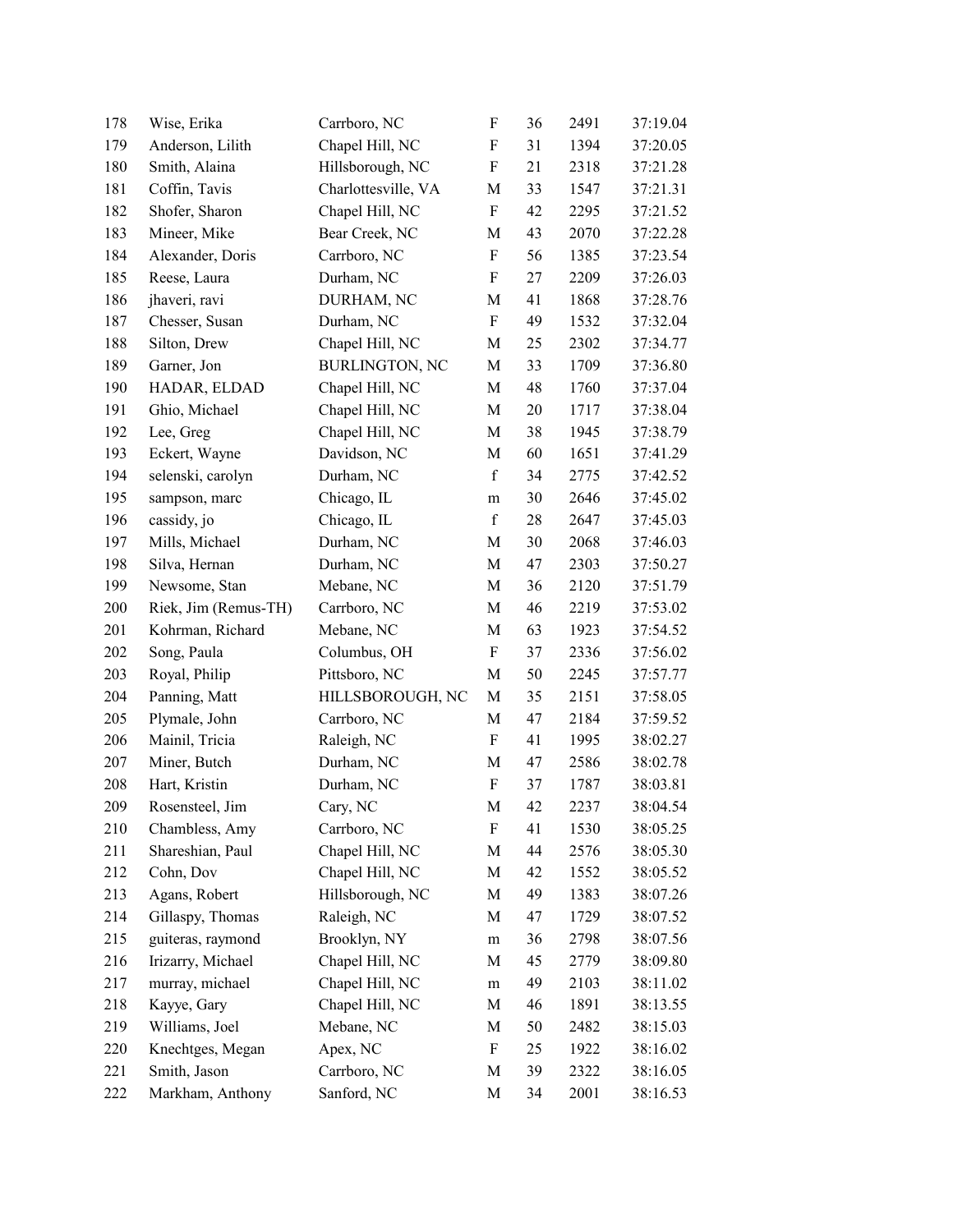| | | | | | | |
|---|---|---|---|---|---|---|
| 178 | Wise, Erika | Carrboro, NC | F | 36 | 2491 | 37:19.04 |
| 179 | Anderson, Lilith | Chapel Hill, NC | F | 31 | 1394 | 37:20.05 |
| 180 | Smith, Alaina | Hillsborough, NC | F | 21 | 2318 | 37:21.28 |
| 181 | Coffin, Tavis | Charlottesville, VA | M | 33 | 1547 | 37:21.31 |
| 182 | Shofer, Sharon | Chapel Hill, NC | F | 42 | 2295 | 37:21.52 |
| 183 | Mineer, Mike | Bear Creek, NC | M | 43 | 2070 | 37:22.28 |
| 184 | Alexander, Doris | Carrboro, NC | F | 56 | 1385 | 37:23.54 |
| 185 | Reese, Laura | Durham, NC | F | 27 | 2209 | 37:26.03 |
| 186 | jhaveri, ravi | DURHAM, NC | M | 41 | 1868 | 37:28.76 |
| 187 | Chesser, Susan | Durham, NC | F | 49 | 1532 | 37:32.04 |
| 188 | Silton, Drew | Chapel Hill, NC | M | 25 | 2302 | 37:34.77 |
| 189 | Garner, Jon | BURLINGTON, NC | M | 33 | 1709 | 37:36.80 |
| 190 | HADAR, ELDAD | Chapel Hill, NC | M | 48 | 1760 | 37:37.04 |
| 191 | Ghio, Michael | Chapel Hill, NC | M | 20 | 1717 | 37:38.04 |
| 192 | Lee, Greg | Chapel Hill, NC | M | 38 | 1945 | 37:38.79 |
| 193 | Eckert, Wayne | Davidson, NC | M | 60 | 1651 | 37:41.29 |
| 194 | selenski, carolyn | Durham, NC | f | 34 | 2775 | 37:42.52 |
| 195 | sampson, marc | Chicago, IL | m | 30 | 2646 | 37:45.02 |
| 196 | cassidy, jo | Chicago, IL | f | 28 | 2647 | 37:45.03 |
| 197 | Mills, Michael | Durham, NC | M | 30 | 2068 | 37:46.03 |
| 198 | Silva, Hernan | Durham, NC | M | 47 | 2303 | 37:50.27 |
| 199 | Newsome, Stan | Mebane, NC | M | 36 | 2120 | 37:51.79 |
| 200 | Riek, Jim (Remus-TH) | Carrboro, NC | M | 46 | 2219 | 37:53.02 |
| 201 | Kohrman, Richard | Mebane, NC | M | 63 | 1923 | 37:54.52 |
| 202 | Song, Paula | Columbus, OH | F | 37 | 2336 | 37:56.02 |
| 203 | Royal, Philip | Pittsboro, NC | M | 50 | 2245 | 37:57.77 |
| 204 | Panning, Matt | HILLSBOROUGH, NC | M | 35 | 2151 | 37:58.05 |
| 205 | Plymale, John | Carrboro, NC | M | 47 | 2184 | 37:59.52 |
| 206 | Mainil, Tricia | Raleigh, NC | F | 41 | 1995 | 38:02.27 |
| 207 | Miner, Butch | Durham, NC | M | 47 | 2586 | 38:02.78 |
| 208 | Hart, Kristin | Durham, NC | F | 37 | 1787 | 38:03.81 |
| 209 | Rosensteel, Jim | Cary, NC | M | 42 | 2237 | 38:04.54 |
| 210 | Chambless, Amy | Carrboro, NC | F | 41 | 1530 | 38:05.25 |
| 211 | Shareshian, Paul | Chapel Hill, NC | M | 44 | 2576 | 38:05.30 |
| 212 | Cohn, Dov | Chapel Hill, NC | M | 42 | 1552 | 38:05.52 |
| 213 | Agans, Robert | Hillsborough, NC | M | 49 | 1383 | 38:07.26 |
| 214 | Gillaspy, Thomas | Raleigh, NC | M | 47 | 1729 | 38:07.52 |
| 215 | guiteras, raymond | Brooklyn, NY | m | 36 | 2798 | 38:07.56 |
| 216 | Irizarry, Michael | Chapel Hill, NC | M | 45 | 2779 | 38:09.80 |
| 217 | murray, michael | Chapel Hill, NC | m | 49 | 2103 | 38:11.02 |
| 218 | Kayye, Gary | Chapel Hill, NC | M | 46 | 1891 | 38:13.55 |
| 219 | Williams, Joel | Mebane, NC | M | 50 | 2482 | 38:15.03 |
| 220 | Knechtges, Megan | Apex, NC | F | 25 | 1922 | 38:16.02 |
| 221 | Smith, Jason | Carrboro, NC | M | 39 | 2322 | 38:16.05 |
| 222 | Markham, Anthony | Sanford, NC | M | 34 | 2001 | 38:16.53 |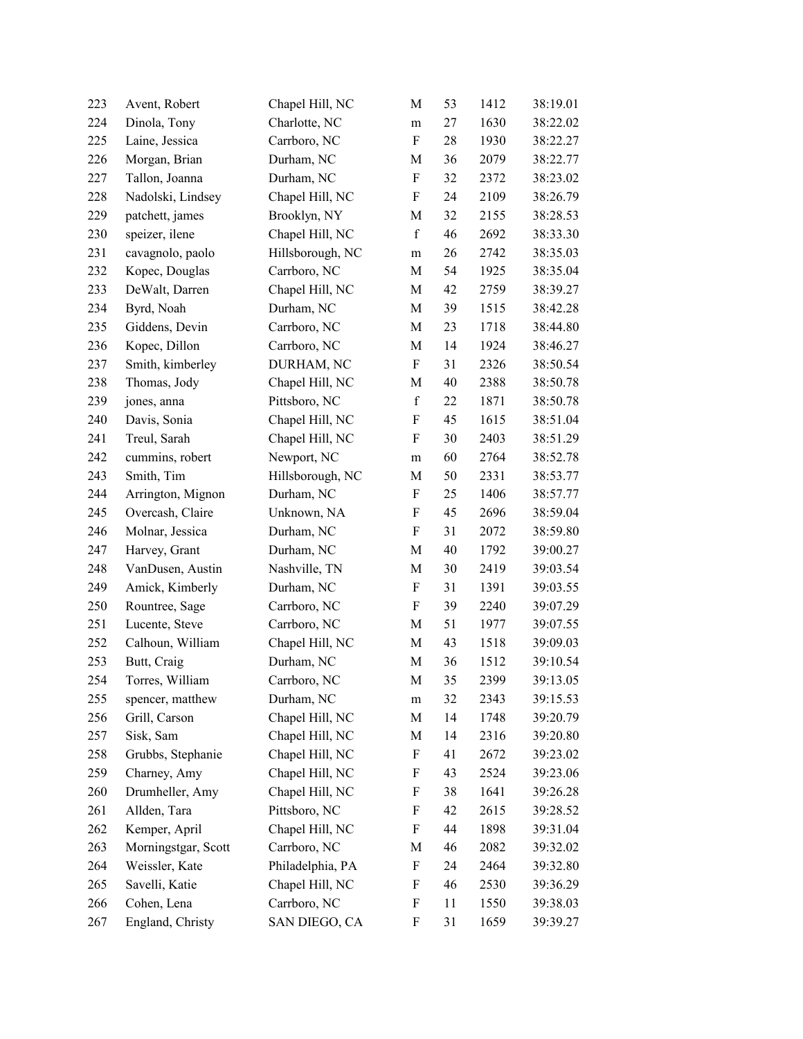| | | | | | | |
|---|---|---|---|---|---|---|
| 223 | Avent, Robert | Chapel Hill, NC | M | 53 | 1412 | 38:19.01 |
| 224 | Dinola, Tony | Charlotte, NC | m | 27 | 1630 | 38:22.02 |
| 225 | Laine, Jessica | Carrboro, NC | F | 28 | 1930 | 38:22.27 |
| 226 | Morgan, Brian | Durham, NC | M | 36 | 2079 | 38:22.77 |
| 227 | Tallon, Joanna | Durham, NC | F | 32 | 2372 | 38:23.02 |
| 228 | Nadolski, Lindsey | Chapel Hill, NC | F | 24 | 2109 | 38:26.79 |
| 229 | patchett, james | Brooklyn, NY | M | 32 | 2155 | 38:28.53 |
| 230 | speizer, ilene | Chapel Hill, NC | f | 46 | 2692 | 38:33.30 |
| 231 | cavagnolo, paolo | Hillsborough, NC | m | 26 | 2742 | 38:35.03 |
| 232 | Kopec, Douglas | Carrboro, NC | M | 54 | 1925 | 38:35.04 |
| 233 | DeWalt, Darren | Chapel Hill, NC | M | 42 | 2759 | 38:39.27 |
| 234 | Byrd, Noah | Durham, NC | M | 39 | 1515 | 38:42.28 |
| 235 | Giddens, Devin | Carrboro, NC | M | 23 | 1718 | 38:44.80 |
| 236 | Kopec, Dillon | Carrboro, NC | M | 14 | 1924 | 38:46.27 |
| 237 | Smith, kimberley | DURHAM, NC | F | 31 | 2326 | 38:50.54 |
| 238 | Thomas, Jody | Chapel Hill, NC | M | 40 | 2388 | 38:50.78 |
| 239 | jones, anna | Pittsboro, NC | f | 22 | 1871 | 38:50.78 |
| 240 | Davis, Sonia | Chapel Hill, NC | F | 45 | 1615 | 38:51.04 |
| 241 | Treul, Sarah | Chapel Hill, NC | F | 30 | 2403 | 38:51.29 |
| 242 | cummins, robert | Newport, NC | m | 60 | 2764 | 38:52.78 |
| 243 | Smith, Tim | Hillsborough, NC | M | 50 | 2331 | 38:53.77 |
| 244 | Arrington, Mignon | Durham, NC | F | 25 | 1406 | 38:57.77 |
| 245 | Overcash, Claire | Unknown, NA | F | 45 | 2696 | 38:59.04 |
| 246 | Molnar, Jessica | Durham, NC | F | 31 | 2072 | 38:59.80 |
| 247 | Harvey, Grant | Durham, NC | M | 40 | 1792 | 39:00.27 |
| 248 | VanDusen, Austin | Nashville, TN | M | 30 | 2419 | 39:03.54 |
| 249 | Amick, Kimberly | Durham, NC | F | 31 | 1391 | 39:03.55 |
| 250 | Rountree, Sage | Carrboro, NC | F | 39 | 2240 | 39:07.29 |
| 251 | Lucente, Steve | Carrboro, NC | M | 51 | 1977 | 39:07.55 |
| 252 | Calhoun, William | Chapel Hill, NC | M | 43 | 1518 | 39:09.03 |
| 253 | Butt, Craig | Durham, NC | M | 36 | 1512 | 39:10.54 |
| 254 | Torres, William | Carrboro, NC | M | 35 | 2399 | 39:13.05 |
| 255 | spencer, matthew | Durham, NC | m | 32 | 2343 | 39:15.53 |
| 256 | Grill, Carson | Chapel Hill, NC | M | 14 | 1748 | 39:20.79 |
| 257 | Sisk, Sam | Chapel Hill, NC | M | 14 | 2316 | 39:20.80 |
| 258 | Grubbs, Stephanie | Chapel Hill, NC | F | 41 | 2672 | 39:23.02 |
| 259 | Charney, Amy | Chapel Hill, NC | F | 43 | 2524 | 39:23.06 |
| 260 | Drumheller, Amy | Chapel Hill, NC | F | 38 | 1641 | 39:26.28 |
| 261 | Allden, Tara | Pittsboro, NC | F | 42 | 2615 | 39:28.52 |
| 262 | Kemper, April | Chapel Hill, NC | F | 44 | 1898 | 39:31.04 |
| 263 | Morningstgar, Scott | Carrboro, NC | M | 46 | 2082 | 39:32.02 |
| 264 | Weissler, Kate | Philadelphia, PA | F | 24 | 2464 | 39:32.80 |
| 265 | Savelli, Katie | Chapel Hill, NC | F | 46 | 2530 | 39:36.29 |
| 266 | Cohen, Lena | Carrboro, NC | F | 11 | 1550 | 39:38.03 |
| 267 | England, Christy | SAN DIEGO, CA | F | 31 | 1659 | 39:39.27 |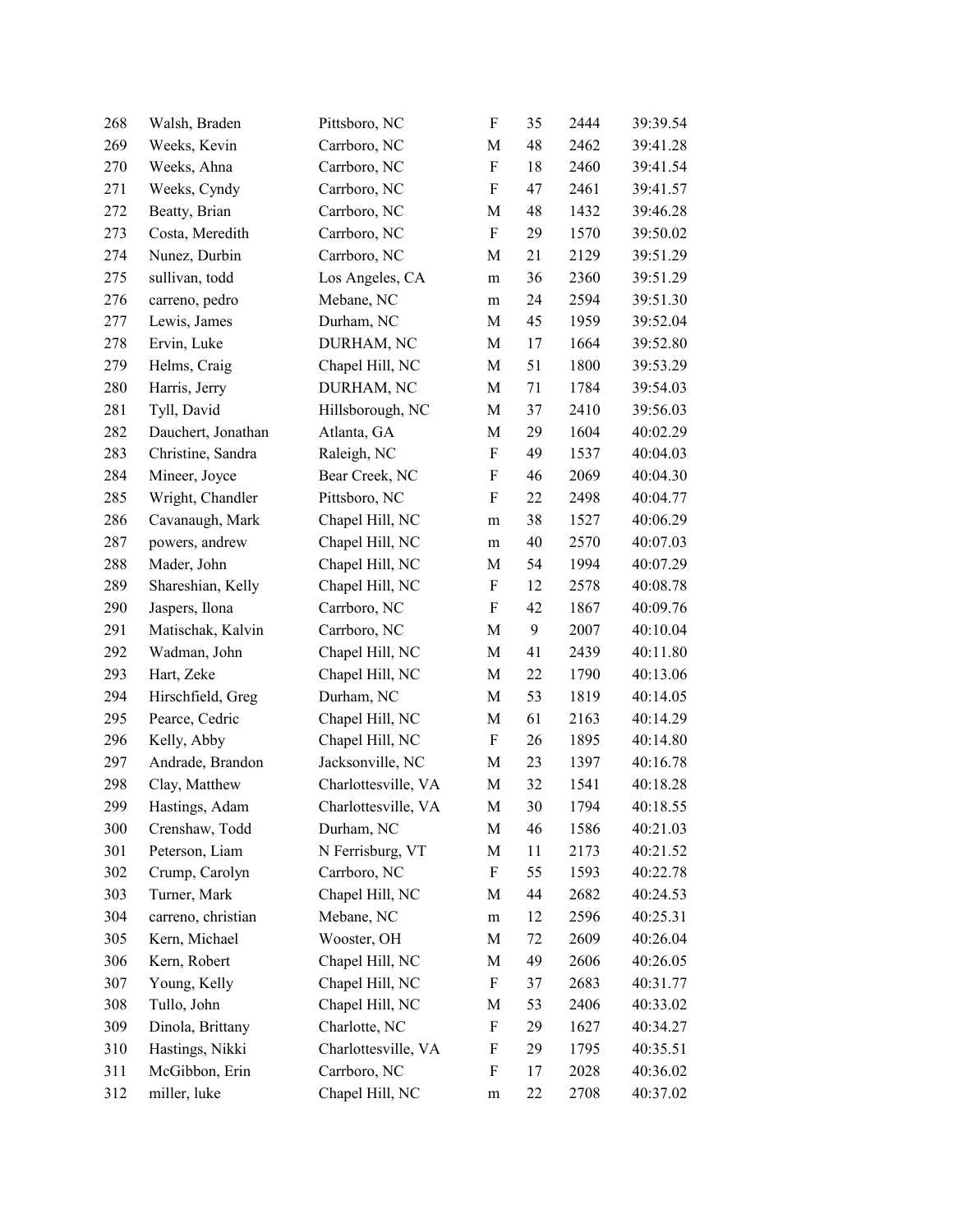| | | | | | | |
|---|---|---|---|---|---|---|
| 268 | Walsh, Braden | Pittsboro, NC | F | 35 | 2444 | 39:39.54 |
| 269 | Weeks, Kevin | Carrboro, NC | M | 48 | 2462 | 39:41.28 |
| 270 | Weeks, Ahna | Carrboro, NC | F | 18 | 2460 | 39:41.54 |
| 271 | Weeks, Cyndy | Carrboro, NC | F | 47 | 2461 | 39:41.57 |
| 272 | Beatty, Brian | Carrboro, NC | M | 48 | 1432 | 39:46.28 |
| 273 | Costa, Meredith | Carrboro, NC | F | 29 | 1570 | 39:50.02 |
| 274 | Nunez, Durbin | Carrboro, NC | M | 21 | 2129 | 39:51.29 |
| 275 | sullivan, todd | Los Angeles, CA | m | 36 | 2360 | 39:51.29 |
| 276 | carreno, pedro | Mebane, NC | m | 24 | 2594 | 39:51.30 |
| 277 | Lewis, James | Durham, NC | M | 45 | 1959 | 39:52.04 |
| 278 | Ervin, Luke | DURHAM, NC | M | 17 | 1664 | 39:52.80 |
| 279 | Helms, Craig | Chapel Hill, NC | M | 51 | 1800 | 39:53.29 |
| 280 | Harris, Jerry | DURHAM, NC | M | 71 | 1784 | 39:54.03 |
| 281 | Tyll, David | Hillsborough, NC | M | 37 | 2410 | 39:56.03 |
| 282 | Dauchert, Jonathan | Atlanta, GA | M | 29 | 1604 | 40:02.29 |
| 283 | Christine, Sandra | Raleigh, NC | F | 49 | 1537 | 40:04.03 |
| 284 | Mineer, Joyce | Bear Creek, NC | F | 46 | 2069 | 40:04.30 |
| 285 | Wright, Chandler | Pittsboro, NC | F | 22 | 2498 | 40:04.77 |
| 286 | Cavanaugh, Mark | Chapel Hill, NC | m | 38 | 1527 | 40:06.29 |
| 287 | powers, andrew | Chapel Hill, NC | m | 40 | 2570 | 40:07.03 |
| 288 | Mader, John | Chapel Hill, NC | M | 54 | 1994 | 40:07.29 |
| 289 | Shareshian, Kelly | Chapel Hill, NC | F | 12 | 2578 | 40:08.78 |
| 290 | Jaspers, Ilona | Carrboro, NC | F | 42 | 1867 | 40:09.76 |
| 291 | Matischak, Kalvin | Carrboro, NC | M | 9 | 2007 | 40:10.04 |
| 292 | Wadman, John | Chapel Hill, NC | M | 41 | 2439 | 40:11.80 |
| 293 | Hart, Zeke | Chapel Hill, NC | M | 22 | 1790 | 40:13.06 |
| 294 | Hirschfield, Greg | Durham, NC | M | 53 | 1819 | 40:14.05 |
| 295 | Pearce, Cedric | Chapel Hill, NC | M | 61 | 2163 | 40:14.29 |
| 296 | Kelly, Abby | Chapel Hill, NC | F | 26 | 1895 | 40:14.80 |
| 297 | Andrade, Brandon | Jacksonville, NC | M | 23 | 1397 | 40:16.78 |
| 298 | Clay, Matthew | Charlottesville, VA | M | 32 | 1541 | 40:18.28 |
| 299 | Hastings, Adam | Charlottesville, VA | M | 30 | 1794 | 40:18.55 |
| 300 | Crenshaw, Todd | Durham, NC | M | 46 | 1586 | 40:21.03 |
| 301 | Peterson, Liam | N Ferrisburg, VT | M | 11 | 2173 | 40:21.52 |
| 302 | Crump, Carolyn | Carrboro, NC | F | 55 | 1593 | 40:22.78 |
| 303 | Turner, Mark | Chapel Hill, NC | M | 44 | 2682 | 40:24.53 |
| 304 | carreno, christian | Mebane, NC | m | 12 | 2596 | 40:25.31 |
| 305 | Kern, Michael | Wooster, OH | M | 72 | 2609 | 40:26.04 |
| 306 | Kern, Robert | Chapel Hill, NC | M | 49 | 2606 | 40:26.05 |
| 307 | Young, Kelly | Chapel Hill, NC | F | 37 | 2683 | 40:31.77 |
| 308 | Tullo, John | Chapel Hill, NC | M | 53 | 2406 | 40:33.02 |
| 309 | Dinola, Brittany | Charlotte, NC | F | 29 | 1627 | 40:34.27 |
| 310 | Hastings, Nikki | Charlottesville, VA | F | 29 | 1795 | 40:35.51 |
| 311 | McGibbon, Erin | Carrboro, NC | F | 17 | 2028 | 40:36.02 |
| 312 | miller, luke | Chapel Hill, NC | m | 22 | 2708 | 40:37.02 |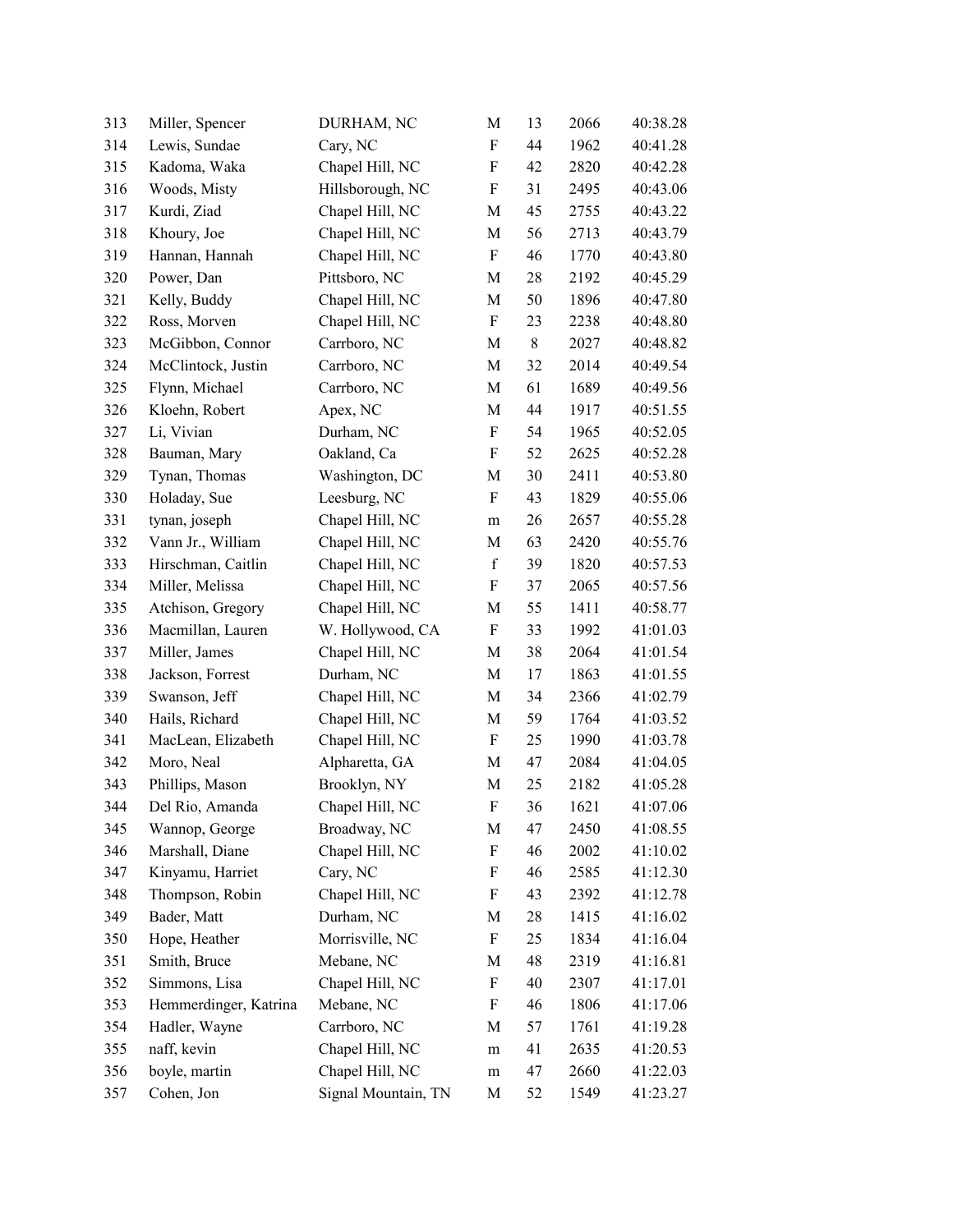| | | | | | | |
|---|---|---|---|---|---|---|
| 313 | Miller, Spencer | DURHAM, NC | M | 13 | 2066 | 40:38.28 |
| 314 | Lewis, Sundae | Cary, NC | F | 44 | 1962 | 40:41.28 |
| 315 | Kadoma, Waka | Chapel Hill, NC | F | 42 | 2820 | 40:42.28 |
| 316 | Woods, Misty | Hillsborough, NC | F | 31 | 2495 | 40:43.06 |
| 317 | Kurdi, Ziad | Chapel Hill, NC | M | 45 | 2755 | 40:43.22 |
| 318 | Khoury, Joe | Chapel Hill, NC | M | 56 | 2713 | 40:43.79 |
| 319 | Hannan, Hannah | Chapel Hill, NC | F | 46 | 1770 | 40:43.80 |
| 320 | Power, Dan | Pittsboro, NC | M | 28 | 2192 | 40:45.29 |
| 321 | Kelly, Buddy | Chapel Hill, NC | M | 50 | 1896 | 40:47.80 |
| 322 | Ross, Morven | Chapel Hill, NC | F | 23 | 2238 | 40:48.80 |
| 323 | McGibbon, Connor | Carrboro, NC | M | 8 | 2027 | 40:48.82 |
| 324 | McClintock, Justin | Carrboro, NC | M | 32 | 2014 | 40:49.54 |
| 325 | Flynn, Michael | Carrboro, NC | M | 61 | 1689 | 40:49.56 |
| 326 | Kloehn, Robert | Apex, NC | M | 44 | 1917 | 40:51.55 |
| 327 | Li, Vivian | Durham, NC | F | 54 | 1965 | 40:52.05 |
| 328 | Bauman, Mary | Oakland, Ca | F | 52 | 2625 | 40:52.28 |
| 329 | Tynan, Thomas | Washington, DC | M | 30 | 2411 | 40:53.80 |
| 330 | Holaday, Sue | Leesburg, NC | F | 43 | 1829 | 40:55.06 |
| 331 | tynan, joseph | Chapel Hill, NC | m | 26 | 2657 | 40:55.28 |
| 332 | Vann Jr., William | Chapel Hill, NC | M | 63 | 2420 | 40:55.76 |
| 333 | Hirschman, Caitlin | Chapel Hill, NC | f | 39 | 1820 | 40:57.53 |
| 334 | Miller, Melissa | Chapel Hill, NC | F | 37 | 2065 | 40:57.56 |
| 335 | Atchison, Gregory | Chapel Hill, NC | M | 55 | 1411 | 40:58.77 |
| 336 | Macmillan, Lauren | W. Hollywood, CA | F | 33 | 1992 | 41:01.03 |
| 337 | Miller, James | Chapel Hill, NC | M | 38 | 2064 | 41:01.54 |
| 338 | Jackson, Forrest | Durham, NC | M | 17 | 1863 | 41:01.55 |
| 339 | Swanson, Jeff | Chapel Hill, NC | M | 34 | 2366 | 41:02.79 |
| 340 | Hails, Richard | Chapel Hill, NC | M | 59 | 1764 | 41:03.52 |
| 341 | MacLean, Elizabeth | Chapel Hill, NC | F | 25 | 1990 | 41:03.78 |
| 342 | Moro, Neal | Alpharetta, GA | M | 47 | 2084 | 41:04.05 |
| 343 | Phillips, Mason | Brooklyn, NY | M | 25 | 2182 | 41:05.28 |
| 344 | Del Rio, Amanda | Chapel Hill, NC | F | 36 | 1621 | 41:07.06 |
| 345 | Wannop, George | Broadway, NC | M | 47 | 2450 | 41:08.55 |
| 346 | Marshall, Diane | Chapel Hill, NC | F | 46 | 2002 | 41:10.02 |
| 347 | Kinyamu, Harriet | Cary, NC | F | 46 | 2585 | 41:12.30 |
| 348 | Thompson, Robin | Chapel Hill, NC | F | 43 | 2392 | 41:12.78 |
| 349 | Bader, Matt | Durham, NC | M | 28 | 1415 | 41:16.02 |
| 350 | Hope, Heather | Morrisville, NC | F | 25 | 1834 | 41:16.04 |
| 351 | Smith, Bruce | Mebane, NC | M | 48 | 2319 | 41:16.81 |
| 352 | Simmons, Lisa | Chapel Hill, NC | F | 40 | 2307 | 41:17.01 |
| 353 | Hemmerdinger, Katrina | Mebane, NC | F | 46 | 1806 | 41:17.06 |
| 354 | Hadler, Wayne | Carrboro, NC | M | 57 | 1761 | 41:19.28 |
| 355 | naff, kevin | Chapel Hill, NC | m | 41 | 2635 | 41:20.53 |
| 356 | boyle, martin | Chapel Hill, NC | m | 47 | 2660 | 41:22.03 |
| 357 | Cohen, Jon | Signal Mountain, TN | M | 52 | 1549 | 41:23.27 |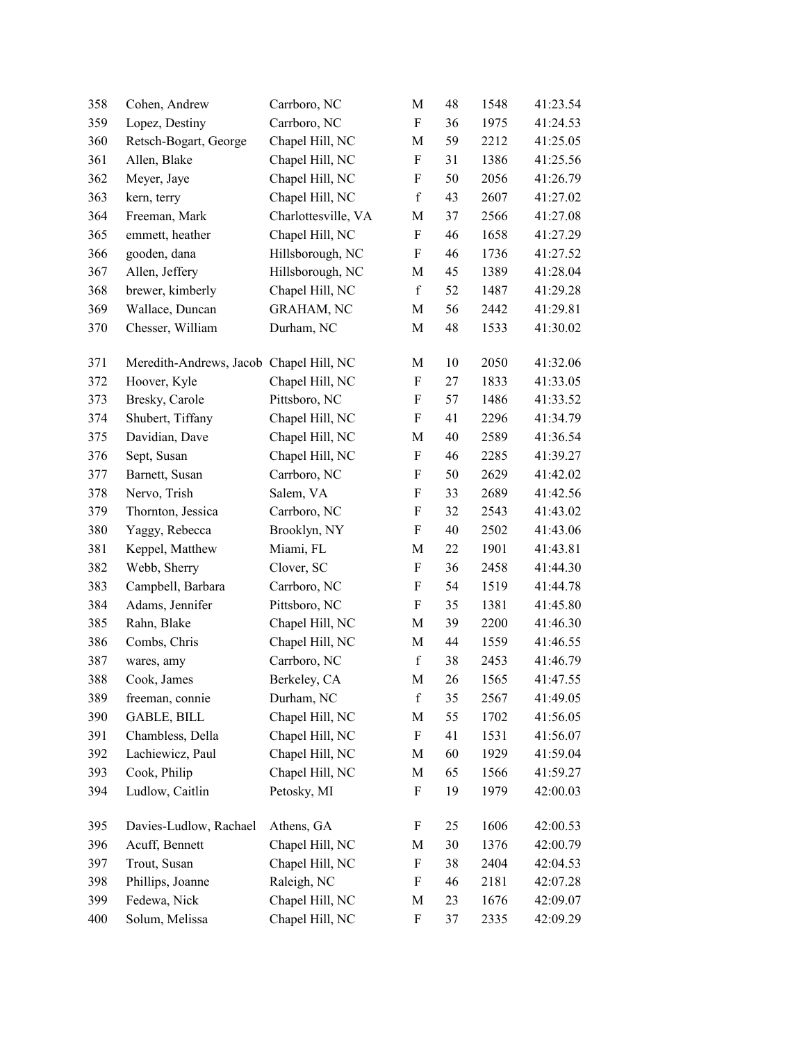| | | | | | | |
|---|---|---|---|---|---|---|
| 358 | Cohen, Andrew | Carrboro, NC | M | 48 | 1548 | 41:23.54 |
| 359 | Lopez, Destiny | Carrboro, NC | F | 36 | 1975 | 41:24.53 |
| 360 | Retsch-Bogart, George | Chapel Hill, NC | M | 59 | 2212 | 41:25.05 |
| 361 | Allen, Blake | Chapel Hill, NC | F | 31 | 1386 | 41:25.56 |
| 362 | Meyer, Jaye | Chapel Hill, NC | F | 50 | 2056 | 41:26.79 |
| 363 | kern, terry | Chapel Hill, NC | f | 43 | 2607 | 41:27.02 |
| 364 | Freeman, Mark | Charlottesville, VA | M | 37 | 2566 | 41:27.08 |
| 365 | emmett, heather | Chapel Hill, NC | F | 46 | 1658 | 41:27.29 |
| 366 | gooden, dana | Hillsborough, NC | F | 46 | 1736 | 41:27.52 |
| 367 | Allen, Jeffery | Hillsborough, NC | M | 45 | 1389 | 41:28.04 |
| 368 | brewer, kimberly | Chapel Hill, NC | f | 52 | 1487 | 41:29.28 |
| 369 | Wallace, Duncan | GRAHAM, NC | M | 56 | 2442 | 41:29.81 |
| 370 | Chesser, William | Durham, NC | M | 48 | 1533 | 41:30.02 |
| 371 | Meredith-Andrews, Jacob | Chapel Hill, NC | M | 10 | 2050 | 41:32.06 |
| 372 | Hoover, Kyle | Chapel Hill, NC | F | 27 | 1833 | 41:33.05 |
| 373 | Bresky, Carole | Pittsboro, NC | F | 57 | 1486 | 41:33.52 |
| 374 | Shubert, Tiffany | Chapel Hill, NC | F | 41 | 2296 | 41:34.79 |
| 375 | Davidian, Dave | Chapel Hill, NC | M | 40 | 2589 | 41:36.54 |
| 376 | Sept, Susan | Chapel Hill, NC | F | 46 | 2285 | 41:39.27 |
| 377 | Barnett, Susan | Carrboro, NC | F | 50 | 2629 | 41:42.02 |
| 378 | Nervo, Trish | Salem, VA | F | 33 | 2689 | 41:42.56 |
| 379 | Thornton, Jessica | Carrboro, NC | F | 32 | 2543 | 41:43.02 |
| 380 | Yaggy, Rebecca | Brooklyn, NY | F | 40 | 2502 | 41:43.06 |
| 381 | Keppel, Matthew | Miami, FL | M | 22 | 1901 | 41:43.81 |
| 382 | Webb, Sherry | Clover, SC | F | 36 | 2458 | 41:44.30 |
| 383 | Campbell, Barbara | Carrboro, NC | F | 54 | 1519 | 41:44.78 |
| 384 | Adams, Jennifer | Pittsboro, NC | F | 35 | 1381 | 41:45.80 |
| 385 | Rahn, Blake | Chapel Hill, NC | M | 39 | 2200 | 41:46.30 |
| 386 | Combs, Chris | Chapel Hill, NC | M | 44 | 1559 | 41:46.55 |
| 387 | wares, amy | Carrboro, NC | f | 38 | 2453 | 41:46.79 |
| 388 | Cook, James | Berkeley, CA | M | 26 | 1565 | 41:47.55 |
| 389 | freeman, connie | Durham, NC | f | 35 | 2567 | 41:49.05 |
| 390 | GABLE, BILL | Chapel Hill, NC | M | 55 | 1702 | 41:56.05 |
| 391 | Chambless, Della | Chapel Hill, NC | F | 41 | 1531 | 41:56.07 |
| 392 | Lachiewicz, Paul | Chapel Hill, NC | M | 60 | 1929 | 41:59.04 |
| 393 | Cook, Philip | Chapel Hill, NC | M | 65 | 1566 | 41:59.27 |
| 394 | Ludlow, Caitlin | Petosky, MI | F | 19 | 1979 | 42:00.03 |
| 395 | Davies-Ludlow, Rachael | Athens, GA | F | 25 | 1606 | 42:00.53 |
| 396 | Acuff, Bennett | Chapel Hill, NC | M | 30 | 1376 | 42:00.79 |
| 397 | Trout, Susan | Chapel Hill, NC | F | 38 | 2404 | 42:04.53 |
| 398 | Phillips, Joanne | Raleigh, NC | F | 46 | 2181 | 42:07.28 |
| 399 | Fedewa, Nick | Chapel Hill, NC | M | 23 | 1676 | 42:09.07 |
| 400 | Solum, Melissa | Chapel Hill, NC | F | 37 | 2335 | 42:09.29 |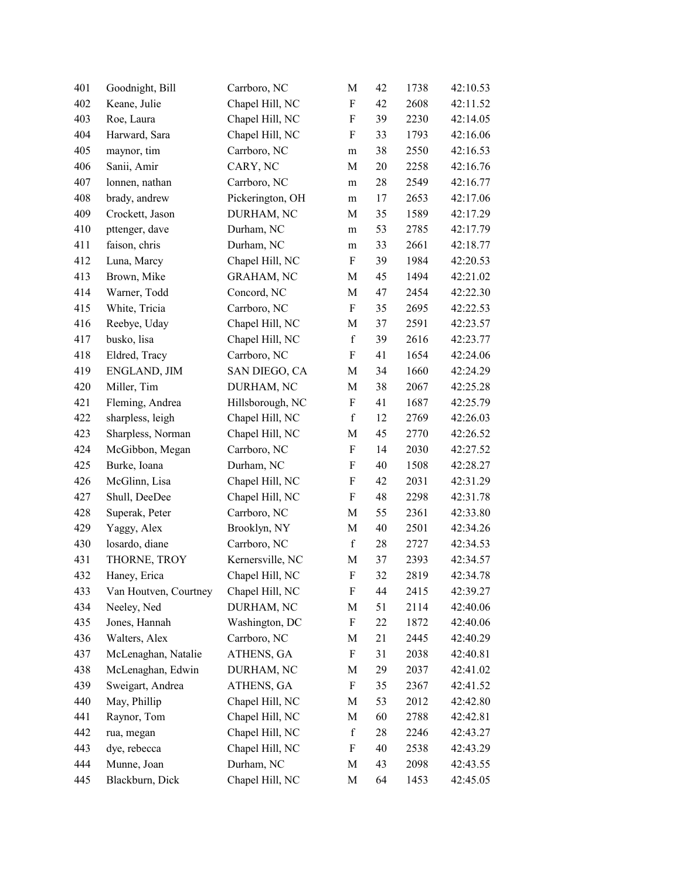| | | | | | | |
|---|---|---|---|---|---|---|
| 401 | Goodnight, Bill | Carrboro, NC | M | 42 | 1738 | 42:10.53 |
| 402 | Keane, Julie | Chapel Hill, NC | F | 42 | 2608 | 42:11.52 |
| 403 | Roe, Laura | Chapel Hill, NC | F | 39 | 2230 | 42:14.05 |
| 404 | Harward, Sara | Chapel Hill, NC | F | 33 | 1793 | 42:16.06 |
| 405 | maynor, tim | Carrboro, NC | m | 38 | 2550 | 42:16.53 |
| 406 | Sanii, Amir | CARY, NC | M | 20 | 2258 | 42:16.76 |
| 407 | lonnen, nathan | Carrboro, NC | m | 28 | 2549 | 42:16.77 |
| 408 | brady, andrew | Pickerington, OH | m | 17 | 2653 | 42:17.06 |
| 409 | Crockett, Jason | DURHAM, NC | M | 35 | 1589 | 42:17.29 |
| 410 | pttenger, dave | Durham, NC | m | 53 | 2785 | 42:17.79 |
| 411 | faison, chris | Durham, NC | m | 33 | 2661 | 42:18.77 |
| 412 | Luna, Marcy | Chapel Hill, NC | F | 39 | 1984 | 42:20.53 |
| 413 | Brown, Mike | GRAHAM, NC | M | 45 | 1494 | 42:21.02 |
| 414 | Warner, Todd | Concord, NC | M | 47 | 2454 | 42:22.30 |
| 415 | White, Tricia | Carrboro, NC | F | 35 | 2695 | 42:22.53 |
| 416 | Reebye, Uday | Chapel Hill, NC | M | 37 | 2591 | 42:23.57 |
| 417 | busko, lisa | Chapel Hill, NC | f | 39 | 2616 | 42:23.77 |
| 418 | Eldred, Tracy | Carrboro, NC | F | 41 | 1654 | 42:24.06 |
| 419 | ENGLAND, JIM | SAN DIEGO, CA | M | 34 | 1660 | 42:24.29 |
| 420 | Miller, Tim | DURHAM, NC | M | 38 | 2067 | 42:25.28 |
| 421 | Fleming, Andrea | Hillsborough, NC | F | 41 | 1687 | 42:25.79 |
| 422 | sharpless, leigh | Chapel Hill, NC | f | 12 | 2769 | 42:26.03 |
| 423 | Sharpless, Norman | Chapel Hill, NC | M | 45 | 2770 | 42:26.52 |
| 424 | McGibbon, Megan | Carrboro, NC | F | 14 | 2030 | 42:27.52 |
| 425 | Burke, Ioana | Durham, NC | F | 40 | 1508 | 42:28.27 |
| 426 | McGlinn, Lisa | Chapel Hill, NC | F | 42 | 2031 | 42:31.29 |
| 427 | Shull, DeeDee | Chapel Hill, NC | F | 48 | 2298 | 42:31.78 |
| 428 | Superak, Peter | Carrboro, NC | M | 55 | 2361 | 42:33.80 |
| 429 | Yaggy, Alex | Brooklyn, NY | M | 40 | 2501 | 42:34.26 |
| 430 | losardo, diane | Carrboro, NC | f | 28 | 2727 | 42:34.53 |
| 431 | THORNE, TROY | Kernersville, NC | M | 37 | 2393 | 42:34.57 |
| 432 | Haney, Erica | Chapel Hill, NC | F | 32 | 2819 | 42:34.78 |
| 433 | Van Houtven, Courtney | Chapel Hill, NC | F | 44 | 2415 | 42:39.27 |
| 434 | Neeley, Ned | DURHAM, NC | M | 51 | 2114 | 42:40.06 |
| 435 | Jones, Hannah | Washington, DC | F | 22 | 1872 | 42:40.06 |
| 436 | Walters, Alex | Carrboro, NC | M | 21 | 2445 | 42:40.29 |
| 437 | McLenaghan, Natalie | ATHENS, GA | F | 31 | 2038 | 42:40.81 |
| 438 | McLenaghan, Edwin | DURHAM, NC | M | 29 | 2037 | 42:41.02 |
| 439 | Sweigart, Andrea | ATHENS, GA | F | 35 | 2367 | 42:41.52 |
| 440 | May, Phillip | Chapel Hill, NC | M | 53 | 2012 | 42:42.80 |
| 441 | Raynor, Tom | Chapel Hill, NC | M | 60 | 2788 | 42:42.81 |
| 442 | rua, megan | Chapel Hill, NC | f | 28 | 2246 | 42:43.27 |
| 443 | dye, rebecca | Chapel Hill, NC | F | 40 | 2538 | 42:43.29 |
| 444 | Munne, Joan | Durham, NC | M | 43 | 2098 | 42:43.55 |
| 445 | Blackburn, Dick | Chapel Hill, NC | M | 64 | 1453 | 42:45.05 |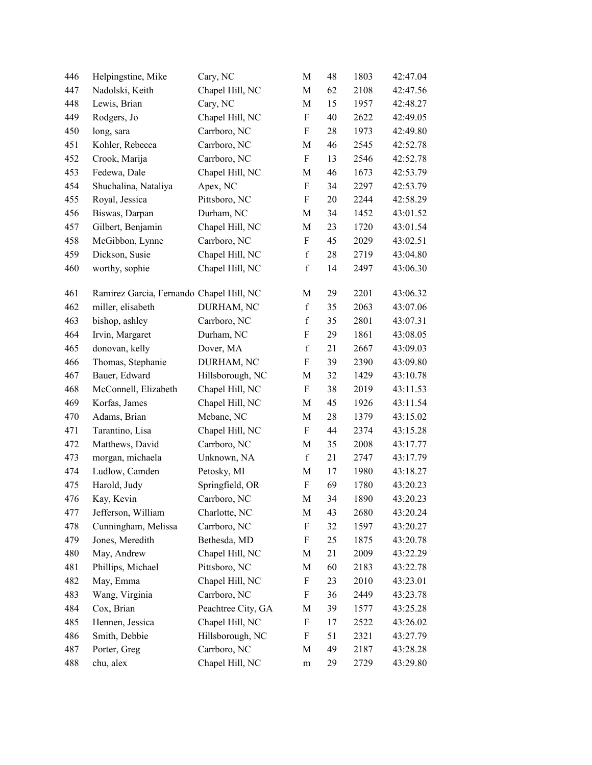| | | | | | | |
|---|---|---|---|---|---|---|
| 446 | Helpingstine, Mike | Cary, NC | M | 48 | 1803 | 42:47.04 |
| 447 | Nadolski, Keith | Chapel Hill, NC | M | 62 | 2108 | 42:47.56 |
| 448 | Lewis, Brian | Cary, NC | M | 15 | 1957 | 42:48.27 |
| 449 | Rodgers, Jo | Chapel Hill, NC | F | 40 | 2622 | 42:49.05 |
| 450 | long, sara | Carrboro, NC | F | 28 | 1973 | 42:49.80 |
| 451 | Kohler, Rebecca | Carrboro, NC | M | 46 | 2545 | 42:52.78 |
| 452 | Crook, Marija | Carrboro, NC | F | 13 | 2546 | 42:52.78 |
| 453 | Fedewa, Dale | Chapel Hill, NC | M | 46 | 1673 | 42:53.79 |
| 454 | Shuchalina, Nataliya | Apex, NC | F | 34 | 2297 | 42:53.79 |
| 455 | Royal, Jessica | Pittsboro, NC | F | 20 | 2244 | 42:58.29 |
| 456 | Biswas, Darpan | Durham, NC | M | 34 | 1452 | 43:01.52 |
| 457 | Gilbert, Benjamin | Chapel Hill, NC | M | 23 | 1720 | 43:01.54 |
| 458 | McGibbon, Lynne | Carrboro, NC | F | 45 | 2029 | 43:02.51 |
| 459 | Dickson, Susie | Chapel Hill, NC | f | 28 | 2719 | 43:04.80 |
| 460 | worthy, sophie | Chapel Hill, NC | f | 14 | 2497 | 43:06.30 |
| 461 | Ramirez Garcia, Fernando | Chapel Hill, NC | M | 29 | 2201 | 43:06.32 |
| 462 | miller, elisabeth | DURHAM, NC | f | 35 | 2063 | 43:07.06 |
| 463 | bishop, ashley | Carrboro, NC | f | 35 | 2801 | 43:07.31 |
| 464 | Irvin, Margaret | Durham, NC | F | 29 | 1861 | 43:08.05 |
| 465 | donovan, kelly | Dover, MA | f | 21 | 2667 | 43:09.03 |
| 466 | Thomas, Stephanie | DURHAM, NC | F | 39 | 2390 | 43:09.80 |
| 467 | Bauer, Edward | Hillsborough, NC | M | 32 | 1429 | 43:10.78 |
| 468 | McConnell, Elizabeth | Chapel Hill, NC | F | 38 | 2019 | 43:11.53 |
| 469 | Korfas, James | Chapel Hill, NC | M | 45 | 1926 | 43:11.54 |
| 470 | Adams, Brian | Mebane, NC | M | 28 | 1379 | 43:15.02 |
| 471 | Tarantino, Lisa | Chapel Hill, NC | F | 44 | 2374 | 43:15.28 |
| 472 | Matthews, David | Carrboro, NC | M | 35 | 2008 | 43:17.77 |
| 473 | morgan, michaela | Unknown, NA | f | 21 | 2747 | 43:17.79 |
| 474 | Ludlow, Camden | Petosky, MI | M | 17 | 1980 | 43:18.27 |
| 475 | Harold, Judy | Springfield, OR | F | 69 | 1780 | 43:20.23 |
| 476 | Kay, Kevin | Carrboro, NC | M | 34 | 1890 | 43:20.23 |
| 477 | Jefferson, William | Charlotte, NC | M | 43 | 2680 | 43:20.24 |
| 478 | Cunningham, Melissa | Carrboro, NC | F | 32 | 1597 | 43:20.27 |
| 479 | Jones, Meredith | Bethesda, MD | F | 25 | 1875 | 43:20.78 |
| 480 | May, Andrew | Chapel Hill, NC | M | 21 | 2009 | 43:22.29 |
| 481 | Phillips, Michael | Pittsboro, NC | M | 60 | 2183 | 43:22.78 |
| 482 | May, Emma | Chapel Hill, NC | F | 23 | 2010 | 43:23.01 |
| 483 | Wang, Virginia | Carrboro, NC | F | 36 | 2449 | 43:23.78 |
| 484 | Cox, Brian | Peachtree City, GA | M | 39 | 1577 | 43:25.28 |
| 485 | Hennen, Jessica | Chapel Hill, NC | F | 17 | 2522 | 43:26.02 |
| 486 | Smith, Debbie | Hillsborough, NC | F | 51 | 2321 | 43:27.79 |
| 487 | Porter, Greg | Carrboro, NC | M | 49 | 2187 | 43:28.28 |
| 488 | chu, alex | Chapel Hill, NC | m | 29 | 2729 | 43:29.80 |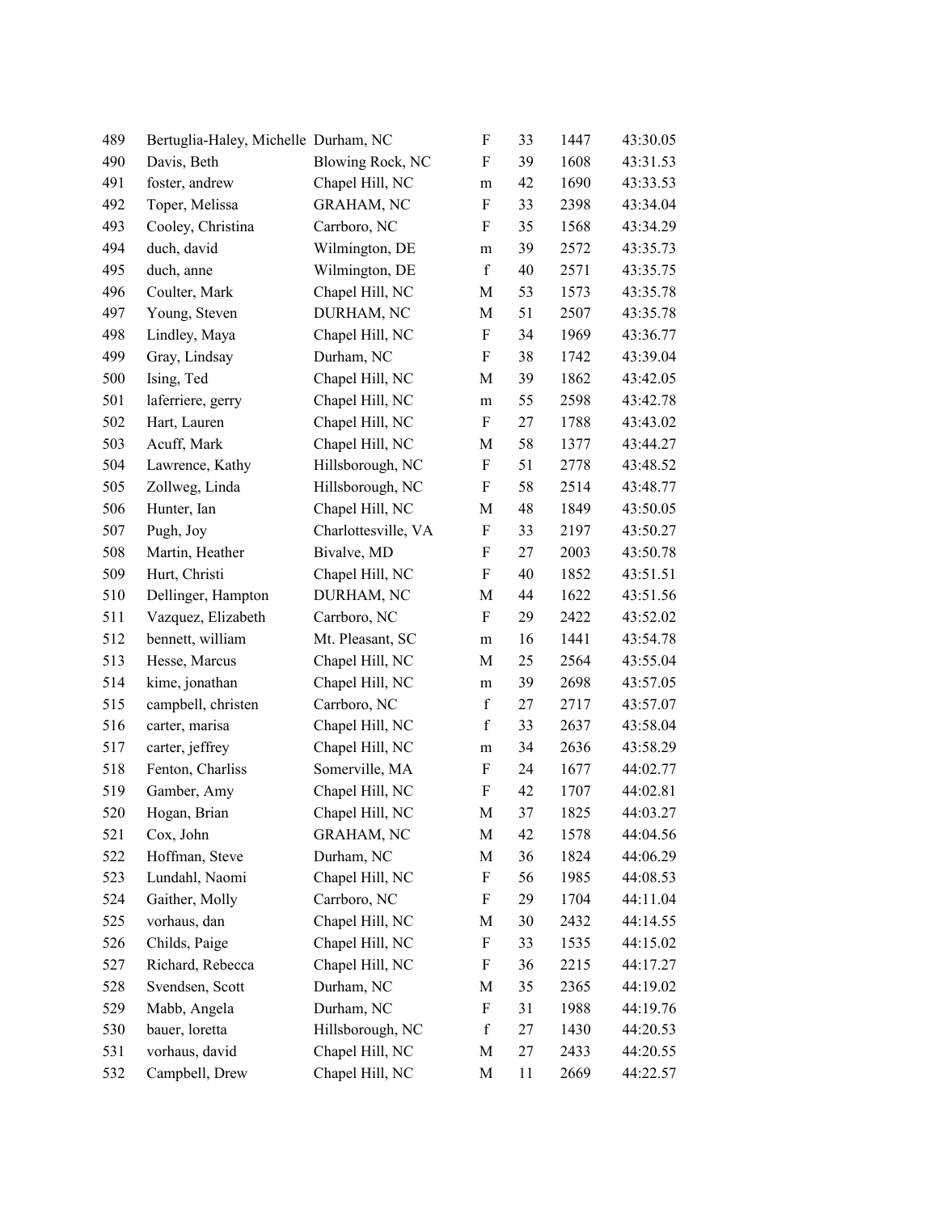| | | | | | | |
|---|---|---|---|---|---|---|
| 489 | Bertuglia-Haley, Michelle | Durham, NC | F | 33 | 1447 | 43:30.05 |
| 490 | Davis, Beth | Blowing Rock, NC | F | 39 | 1608 | 43:31.53 |
| 491 | foster, andrew | Chapel Hill, NC | m | 42 | 1690 | 43:33.53 |
| 492 | Toper, Melissa | GRAHAM, NC | F | 33 | 2398 | 43:34.04 |
| 493 | Cooley, Christina | Carrboro, NC | F | 35 | 1568 | 43:34.29 |
| 494 | duch, david | Wilmington, DE | m | 39 | 2572 | 43:35.73 |
| 495 | duch, anne | Wilmington, DE | f | 40 | 2571 | 43:35.75 |
| 496 | Coulter, Mark | Chapel Hill, NC | M | 53 | 1573 | 43:35.78 |
| 497 | Young, Steven | DURHAM, NC | M | 51 | 2507 | 43:35.78 |
| 498 | Lindley, Maya | Chapel Hill, NC | F | 34 | 1969 | 43:36.77 |
| 499 | Gray, Lindsay | Durham, NC | F | 38 | 1742 | 43:39.04 |
| 500 | Ising, Ted | Chapel Hill, NC | M | 39 | 1862 | 43:42.05 |
| 501 | laferriere, gerry | Chapel Hill, NC | m | 55 | 2598 | 43:42.78 |
| 502 | Hart, Lauren | Chapel Hill, NC | F | 27 | 1788 | 43:43.02 |
| 503 | Acuff, Mark | Chapel Hill, NC | M | 58 | 1377 | 43:44.27 |
| 504 | Lawrence, Kathy | Hillsborough, NC | F | 51 | 2778 | 43:48.52 |
| 505 | Zollweg, Linda | Hillsborough, NC | F | 58 | 2514 | 43:48.77 |
| 506 | Hunter, Ian | Chapel Hill, NC | M | 48 | 1849 | 43:50.05 |
| 507 | Pugh, Joy | Charlottesville, VA | F | 33 | 2197 | 43:50.27 |
| 508 | Martin, Heather | Bivalve, MD | F | 27 | 2003 | 43:50.78 |
| 509 | Hurt, Christi | Chapel Hill, NC | F | 40 | 1852 | 43:51.51 |
| 510 | Dellinger, Hampton | DURHAM, NC | M | 44 | 1622 | 43:51.56 |
| 511 | Vazquez, Elizabeth | Carrboro, NC | F | 29 | 2422 | 43:52.02 |
| 512 | bennett, william | Mt. Pleasant, SC | m | 16 | 1441 | 43:54.78 |
| 513 | Hesse, Marcus | Chapel Hill, NC | M | 25 | 2564 | 43:55.04 |
| 514 | kime, jonathan | Chapel Hill, NC | m | 39 | 2698 | 43:57.05 |
| 515 | campbell, christen | Carrboro, NC | f | 27 | 2717 | 43:57.07 |
| 516 | carter, marisa | Chapel Hill, NC | f | 33 | 2637 | 43:58.04 |
| 517 | carter, jeffrey | Chapel Hill, NC | m | 34 | 2636 | 43:58.29 |
| 518 | Fenton, Charliss | Somerville, MA | F | 24 | 1677 | 44:02.77 |
| 519 | Gamber, Amy | Chapel Hill, NC | F | 42 | 1707 | 44:02.81 |
| 520 | Hogan, Brian | Chapel Hill, NC | M | 37 | 1825 | 44:03.27 |
| 521 | Cox, John | GRAHAM, NC | M | 42 | 1578 | 44:04.56 |
| 522 | Hoffman, Steve | Durham, NC | M | 36 | 1824 | 44:06.29 |
| 523 | Lundahl, Naomi | Chapel Hill, NC | F | 56 | 1985 | 44:08.53 |
| 524 | Gaither, Molly | Carrboro, NC | F | 29 | 1704 | 44:11.04 |
| 525 | vorhaus, dan | Chapel Hill, NC | M | 30 | 2432 | 44:14.55 |
| 526 | Childs, Paige | Chapel Hill, NC | F | 33 | 1535 | 44:15.02 |
| 527 | Richard, Rebecca | Chapel Hill, NC | F | 36 | 2215 | 44:17.27 |
| 528 | Svendsen, Scott | Durham, NC | M | 35 | 2365 | 44:19.02 |
| 529 | Mabb, Angela | Durham, NC | F | 31 | 1988 | 44:19.76 |
| 530 | bauer, loretta | Hillsborough, NC | f | 27 | 1430 | 44:20.53 |
| 531 | vorhaus, david | Chapel Hill, NC | M | 27 | 2433 | 44:20.55 |
| 532 | Campbell, Drew | Chapel Hill, NC | M | 11 | 2669 | 44:22.57 |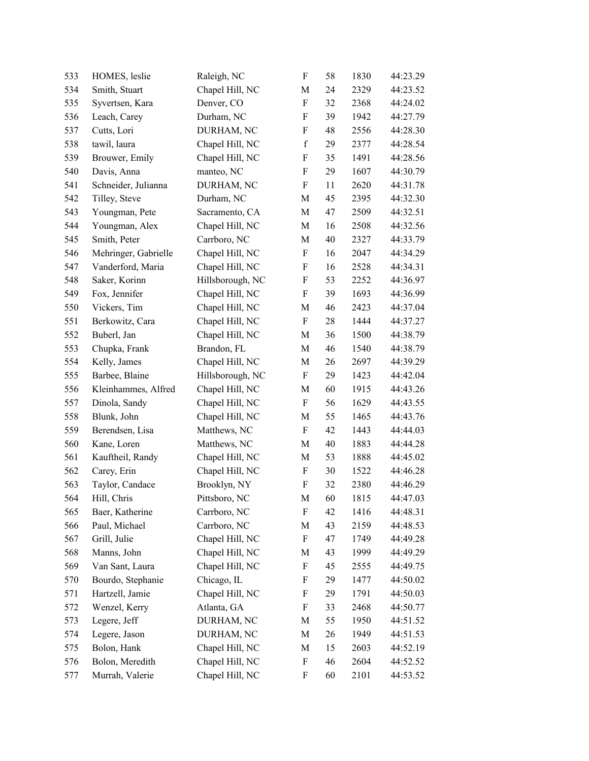| | | | | | | |
|---|---|---|---|---|---|---|
| 533 | HOMES, leslie | Raleigh, NC | F | 58 | 1830 | 44:23.29 |
| 534 | Smith, Stuart | Chapel Hill, NC | M | 24 | 2329 | 44:23.52 |
| 535 | Syvertsen, Kara | Denver, CO | F | 32 | 2368 | 44:24.02 |
| 536 | Leach, Carey | Durham, NC | F | 39 | 1942 | 44:27.79 |
| 537 | Cutts, Lori | DURHAM, NC | F | 48 | 2556 | 44:28.30 |
| 538 | tawil, laura | Chapel Hill, NC | f | 29 | 2377 | 44:28.54 |
| 539 | Brouwer, Emily | Chapel Hill, NC | F | 35 | 1491 | 44:28.56 |
| 540 | Davis, Anna | manteo, NC | F | 29 | 1607 | 44:30.79 |
| 541 | Schneider, Julianna | DURHAM, NC | F | 11 | 2620 | 44:31.78 |
| 542 | Tilley, Steve | Durham, NC | M | 45 | 2395 | 44:32.30 |
| 543 | Youngman, Pete | Sacramento, CA | M | 47 | 2509 | 44:32.51 |
| 544 | Youngman, Alex | Chapel Hill, NC | M | 16 | 2508 | 44:32.56 |
| 545 | Smith, Peter | Carrboro, NC | M | 40 | 2327 | 44:33.79 |
| 546 | Mehringer, Gabrielle | Chapel Hill, NC | F | 16 | 2047 | 44:34.29 |
| 547 | Vanderford, Maria | Chapel Hill, NC | F | 16 | 2528 | 44:34.31 |
| 548 | Saker, Korinn | Hillsborough, NC | F | 53 | 2252 | 44:36.97 |
| 549 | Fox, Jennifer | Chapel Hill, NC | F | 39 | 1693 | 44:36.99 |
| 550 | Vickers, Tim | Chapel Hill, NC | M | 46 | 2423 | 44:37.04 |
| 551 | Berkowitz, Cara | Chapel Hill, NC | F | 28 | 1444 | 44:37.27 |
| 552 | Buberl, Jan | Chapel Hill, NC | M | 36 | 1500 | 44:38.79 |
| 553 | Chupka, Frank | Brandon, FL | M | 46 | 1540 | 44:38.79 |
| 554 | Kelly, James | Chapel Hill, NC | M | 26 | 2697 | 44:39.29 |
| 555 | Barbee, Blaine | Hillsborough, NC | F | 29 | 1423 | 44:42.04 |
| 556 | Kleinhammes, Alfred | Chapel Hill, NC | M | 60 | 1915 | 44:43.26 |
| 557 | Dinola, Sandy | Chapel Hill, NC | F | 56 | 1629 | 44:43.55 |
| 558 | Blunk, John | Chapel Hill, NC | M | 55 | 1465 | 44:43.76 |
| 559 | Berendsen, Lisa | Matthews, NC | F | 42 | 1443 | 44:44.03 |
| 560 | Kane, Loren | Matthews, NC | M | 40 | 1883 | 44:44.28 |
| 561 | Kauftheil, Randy | Chapel Hill, NC | M | 53 | 1888 | 44:45.02 |
| 562 | Carey, Erin | Chapel Hill, NC | F | 30 | 1522 | 44:46.28 |
| 563 | Taylor, Candace | Brooklyn, NY | F | 32 | 2380 | 44:46.29 |
| 564 | Hill, Chris | Pittsboro, NC | M | 60 | 1815 | 44:47.03 |
| 565 | Baer, Katherine | Carrboro, NC | F | 42 | 1416 | 44:48.31 |
| 566 | Paul, Michael | Carrboro, NC | M | 43 | 2159 | 44:48.53 |
| 567 | Grill, Julie | Chapel Hill, NC | F | 47 | 1749 | 44:49.28 |
| 568 | Manns, John | Chapel Hill, NC | M | 43 | 1999 | 44:49.29 |
| 569 | Van Sant, Laura | Chapel Hill, NC | F | 45 | 2555 | 44:49.75 |
| 570 | Bourdo, Stephanie | Chicago, IL | F | 29 | 1477 | 44:50.02 |
| 571 | Hartzell, Jamie | Chapel Hill, NC | F | 29 | 1791 | 44:50.03 |
| 572 | Wenzel, Kerry | Atlanta, GA | F | 33 | 2468 | 44:50.77 |
| 573 | Legere, Jeff | DURHAM, NC | M | 55 | 1950 | 44:51.52 |
| 574 | Legere, Jason | DURHAM, NC | M | 26 | 1949 | 44:51.53 |
| 575 | Bolon, Hank | Chapel Hill, NC | M | 15 | 2603 | 44:52.19 |
| 576 | Bolon, Meredith | Chapel Hill, NC | F | 46 | 2604 | 44:52.52 |
| 577 | Murrah, Valerie | Chapel Hill, NC | F | 60 | 2101 | 44:53.52 |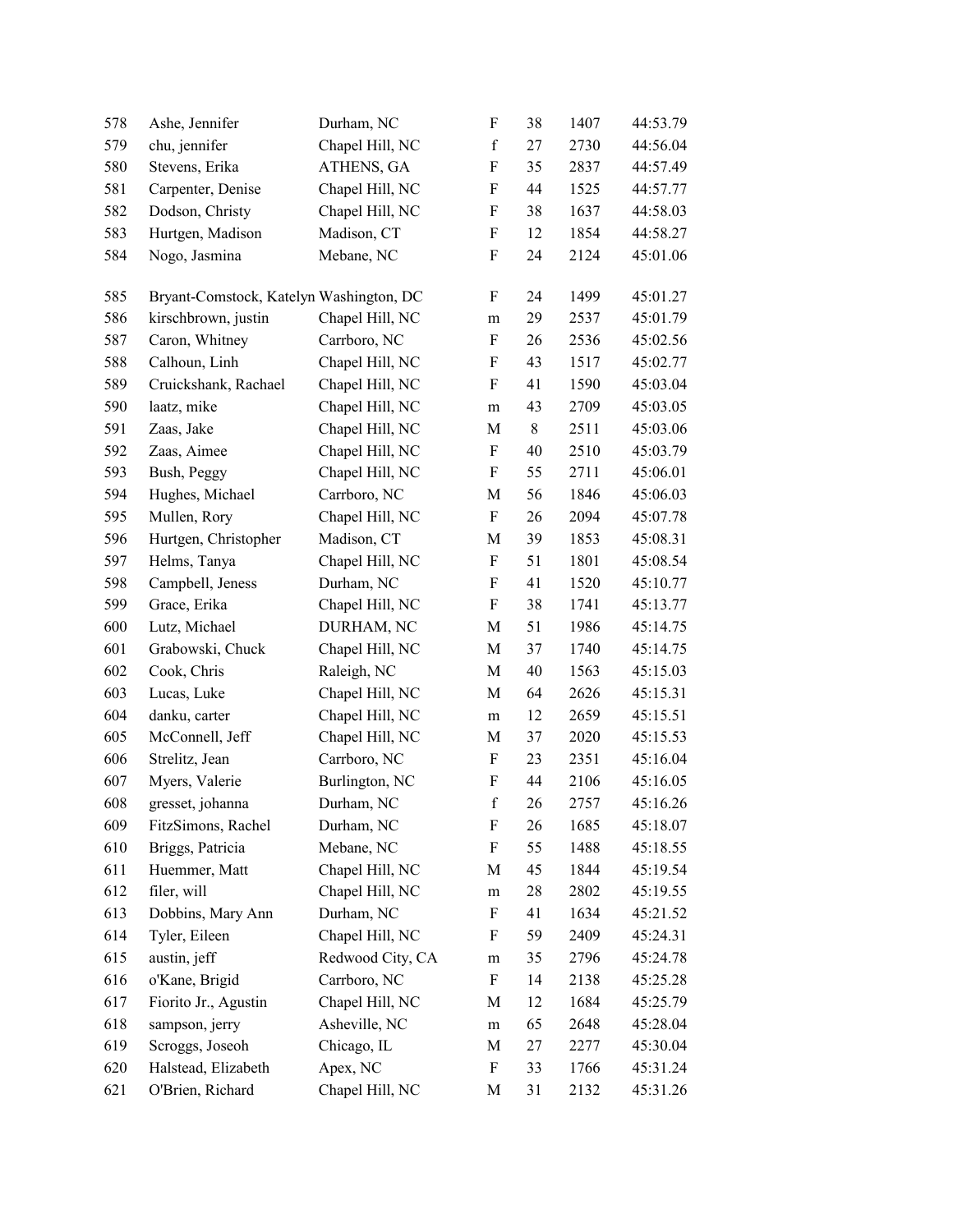| | | | | | | |
|---|---|---|---|---|---|---|
| 578 | Ashe, Jennifer | Durham, NC | F | 38 | 1407 | 44:53.79 |
| 579 | chu, jennifer | Chapel Hill, NC | f | 27 | 2730 | 44:56.04 |
| 580 | Stevens, Erika | ATHENS, GA | F | 35 | 2837 | 44:57.49 |
| 581 | Carpenter, Denise | Chapel Hill, NC | F | 44 | 1525 | 44:57.77 |
| 582 | Dodson, Christy | Chapel Hill, NC | F | 38 | 1637 | 44:58.03 |
| 583 | Hurtgen, Madison | Madison, CT | F | 12 | 1854 | 44:58.27 |
| 584 | Nogo, Jasmina | Mebane, NC | F | 24 | 2124 | 45:01.06 |
| 585 | Bryant-Comstock, Katelyn | Washington, DC | F | 24 | 1499 | 45:01.27 |
| 586 | kirschbrown, justin | Chapel Hill, NC | m | 29 | 2537 | 45:01.79 |
| 587 | Caron, Whitney | Carrboro, NC | F | 26 | 2536 | 45:02.56 |
| 588 | Calhoun, Linh | Chapel Hill, NC | F | 43 | 1517 | 45:02.77 |
| 589 | Cruickshank, Rachael | Chapel Hill, NC | F | 41 | 1590 | 45:03.04 |
| 590 | laatz, mike | Chapel Hill, NC | m | 43 | 2709 | 45:03.05 |
| 591 | Zaas, Jake | Chapel Hill, NC | M | 8 | 2511 | 45:03.06 |
| 592 | Zaas, Aimee | Chapel Hill, NC | F | 40 | 2510 | 45:03.79 |
| 593 | Bush, Peggy | Chapel Hill, NC | F | 55 | 2711 | 45:06.01 |
| 594 | Hughes, Michael | Carrboro, NC | M | 56 | 1846 | 45:06.03 |
| 595 | Mullen, Rory | Chapel Hill, NC | F | 26 | 2094 | 45:07.78 |
| 596 | Hurtgen, Christopher | Madison, CT | M | 39 | 1853 | 45:08.31 |
| 597 | Helms, Tanya | Chapel Hill, NC | F | 51 | 1801 | 45:08.54 |
| 598 | Campbell, Jeness | Durham, NC | F | 41 | 1520 | 45:10.77 |
| 599 | Grace, Erika | Chapel Hill, NC | F | 38 | 1741 | 45:13.77 |
| 600 | Lutz, Michael | DURHAM, NC | M | 51 | 1986 | 45:14.75 |
| 601 | Grabowski, Chuck | Chapel Hill, NC | M | 37 | 1740 | 45:14.75 |
| 602 | Cook, Chris | Raleigh, NC | M | 40 | 1563 | 45:15.03 |
| 603 | Lucas, Luke | Chapel Hill, NC | M | 64 | 2626 | 45:15.31 |
| 604 | danku, carter | Chapel Hill, NC | m | 12 | 2659 | 45:15.51 |
| 605 | McConnell, Jeff | Chapel Hill, NC | M | 37 | 2020 | 45:15.53 |
| 606 | Strelitz, Jean | Carrboro, NC | F | 23 | 2351 | 45:16.04 |
| 607 | Myers, Valerie | Burlington, NC | F | 44 | 2106 | 45:16.05 |
| 608 | gresset, johanna | Durham, NC | f | 26 | 2757 | 45:16.26 |
| 609 | FitzSimons, Rachel | Durham, NC | F | 26 | 1685 | 45:18.07 |
| 610 | Briggs, Patricia | Mebane, NC | F | 55 | 1488 | 45:18.55 |
| 611 | Huemmer, Matt | Chapel Hill, NC | M | 45 | 1844 | 45:19.54 |
| 612 | filer, will | Chapel Hill, NC | m | 28 | 2802 | 45:19.55 |
| 613 | Dobbins, Mary Ann | Durham, NC | F | 41 | 1634 | 45:21.52 |
| 614 | Tyler, Eileen | Chapel Hill, NC | F | 59 | 2409 | 45:24.31 |
| 615 | austin, jeff | Redwood City, CA | m | 35 | 2796 | 45:24.78 |
| 616 | o'Kane, Brigid | Carrboro, NC | F | 14 | 2138 | 45:25.28 |
| 617 | Fiorito Jr., Agustin | Chapel Hill, NC | M | 12 | 1684 | 45:25.79 |
| 618 | sampson, jerry | Asheville, NC | m | 65 | 2648 | 45:28.04 |
| 619 | Scroggs, Joseoh | Chicago, IL | M | 27 | 2277 | 45:30.04 |
| 620 | Halstead, Elizabeth | Apex, NC | F | 33 | 1766 | 45:31.24 |
| 621 | O'Brien, Richard | Chapel Hill, NC | M | 31 | 2132 | 45:31.26 |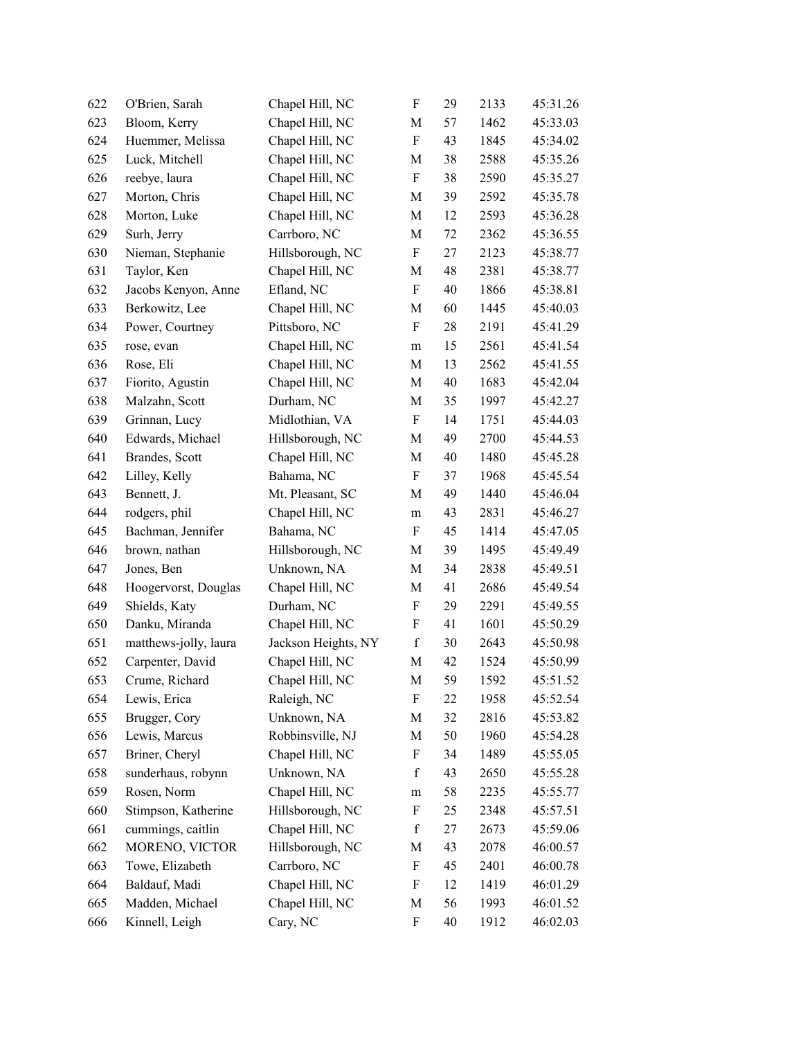| | | | | | | |
|---|---|---|---|---|---|---|
| 622 | O'Brien, Sarah | Chapel Hill, NC | F | 29 | 2133 | 45:31.26 |
| 623 | Bloom, Kerry | Chapel Hill, NC | M | 57 | 1462 | 45:33.03 |
| 624 | Huemmer, Melissa | Chapel Hill, NC | F | 43 | 1845 | 45:34.02 |
| 625 | Luck, Mitchell | Chapel Hill, NC | M | 38 | 2588 | 45:35.26 |
| 626 | reebye, laura | Chapel Hill, NC | F | 38 | 2590 | 45:35.27 |
| 627 | Morton, Chris | Chapel Hill, NC | M | 39 | 2592 | 45:35.78 |
| 628 | Morton, Luke | Chapel Hill, NC | M | 12 | 2593 | 45:36.28 |
| 629 | Surh, Jerry | Carrboro, NC | M | 72 | 2362 | 45:36.55 |
| 630 | Nieman, Stephanie | Hillsborough, NC | F | 27 | 2123 | 45:38.77 |
| 631 | Taylor, Ken | Chapel Hill, NC | M | 48 | 2381 | 45:38.77 |
| 632 | Jacobs Kenyon, Anne | Efland, NC | F | 40 | 1866 | 45:38.81 |
| 633 | Berkowitz, Lee | Chapel Hill, NC | M | 60 | 1445 | 45:40.03 |
| 634 | Power, Courtney | Pittsboro, NC | F | 28 | 2191 | 45:41.29 |
| 635 | rose, evan | Chapel Hill, NC | m | 15 | 2561 | 45:41.54 |
| 636 | Rose, Eli | Chapel Hill, NC | M | 13 | 2562 | 45:41.55 |
| 637 | Fiorito, Agustin | Chapel Hill, NC | M | 40 | 1683 | 45:42.04 |
| 638 | Malzahn, Scott | Durham, NC | M | 35 | 1997 | 45:42.27 |
| 639 | Grinnan, Lucy | Midlothian, VA | F | 14 | 1751 | 45:44.03 |
| 640 | Edwards, Michael | Hillsborough, NC | M | 49 | 2700 | 45:44.53 |
| 641 | Brandes, Scott | Chapel Hill, NC | M | 40 | 1480 | 45:45.28 |
| 642 | Lilley, Kelly | Bahama, NC | F | 37 | 1968 | 45:45.54 |
| 643 | Bennett, J. | Mt. Pleasant, SC | M | 49 | 1440 | 45:46.04 |
| 644 | rodgers, phil | Chapel Hill, NC | m | 43 | 2831 | 45:46.27 |
| 645 | Bachman, Jennifer | Bahama, NC | F | 45 | 1414 | 45:47.05 |
| 646 | brown, nathan | Hillsborough, NC | M | 39 | 1495 | 45:49.49 |
| 647 | Jones, Ben | Unknown, NA | M | 34 | 2838 | 45:49.51 |
| 648 | Hoogervorst, Douglas | Chapel Hill, NC | M | 41 | 2686 | 45:49.54 |
| 649 | Shields, Katy | Durham, NC | F | 29 | 2291 | 45:49.55 |
| 650 | Danku, Miranda | Chapel Hill, NC | F | 41 | 1601 | 45:50.29 |
| 651 | matthews-jolly, laura | Jackson Heights, NY | f | 30 | 2643 | 45:50.98 |
| 652 | Carpenter, David | Chapel Hill, NC | M | 42 | 1524 | 45:50.99 |
| 653 | Crume, Richard | Chapel Hill, NC | M | 59 | 1592 | 45:51.52 |
| 654 | Lewis, Erica | Raleigh, NC | F | 22 | 1958 | 45:52.54 |
| 655 | Brugger, Cory | Unknown, NA | M | 32 | 2816 | 45:53.82 |
| 656 | Lewis, Marcus | Robbinsville, NJ | M | 50 | 1960 | 45:54.28 |
| 657 | Briner, Cheryl | Chapel Hill, NC | F | 34 | 1489 | 45:55.05 |
| 658 | sunderhaus, robynn | Unknown, NA | f | 43 | 2650 | 45:55.28 |
| 659 | Rosen, Norm | Chapel Hill, NC | m | 58 | 2235 | 45:55.77 |
| 660 | Stimpson, Katherine | Hillsborough, NC | F | 25 | 2348 | 45:57.51 |
| 661 | cummings, caitlin | Chapel Hill, NC | f | 27 | 2673 | 45:59.06 |
| 662 | MORENO, VICTOR | Hillsborough, NC | M | 43 | 2078 | 46:00.57 |
| 663 | Towe, Elizabeth | Carrboro, NC | F | 45 | 2401 | 46:00.78 |
| 664 | Baldauf, Madi | Chapel Hill, NC | F | 12 | 1419 | 46:01.29 |
| 665 | Madden, Michael | Chapel Hill, NC | M | 56 | 1993 | 46:01.52 |
| 666 | Kinnell, Leigh | Cary, NC | F | 40 | 1912 | 46:02.03 |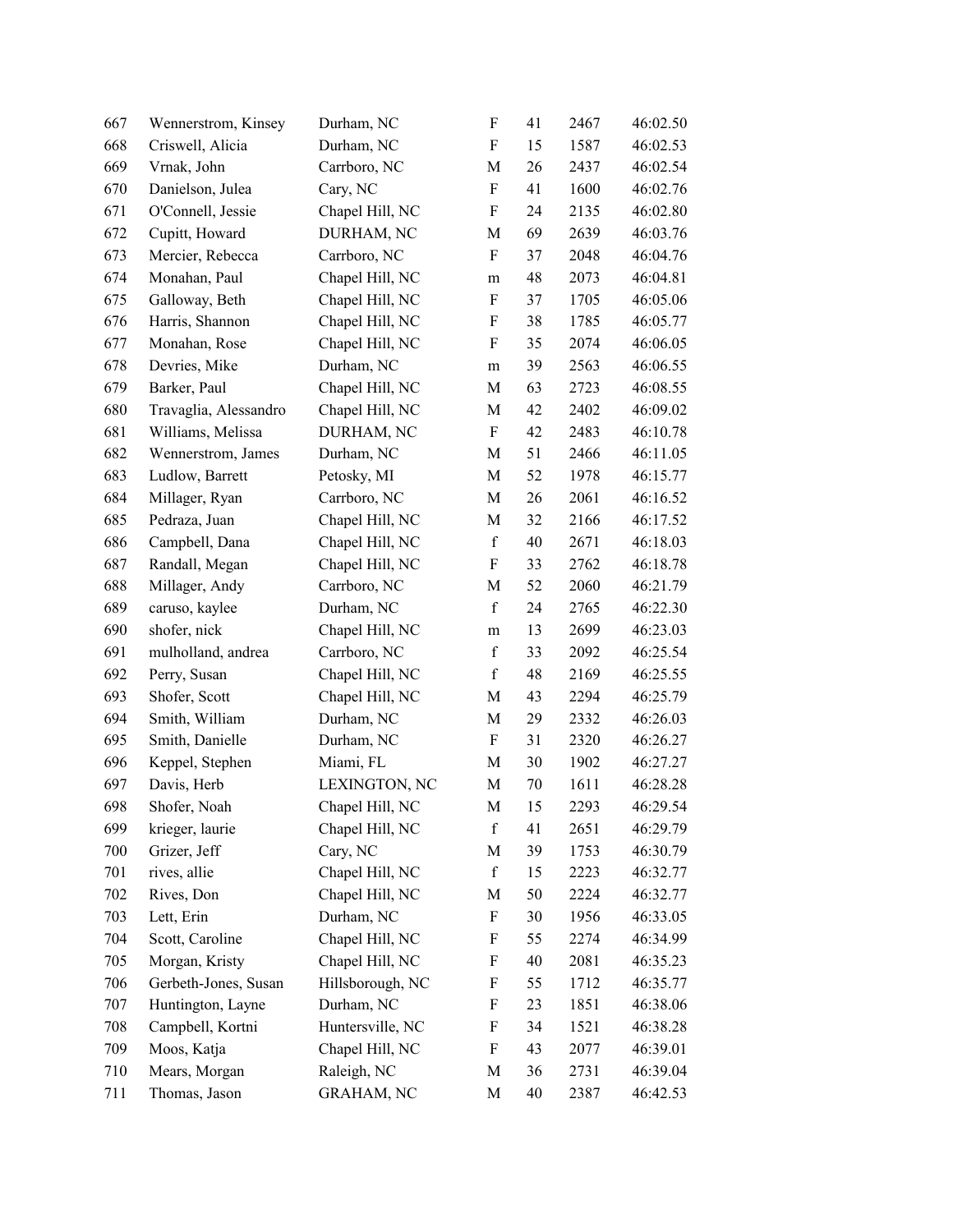| | | | | | | |
|---|---|---|---|---|---|---|
| 667 | Wennerstrom, Kinsey | Durham, NC | F | 41 | 2467 | 46:02.50 |
| 668 | Criswell, Alicia | Durham, NC | F | 15 | 1587 | 46:02.53 |
| 669 | Vrnak, John | Carrboro, NC | M | 26 | 2437 | 46:02.54 |
| 670 | Danielson, Julea | Cary, NC | F | 41 | 1600 | 46:02.76 |
| 671 | O'Connell, Jessie | Chapel Hill, NC | F | 24 | 2135 | 46:02.80 |
| 672 | Cupitt, Howard | DURHAM, NC | M | 69 | 2639 | 46:03.76 |
| 673 | Mercier, Rebecca | Carrboro, NC | F | 37 | 2048 | 46:04.76 |
| 674 | Monahan, Paul | Chapel Hill, NC | m | 48 | 2073 | 46:04.81 |
| 675 | Galloway, Beth | Chapel Hill, NC | F | 37 | 1705 | 46:05.06 |
| 676 | Harris, Shannon | Chapel Hill, NC | F | 38 | 1785 | 46:05.77 |
| 677 | Monahan, Rose | Chapel Hill, NC | F | 35 | 2074 | 46:06.05 |
| 678 | Devries, Mike | Durham, NC | m | 39 | 2563 | 46:06.55 |
| 679 | Barker, Paul | Chapel Hill, NC | M | 63 | 2723 | 46:08.55 |
| 680 | Travaglia, Alessandro | Chapel Hill, NC | M | 42 | 2402 | 46:09.02 |
| 681 | Williams, Melissa | DURHAM, NC | F | 42 | 2483 | 46:10.78 |
| 682 | Wennerstrom, James | Durham, NC | M | 51 | 2466 | 46:11.05 |
| 683 | Ludlow, Barrett | Petosky, MI | M | 52 | 1978 | 46:15.77 |
| 684 | Millager, Ryan | Carrboro, NC | M | 26 | 2061 | 46:16.52 |
| 685 | Pedraza, Juan | Chapel Hill, NC | M | 32 | 2166 | 46:17.52 |
| 686 | Campbell, Dana | Chapel Hill, NC | f | 40 | 2671 | 46:18.03 |
| 687 | Randall, Megan | Chapel Hill, NC | F | 33 | 2762 | 46:18.78 |
| 688 | Millager, Andy | Carrboro, NC | M | 52 | 2060 | 46:21.79 |
| 689 | caruso, kaylee | Durham, NC | f | 24 | 2765 | 46:22.30 |
| 690 | shofer, nick | Chapel Hill, NC | m | 13 | 2699 | 46:23.03 |
| 691 | mulholland, andrea | Carrboro, NC | f | 33 | 2092 | 46:25.54 |
| 692 | Perry, Susan | Chapel Hill, NC | f | 48 | 2169 | 46:25.55 |
| 693 | Shofer, Scott | Chapel Hill, NC | M | 43 | 2294 | 46:25.79 |
| 694 | Smith, William | Durham, NC | M | 29 | 2332 | 46:26.03 |
| 695 | Smith, Danielle | Durham, NC | F | 31 | 2320 | 46:26.27 |
| 696 | Keppel, Stephen | Miami, FL | M | 30 | 1902 | 46:27.27 |
| 697 | Davis, Herb | LEXINGTON, NC | M | 70 | 1611 | 46:28.28 |
| 698 | Shofer, Noah | Chapel Hill, NC | M | 15 | 2293 | 46:29.54 |
| 699 | krieger, laurie | Chapel Hill, NC | f | 41 | 2651 | 46:29.79 |
| 700 | Grizer, Jeff | Cary, NC | M | 39 | 1753 | 46:30.79 |
| 701 | rives, allie | Chapel Hill, NC | f | 15 | 2223 | 46:32.77 |
| 702 | Rives, Don | Chapel Hill, NC | M | 50 | 2224 | 46:32.77 |
| 703 | Lett, Erin | Durham, NC | F | 30 | 1956 | 46:33.05 |
| 704 | Scott, Caroline | Chapel Hill, NC | F | 55 | 2274 | 46:34.99 |
| 705 | Morgan, Kristy | Chapel Hill, NC | F | 40 | 2081 | 46:35.23 |
| 706 | Gerbeth-Jones, Susan | Hillsborough, NC | F | 55 | 1712 | 46:35.77 |
| 707 | Huntington, Layne | Durham, NC | F | 23 | 1851 | 46:38.06 |
| 708 | Campbell, Kortni | Huntersville, NC | F | 34 | 1521 | 46:38.28 |
| 709 | Moos, Katja | Chapel Hill, NC | F | 43 | 2077 | 46:39.01 |
| 710 | Mears, Morgan | Raleigh, NC | M | 36 | 2731 | 46:39.04 |
| 711 | Thomas, Jason | GRAHAM, NC | M | 40 | 2387 | 46:42.53 |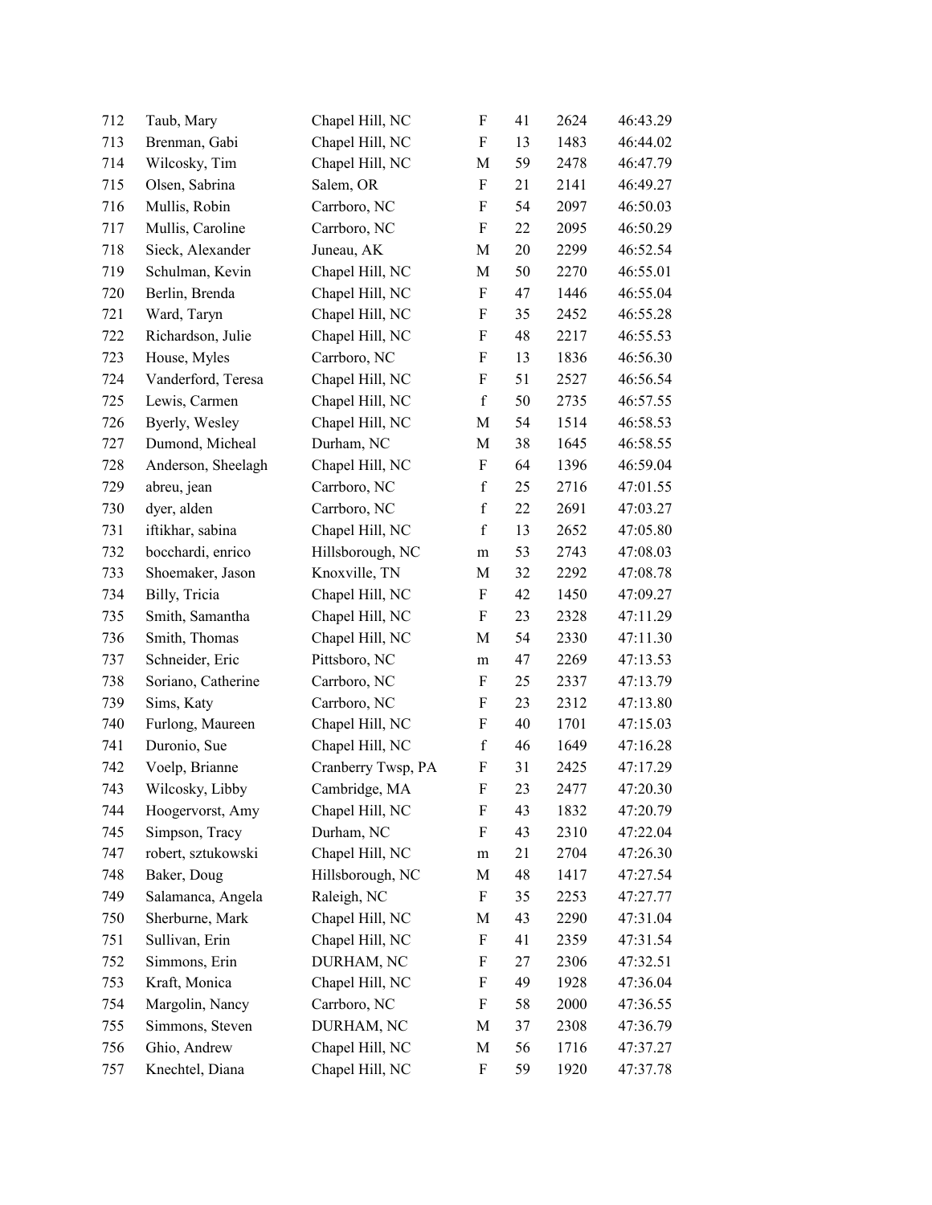| 712 | Taub, Mary | Chapel Hill, NC | F | 41 | 2624 | 46:43.29 |
|---|---|---|---|---|---|---|
| 713 | Brenman, Gabi | Chapel Hill, NC | F | 13 | 1483 | 46:44.02 |
| 714 | Wilcosky, Tim | Chapel Hill, NC | M | 59 | 2478 | 46:47.79 |
| 715 | Olsen, Sabrina | Salem, OR | F | 21 | 2141 | 46:49.27 |
| 716 | Mullis, Robin | Carrboro, NC | F | 54 | 2097 | 46:50.03 |
| 717 | Mullis, Caroline | Carrboro, NC | F | 22 | 2095 | 46:50.29 |
| 718 | Sieck, Alexander | Juneau, AK | M | 20 | 2299 | 46:52.54 |
| 719 | Schulman, Kevin | Chapel Hill, NC | M | 50 | 2270 | 46:55.01 |
| 720 | Berlin, Brenda | Chapel Hill, NC | F | 47 | 1446 | 46:55.04 |
| 721 | Ward, Taryn | Chapel Hill, NC | F | 35 | 2452 | 46:55.28 |
| 722 | Richardson, Julie | Chapel Hill, NC | F | 48 | 2217 | 46:55.53 |
| 723 | House, Myles | Carrboro, NC | F | 13 | 1836 | 46:56.30 |
| 724 | Vanderford, Teresa | Chapel Hill, NC | F | 51 | 2527 | 46:56.54 |
| 725 | Lewis, Carmen | Chapel Hill, NC | f | 50 | 2735 | 46:57.55 |
| 726 | Byerly, Wesley | Chapel Hill, NC | M | 54 | 1514 | 46:58.53 |
| 727 | Dumond, Micheal | Durham, NC | M | 38 | 1645 | 46:58.55 |
| 728 | Anderson, Sheelagh | Chapel Hill, NC | F | 64 | 1396 | 46:59.04 |
| 729 | abreu, jean | Carrboro, NC | f | 25 | 2716 | 47:01.55 |
| 730 | dyer, alden | Carrboro, NC | f | 22 | 2691 | 47:03.27 |
| 731 | iftikhar, sabina | Chapel Hill, NC | f | 13 | 2652 | 47:05.80 |
| 732 | bocchardi, enrico | Hillsborough, NC | m | 53 | 2743 | 47:08.03 |
| 733 | Shoemaker, Jason | Knoxville, TN | M | 32 | 2292 | 47:08.78 |
| 734 | Billy, Tricia | Chapel Hill, NC | F | 42 | 1450 | 47:09.27 |
| 735 | Smith, Samantha | Chapel Hill, NC | F | 23 | 2328 | 47:11.29 |
| 736 | Smith, Thomas | Chapel Hill, NC | M | 54 | 2330 | 47:11.30 |
| 737 | Schneider, Eric | Pittsboro, NC | m | 47 | 2269 | 47:13.53 |
| 738 | Soriano, Catherine | Carrboro, NC | F | 25 | 2337 | 47:13.79 |
| 739 | Sims, Katy | Carrboro, NC | F | 23 | 2312 | 47:13.80 |
| 740 | Furlong, Maureen | Chapel Hill, NC | F | 40 | 1701 | 47:15.03 |
| 741 | Duronio, Sue | Chapel Hill, NC | f | 46 | 1649 | 47:16.28 |
| 742 | Voelp, Brianne | Cranberry Twsp, PA | F | 31 | 2425 | 47:17.29 |
| 743 | Wilcosky, Libby | Cambridge, MA | F | 23 | 2477 | 47:20.30 |
| 744 | Hoogervorst, Amy | Chapel Hill, NC | F | 43 | 1832 | 47:20.79 |
| 745 | Simpson, Tracy | Durham, NC | F | 43 | 2310 | 47:22.04 |
| 747 | robert, sztukowski | Chapel Hill, NC | m | 21 | 2704 | 47:26.30 |
| 748 | Baker, Doug | Hillsborough, NC | M | 48 | 1417 | 47:27.54 |
| 749 | Salamanca, Angela | Raleigh, NC | F | 35 | 2253 | 47:27.77 |
| 750 | Sherburne, Mark | Chapel Hill, NC | M | 43 | 2290 | 47:31.04 |
| 751 | Sullivan, Erin | Chapel Hill, NC | F | 41 | 2359 | 47:31.54 |
| 752 | Simmons, Erin | DURHAM, NC | F | 27 | 2306 | 47:32.51 |
| 753 | Kraft, Monica | Chapel Hill, NC | F | 49 | 1928 | 47:36.04 |
| 754 | Margolin, Nancy | Carrboro, NC | F | 58 | 2000 | 47:36.55 |
| 755 | Simmons, Steven | DURHAM, NC | M | 37 | 2308 | 47:36.79 |
| 756 | Ghio, Andrew | Chapel Hill, NC | M | 56 | 1716 | 47:37.27 |
| 757 | Knechtel, Diana | Chapel Hill, NC | F | 59 | 1920 | 47:37.78 |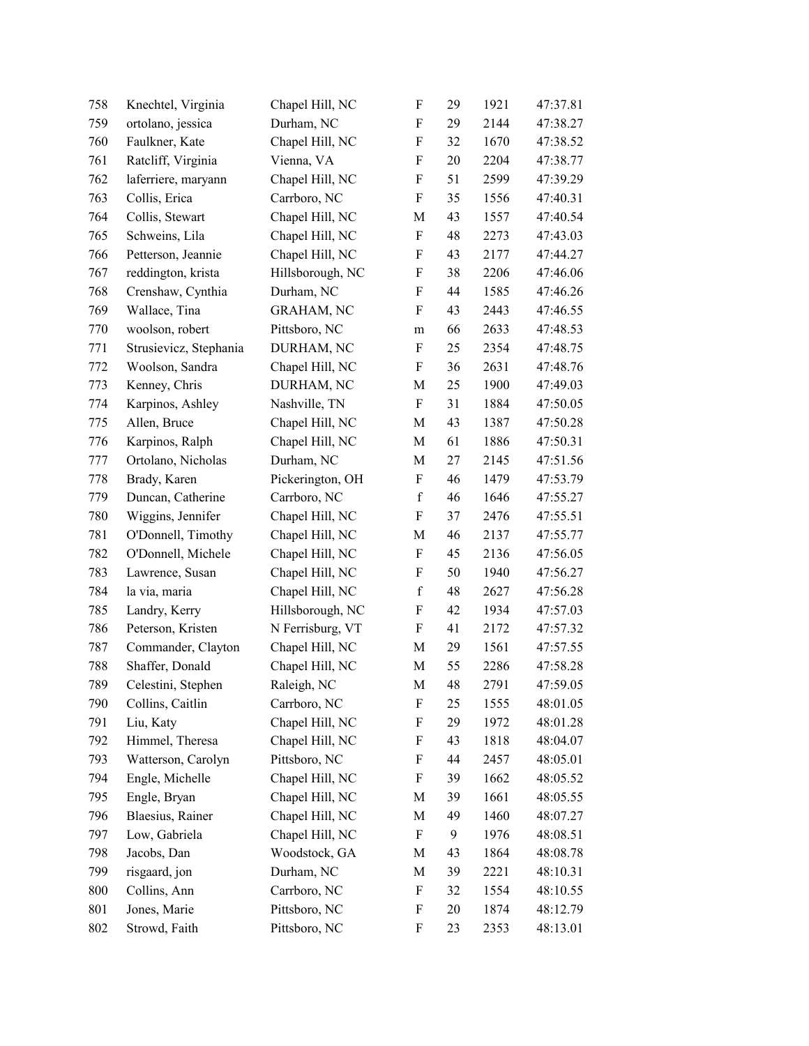| | | | | | | |
|---|---|---|---|---|---|---|
| 758 | Knechtel, Virginia | Chapel Hill, NC | F | 29 | 1921 | 47:37.81 |
| 759 | ortolano, jessica | Durham, NC | F | 29 | 2144 | 47:38.27 |
| 760 | Faulkner, Kate | Chapel Hill, NC | F | 32 | 1670 | 47:38.52 |
| 761 | Ratcliff, Virginia | Vienna, VA | F | 20 | 2204 | 47:38.77 |
| 762 | laferriere, maryann | Chapel Hill, NC | F | 51 | 2599 | 47:39.29 |
| 763 | Collis, Erica | Carrboro, NC | F | 35 | 1556 | 47:40.31 |
| 764 | Collis, Stewart | Chapel Hill, NC | M | 43 | 1557 | 47:40.54 |
| 765 | Schweins, Lila | Chapel Hill, NC | F | 48 | 2273 | 47:43.03 |
| 766 | Petterson, Jeannie | Chapel Hill, NC | F | 43 | 2177 | 47:44.27 |
| 767 | reddington, krista | Hillsborough, NC | F | 38 | 2206 | 47:46.06 |
| 768 | Crenshaw, Cynthia | Durham, NC | F | 44 | 1585 | 47:46.26 |
| 769 | Wallace, Tina | GRAHAM, NC | F | 43 | 2443 | 47:46.55 |
| 770 | woolson, robert | Pittsboro, NC | m | 66 | 2633 | 47:48.53 |
| 771 | Strusievicz, Stephania | DURHAM, NC | F | 25 | 2354 | 47:48.75 |
| 772 | Woolson, Sandra | Chapel Hill, NC | F | 36 | 2631 | 47:48.76 |
| 773 | Kenney, Chris | DURHAM, NC | M | 25 | 1900 | 47:49.03 |
| 774 | Karpinos, Ashley | Nashville, TN | F | 31 | 1884 | 47:50.05 |
| 775 | Allen, Bruce | Chapel Hill, NC | M | 43 | 1387 | 47:50.28 |
| 776 | Karpinos, Ralph | Chapel Hill, NC | M | 61 | 1886 | 47:50.31 |
| 777 | Ortolano, Nicholas | Durham, NC | M | 27 | 2145 | 47:51.56 |
| 778 | Brady, Karen | Pickerington, OH | F | 46 | 1479 | 47:53.79 |
| 779 | Duncan, Catherine | Carrboro, NC | f | 46 | 1646 | 47:55.27 |
| 780 | Wiggins, Jennifer | Chapel Hill, NC | F | 37 | 2476 | 47:55.51 |
| 781 | O'Donnell, Timothy | Chapel Hill, NC | M | 46 | 2137 | 47:55.77 |
| 782 | O'Donnell, Michele | Chapel Hill, NC | F | 45 | 2136 | 47:56.05 |
| 783 | Lawrence, Susan | Chapel Hill, NC | F | 50 | 1940 | 47:56.27 |
| 784 | la via, maria | Chapel Hill, NC | f | 48 | 2627 | 47:56.28 |
| 785 | Landry, Kerry | Hillsborough, NC | F | 42 | 1934 | 47:57.03 |
| 786 | Peterson, Kristen | N Ferrisburg, VT | F | 41 | 2172 | 47:57.32 |
| 787 | Commander, Clayton | Chapel Hill, NC | M | 29 | 1561 | 47:57.55 |
| 788 | Shaffer, Donald | Chapel Hill, NC | M | 55 | 2286 | 47:58.28 |
| 789 | Celestini, Stephen | Raleigh, NC | M | 48 | 2791 | 47:59.05 |
| 790 | Collins, Caitlin | Carrboro, NC | F | 25 | 1555 | 48:01.05 |
| 791 | Liu, Katy | Chapel Hill, NC | F | 29 | 1972 | 48:01.28 |
| 792 | Himmel, Theresa | Chapel Hill, NC | F | 43 | 1818 | 48:04.07 |
| 793 | Watterson, Carolyn | Pittsboro, NC | F | 44 | 2457 | 48:05.01 |
| 794 | Engle, Michelle | Chapel Hill, NC | F | 39 | 1662 | 48:05.52 |
| 795 | Engle, Bryan | Chapel Hill, NC | M | 39 | 1661 | 48:05.55 |
| 796 | Blaesius, Rainer | Chapel Hill, NC | M | 49 | 1460 | 48:07.27 |
| 797 | Low, Gabriela | Chapel Hill, NC | F | 9 | 1976 | 48:08.51 |
| 798 | Jacobs, Dan | Woodstock, GA | M | 43 | 1864 | 48:08.78 |
| 799 | risgaard, jon | Durham, NC | M | 39 | 2221 | 48:10.31 |
| 800 | Collins, Ann | Carrboro, NC | F | 32 | 1554 | 48:10.55 |
| 801 | Jones, Marie | Pittsboro, NC | F | 20 | 1874 | 48:12.79 |
| 802 | Strowd, Faith | Pittsboro, NC | F | 23 | 2353 | 48:13.01 |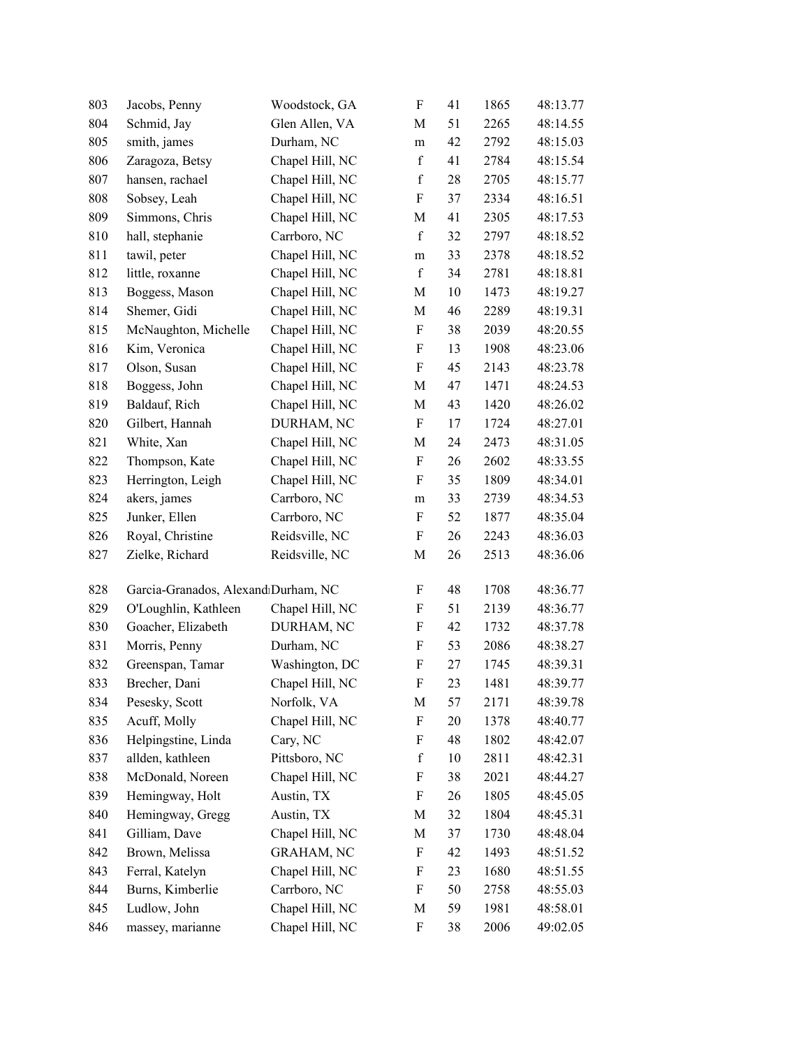| | | | | | | |
|---|---|---|---|---|---|---|
| 803 | Jacobs, Penny | Woodstock, GA | F | 41 | 1865 | 48:13.77 |
| 804 | Schmid, Jay | Glen Allen, VA | M | 51 | 2265 | 48:14.55 |
| 805 | smith, james | Durham, NC | m | 42 | 2792 | 48:15.03 |
| 806 | Zaragoza, Betsy | Chapel Hill, NC | f | 41 | 2784 | 48:15.54 |
| 807 | hansen, rachael | Chapel Hill, NC | f | 28 | 2705 | 48:15.77 |
| 808 | Sobsey, Leah | Chapel Hill, NC | F | 37 | 2334 | 48:16.51 |
| 809 | Simmons, Chris | Chapel Hill, NC | M | 41 | 2305 | 48:17.53 |
| 810 | hall, stephanie | Carrboro, NC | f | 32 | 2797 | 48:18.52 |
| 811 | tawil, peter | Chapel Hill, NC | m | 33 | 2378 | 48:18.52 |
| 812 | little, roxanne | Chapel Hill, NC | f | 34 | 2781 | 48:18.81 |
| 813 | Boggess, Mason | Chapel Hill, NC | M | 10 | 1473 | 48:19.27 |
| 814 | Shemer, Gidi | Chapel Hill, NC | M | 46 | 2289 | 48:19.31 |
| 815 | McNaughton, Michelle | Chapel Hill, NC | F | 38 | 2039 | 48:20.55 |
| 816 | Kim, Veronica | Chapel Hill, NC | F | 13 | 1908 | 48:23.06 |
| 817 | Olson, Susan | Chapel Hill, NC | F | 45 | 2143 | 48:23.78 |
| 818 | Boggess, John | Chapel Hill, NC | M | 47 | 1471 | 48:24.53 |
| 819 | Baldauf, Rich | Chapel Hill, NC | M | 43 | 1420 | 48:26.02 |
| 820 | Gilbert, Hannah | DURHAM, NC | F | 17 | 1724 | 48:27.01 |
| 821 | White, Xan | Chapel Hill, NC | M | 24 | 2473 | 48:31.05 |
| 822 | Thompson, Kate | Chapel Hill, NC | F | 26 | 2602 | 48:33.55 |
| 823 | Herrington, Leigh | Chapel Hill, NC | F | 35 | 1809 | 48:34.01 |
| 824 | akers, james | Carrboro, NC | m | 33 | 2739 | 48:34.53 |
| 825 | Junker, Ellen | Carrboro, NC | F | 52 | 1877 | 48:35.04 |
| 826 | Royal, Christine | Reidsville, NC | F | 26 | 2243 | 48:36.03 |
| 827 | Zielke, Richard | Reidsville, NC | M | 26 | 2513 | 48:36.06 |
| 828 | Garcia-Granados, Alexand | Durham, NC | F | 48 | 1708 | 48:36.77 |
| 829 | O'Loughlin, Kathleen | Chapel Hill, NC | F | 51 | 2139 | 48:36.77 |
| 830 | Goacher, Elizabeth | DURHAM, NC | F | 42 | 1732 | 48:37.78 |
| 831 | Morris, Penny | Durham, NC | F | 53 | 2086 | 48:38.27 |
| 832 | Greenspan, Tamar | Washington, DC | F | 27 | 1745 | 48:39.31 |
| 833 | Brecher, Dani | Chapel Hill, NC | F | 23 | 1481 | 48:39.77 |
| 834 | Pesesky, Scott | Norfolk, VA | M | 57 | 2171 | 48:39.78 |
| 835 | Acuff, Molly | Chapel Hill, NC | F | 20 | 1378 | 48:40.77 |
| 836 | Helpingstine, Linda | Cary, NC | F | 48 | 1802 | 48:42.07 |
| 837 | allden, kathleen | Pittsboro, NC | f | 10 | 2811 | 48:42.31 |
| 838 | McDonald, Noreen | Chapel Hill, NC | F | 38 | 2021 | 48:44.27 |
| 839 | Hemingway, Holt | Austin, TX | F | 26 | 1805 | 48:45.05 |
| 840 | Hemingway, Gregg | Austin, TX | M | 32 | 1804 | 48:45.31 |
| 841 | Gilliam, Dave | Chapel Hill, NC | M | 37 | 1730 | 48:48.04 |
| 842 | Brown, Melissa | GRAHAM, NC | F | 42 | 1493 | 48:51.52 |
| 843 | Ferral, Katelyn | Chapel Hill, NC | F | 23 | 1680 | 48:51.55 |
| 844 | Burns, Kimberlie | Carrboro, NC | F | 50 | 2758 | 48:55.03 |
| 845 | Ludlow, John | Chapel Hill, NC | M | 59 | 1981 | 48:58.01 |
| 846 | massey, marianne | Chapel Hill, NC | F | 38 | 2006 | 49:02.05 |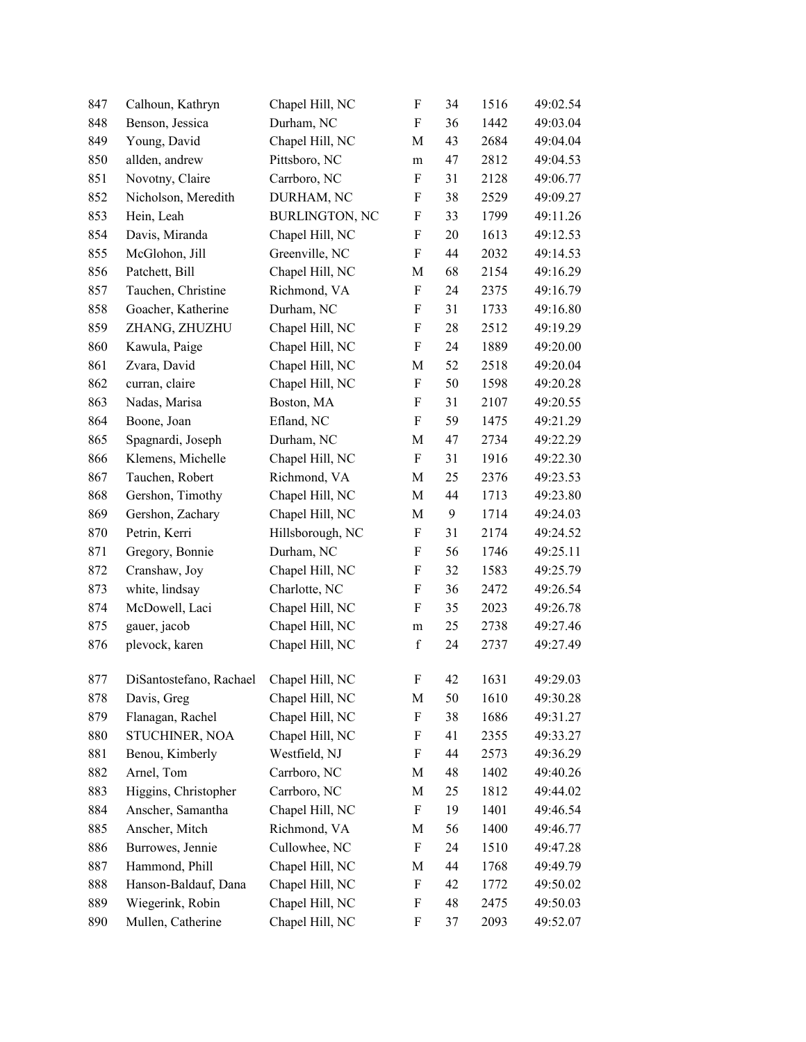| | | | | | | |
|---|---|---|---|---|---|---|
| 847 | Calhoun, Kathryn | Chapel Hill, NC | F | 34 | 1516 | 49:02.54 |
| 848 | Benson, Jessica | Durham, NC | F | 36 | 1442 | 49:03.04 |
| 849 | Young, David | Chapel Hill, NC | M | 43 | 2684 | 49:04.04 |
| 850 | allden, andrew | Pittsboro, NC | m | 47 | 2812 | 49:04.53 |
| 851 | Novotny, Claire | Carrboro, NC | F | 31 | 2128 | 49:06.77 |
| 852 | Nicholson, Meredith | DURHAM, NC | F | 38 | 2529 | 49:09.27 |
| 853 | Hein, Leah | BURLINGTON, NC | F | 33 | 1799 | 49:11.26 |
| 854 | Davis, Miranda | Chapel Hill, NC | F | 20 | 1613 | 49:12.53 |
| 855 | McGlohon, Jill | Greenville, NC | F | 44 | 2032 | 49:14.53 |
| 856 | Patchett, Bill | Chapel Hill, NC | M | 68 | 2154 | 49:16.29 |
| 857 | Tauchen, Christine | Richmond, VA | F | 24 | 2375 | 49:16.79 |
| 858 | Goacher, Katherine | Durham, NC | F | 31 | 1733 | 49:16.80 |
| 859 | ZHANG, ZHUZHU | Chapel Hill, NC | F | 28 | 2512 | 49:19.29 |
| 860 | Kawula, Paige | Chapel Hill, NC | F | 24 | 1889 | 49:20.00 |
| 861 | Zvara, David | Chapel Hill, NC | M | 52 | 2518 | 49:20.04 |
| 862 | curran, claire | Chapel Hill, NC | F | 50 | 1598 | 49:20.28 |
| 863 | Nadas, Marisa | Boston, MA | F | 31 | 2107 | 49:20.55 |
| 864 | Boone, Joan | Efland, NC | F | 59 | 1475 | 49:21.29 |
| 865 | Spagnardi, Joseph | Durham, NC | M | 47 | 2734 | 49:22.29 |
| 866 | Klemens, Michelle | Chapel Hill, NC | F | 31 | 1916 | 49:22.30 |
| 867 | Tauchen, Robert | Richmond, VA | M | 25 | 2376 | 49:23.53 |
| 868 | Gershon, Timothy | Chapel Hill, NC | M | 44 | 1713 | 49:23.80 |
| 869 | Gershon, Zachary | Chapel Hill, NC | M | 9 | 1714 | 49:24.03 |
| 870 | Petrin, Kerri | Hillsborough, NC | F | 31 | 2174 | 49:24.52 |
| 871 | Gregory, Bonnie | Durham, NC | F | 56 | 1746 | 49:25.11 |
| 872 | Cranshaw, Joy | Chapel Hill, NC | F | 32 | 1583 | 49:25.79 |
| 873 | white, lindsay | Charlotte, NC | F | 36 | 2472 | 49:26.54 |
| 874 | McDowell, Laci | Chapel Hill, NC | F | 35 | 2023 | 49:26.78 |
| 875 | gauer, jacob | Chapel Hill, NC | m | 25 | 2738 | 49:27.46 |
| 876 | plevock, karen | Chapel Hill, NC | f | 24 | 2737 | 49:27.49 |
| 877 | DiSantostefano, Rachael | Chapel Hill, NC | F | 42 | 1631 | 49:29.03 |
| 878 | Davis, Greg | Chapel Hill, NC | M | 50 | 1610 | 49:30.28 |
| 879 | Flanagan, Rachel | Chapel Hill, NC | F | 38 | 1686 | 49:31.27 |
| 880 | STUCHINER, NOA | Chapel Hill, NC | F | 41 | 2355 | 49:33.27 |
| 881 | Benou, Kimberly | Westfield, NJ | F | 44 | 2573 | 49:36.29 |
| 882 | Arnel, Tom | Carrboro, NC | M | 48 | 1402 | 49:40.26 |
| 883 | Higgins, Christopher | Carrboro, NC | M | 25 | 1812 | 49:44.02 |
| 884 | Anscher, Samantha | Chapel Hill, NC | F | 19 | 1401 | 49:46.54 |
| 885 | Anscher, Mitch | Richmond, VA | M | 56 | 1400 | 49:46.77 |
| 886 | Burrowes, Jennie | Cullowhee, NC | F | 24 | 1510 | 49:47.28 |
| 887 | Hammond, Phill | Chapel Hill, NC | M | 44 | 1768 | 49:49.79 |
| 888 | Hanson-Baldauf, Dana | Chapel Hill, NC | F | 42 | 1772 | 49:50.02 |
| 889 | Wiegerink, Robin | Chapel Hill, NC | F | 48 | 2475 | 49:50.03 |
| 890 | Mullen, Catherine | Chapel Hill, NC | F | 37 | 2093 | 49:52.07 |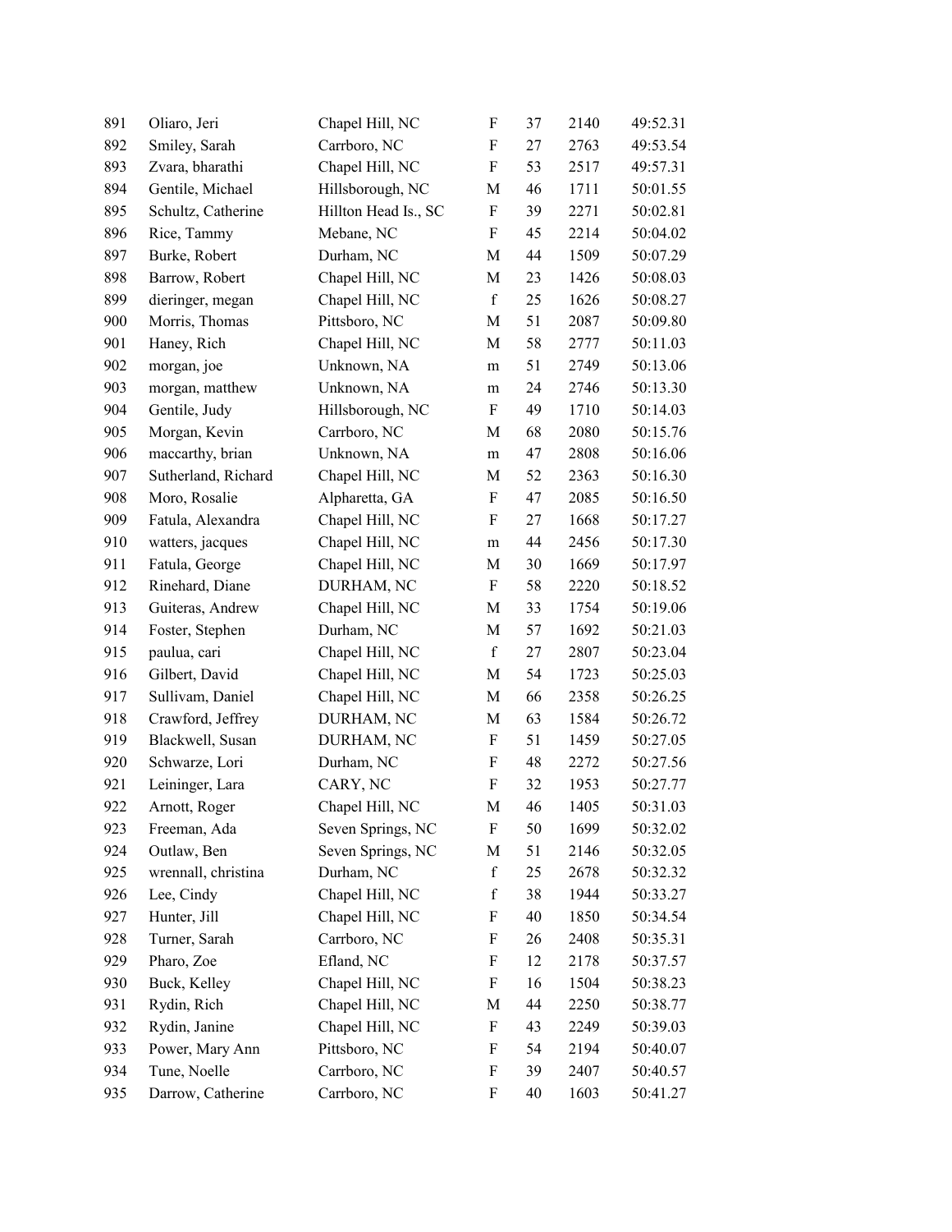| | | | | | | |
|---|---|---|---|---|---|---|
| 891 | Oliaro, Jeri | Chapel Hill, NC | F | 37 | 2140 | 49:52.31 |
| 892 | Smiley, Sarah | Carrboro, NC | F | 27 | 2763 | 49:53.54 |
| 893 | Zvara, bharathi | Chapel Hill, NC | F | 53 | 2517 | 49:57.31 |
| 894 | Gentile, Michael | Hillsborough, NC | M | 46 | 1711 | 50:01.55 |
| 895 | Schultz, Catherine | Hillton Head Is., SC | F | 39 | 2271 | 50:02.81 |
| 896 | Rice, Tammy | Mebane, NC | F | 45 | 2214 | 50:04.02 |
| 897 | Burke, Robert | Durham, NC | M | 44 | 1509 | 50:07.29 |
| 898 | Barrow, Robert | Chapel Hill, NC | M | 23 | 1426 | 50:08.03 |
| 899 | dieringer, megan | Chapel Hill, NC | f | 25 | 1626 | 50:08.27 |
| 900 | Morris, Thomas | Pittsboro, NC | M | 51 | 2087 | 50:09.80 |
| 901 | Haney, Rich | Chapel Hill, NC | M | 58 | 2777 | 50:11.03 |
| 902 | morgan, joe | Unknown, NA | m | 51 | 2749 | 50:13.06 |
| 903 | morgan, matthew | Unknown, NA | m | 24 | 2746 | 50:13.30 |
| 904 | Gentile, Judy | Hillsborough, NC | F | 49 | 1710 | 50:14.03 |
| 905 | Morgan, Kevin | Carrboro, NC | M | 68 | 2080 | 50:15.76 |
| 906 | maccarthy, brian | Unknown, NA | m | 47 | 2808 | 50:16.06 |
| 907 | Sutherland, Richard | Chapel Hill, NC | M | 52 | 2363 | 50:16.30 |
| 908 | Moro, Rosalie | Alpharetta, GA | F | 47 | 2085 | 50:16.50 |
| 909 | Fatula, Alexandra | Chapel Hill, NC | F | 27 | 1668 | 50:17.27 |
| 910 | watters, jacques | Chapel Hill, NC | m | 44 | 2456 | 50:17.30 |
| 911 | Fatula, George | Chapel Hill, NC | M | 30 | 1669 | 50:17.97 |
| 912 | Rinehard, Diane | DURHAM, NC | F | 58 | 2220 | 50:18.52 |
| 913 | Guiteras, Andrew | Chapel Hill, NC | M | 33 | 1754 | 50:19.06 |
| 914 | Foster, Stephen | Durham, NC | M | 57 | 1692 | 50:21.03 |
| 915 | paulua, cari | Chapel Hill, NC | f | 27 | 2807 | 50:23.04 |
| 916 | Gilbert, David | Chapel Hill, NC | M | 54 | 1723 | 50:25.03 |
| 917 | Sullivam, Daniel | Chapel Hill, NC | M | 66 | 2358 | 50:26.25 |
| 918 | Crawford, Jeffrey | DURHAM, NC | M | 63 | 1584 | 50:26.72 |
| 919 | Blackwell, Susan | DURHAM, NC | F | 51 | 1459 | 50:27.05 |
| 920 | Schwarze, Lori | Durham, NC | F | 48 | 2272 | 50:27.56 |
| 921 | Leininger, Lara | CARY, NC | F | 32 | 1953 | 50:27.77 |
| 922 | Arnott, Roger | Chapel Hill, NC | M | 46 | 1405 | 50:31.03 |
| 923 | Freeman, Ada | Seven Springs, NC | F | 50 | 1699 | 50:32.02 |
| 924 | Outlaw, Ben | Seven Springs, NC | M | 51 | 2146 | 50:32.05 |
| 925 | wrennall, christina | Durham, NC | f | 25 | 2678 | 50:32.32 |
| 926 | Lee, Cindy | Chapel Hill, NC | f | 38 | 1944 | 50:33.27 |
| 927 | Hunter, Jill | Chapel Hill, NC | F | 40 | 1850 | 50:34.54 |
| 928 | Turner, Sarah | Carrboro, NC | F | 26 | 2408 | 50:35.31 |
| 929 | Pharo, Zoe | Efland, NC | F | 12 | 2178 | 50:37.57 |
| 930 | Buck, Kelley | Chapel Hill, NC | F | 16 | 1504 | 50:38.23 |
| 931 | Rydin, Rich | Chapel Hill, NC | M | 44 | 2250 | 50:38.77 |
| 932 | Rydin, Janine | Chapel Hill, NC | F | 43 | 2249 | 50:39.03 |
| 933 | Power, Mary Ann | Pittsboro, NC | F | 54 | 2194 | 50:40.07 |
| 934 | Tune, Noelle | Carrboro, NC | F | 39 | 2407 | 50:40.57 |
| 935 | Darrow, Catherine | Carrboro, NC | F | 40 | 1603 | 50:41.27 |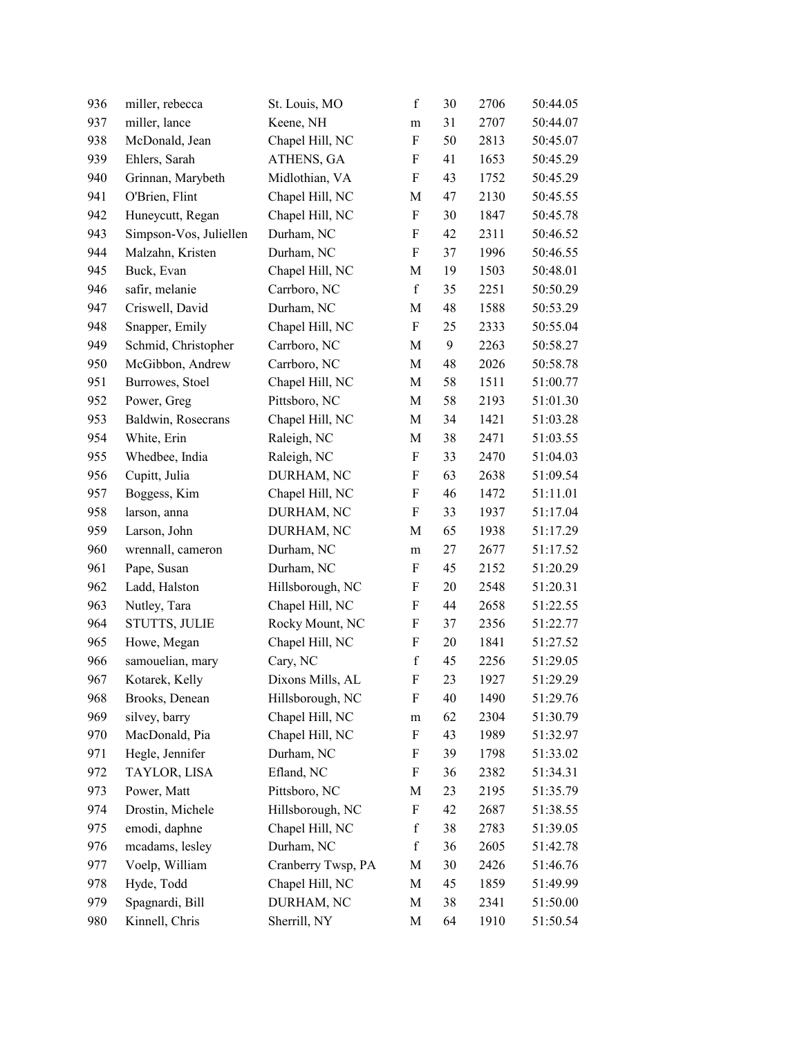| | | | | | | |
|---|---|---|---|---|---|---|
| 936 | miller, rebecca | St. Louis, MO | f | 30 | 2706 | 50:44.05 |
| 937 | miller, lance | Keene, NH | m | 31 | 2707 | 50:44.07 |
| 938 | McDonald, Jean | Chapel Hill, NC | F | 50 | 2813 | 50:45.07 |
| 939 | Ehlers, Sarah | ATHENS, GA | F | 41 | 1653 | 50:45.29 |
| 940 | Grinnan, Marybeth | Midlothian, VA | F | 43 | 1752 | 50:45.29 |
| 941 | O'Brien, Flint | Chapel Hill, NC | M | 47 | 2130 | 50:45.55 |
| 942 | Huneycutt, Regan | Chapel Hill, NC | F | 30 | 1847 | 50:45.78 |
| 943 | Simpson-Vos, Juliellen | Durham, NC | F | 42 | 2311 | 50:46.52 |
| 944 | Malzahn, Kristen | Durham, NC | F | 37 | 1996 | 50:46.55 |
| 945 | Buck, Evan | Chapel Hill, NC | M | 19 | 1503 | 50:48.01 |
| 946 | safir, melanie | Carrboro, NC | f | 35 | 2251 | 50:50.29 |
| 947 | Criswell, David | Durham, NC | M | 48 | 1588 | 50:53.29 |
| 948 | Snapper, Emily | Chapel Hill, NC | F | 25 | 2333 | 50:55.04 |
| 949 | Schmid, Christopher | Carrboro, NC | M | 9 | 2263 | 50:58.27 |
| 950 | McGibbon, Andrew | Carrboro, NC | M | 48 | 2026 | 50:58.78 |
| 951 | Burrowes, Stoel | Chapel Hill, NC | M | 58 | 1511 | 51:00.77 |
| 952 | Power, Greg | Pittsboro, NC | M | 58 | 2193 | 51:01.30 |
| 953 | Baldwin, Rosecrans | Chapel Hill, NC | M | 34 | 1421 | 51:03.28 |
| 954 | White, Erin | Raleigh, NC | M | 38 | 2471 | 51:03.55 |
| 955 | Whedbee, India | Raleigh, NC | F | 33 | 2470 | 51:04.03 |
| 956 | Cupitt, Julia | DURHAM, NC | F | 63 | 2638 | 51:09.54 |
| 957 | Boggess, Kim | Chapel Hill, NC | F | 46 | 1472 | 51:11.01 |
| 958 | larson, anna | DURHAM, NC | F | 33 | 1937 | 51:17.04 |
| 959 | Larson, John | DURHAM, NC | M | 65 | 1938 | 51:17.29 |
| 960 | wrennall, cameron | Durham, NC | m | 27 | 2677 | 51:17.52 |
| 961 | Pape, Susan | Durham, NC | F | 45 | 2152 | 51:20.29 |
| 962 | Ladd, Halston | Hillsborough, NC | F | 20 | 2548 | 51:20.31 |
| 963 | Nutley, Tara | Chapel Hill, NC | F | 44 | 2658 | 51:22.55 |
| 964 | STUTTS, JULIE | Rocky Mount, NC | F | 37 | 2356 | 51:22.77 |
| 965 | Howe, Megan | Chapel Hill, NC | F | 20 | 1841 | 51:27.52 |
| 966 | samouelian, mary | Cary, NC | f | 45 | 2256 | 51:29.05 |
| 967 | Kotarek, Kelly | Dixons Mills, AL | F | 23 | 1927 | 51:29.29 |
| 968 | Brooks, Denean | Hillsborough, NC | F | 40 | 1490 | 51:29.76 |
| 969 | silvey, barry | Chapel Hill, NC | m | 62 | 2304 | 51:30.79 |
| 970 | MacDonald, Pia | Chapel Hill, NC | F | 43 | 1989 | 51:32.97 |
| 971 | Hegle, Jennifer | Durham, NC | F | 39 | 1798 | 51:33.02 |
| 972 | TAYLOR, LISA | Efland, NC | F | 36 | 2382 | 51:34.31 |
| 973 | Power, Matt | Pittsboro, NC | M | 23 | 2195 | 51:35.79 |
| 974 | Drostin, Michele | Hillsborough, NC | F | 42 | 2687 | 51:38.55 |
| 975 | emodi, daphne | Chapel Hill, NC | f | 38 | 2783 | 51:39.05 |
| 976 | mcadams, lesley | Durham, NC | f | 36 | 2605 | 51:42.78 |
| 977 | Voelp, William | Cranberry Twsp, PA | M | 30 | 2426 | 51:46.76 |
| 978 | Hyde, Todd | Chapel Hill, NC | M | 45 | 1859 | 51:49.99 |
| 979 | Spagnardi, Bill | DURHAM, NC | M | 38 | 2341 | 51:50.00 |
| 980 | Kinnell, Chris | Sherrill, NY | M | 64 | 1910 | 51:50.54 |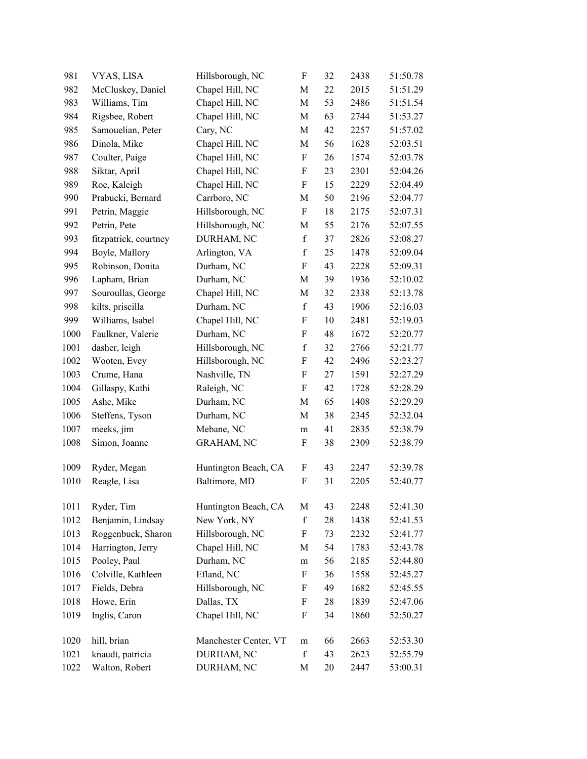| | | | | | | |
|---|---|---|---|---|---|---|
| 981 | VYAS, LISA | Hillsborough, NC | F | 32 | 2438 | 51:50.78 |
| 982 | McCluskey, Daniel | Chapel Hill, NC | M | 22 | 2015 | 51:51.29 |
| 983 | Williams, Tim | Chapel Hill, NC | M | 53 | 2486 | 51:51.54 |
| 984 | Rigsbee, Robert | Chapel Hill, NC | M | 63 | 2744 | 51:53.27 |
| 985 | Samouelian, Peter | Cary, NC | M | 42 | 2257 | 51:57.02 |
| 986 | Dinola, Mike | Chapel Hill, NC | M | 56 | 1628 | 52:03.51 |
| 987 | Coulter, Paige | Chapel Hill, NC | F | 26 | 1574 | 52:03.78 |
| 988 | Siktar, April | Chapel Hill, NC | F | 23 | 2301 | 52:04.26 |
| 989 | Roe, Kaleigh | Chapel Hill, NC | F | 15 | 2229 | 52:04.49 |
| 990 | Prabucki, Bernard | Carrboro, NC | M | 50 | 2196 | 52:04.77 |
| 991 | Petrin, Maggie | Hillsborough, NC | F | 18 | 2175 | 52:07.31 |
| 992 | Petrin, Pete | Hillsborough, NC | M | 55 | 2176 | 52:07.55 |
| 993 | fitzpatrick, courtney | DURHAM, NC | f | 37 | 2826 | 52:08.27 |
| 994 | Boyle, Mallory | Arlington, VA | f | 25 | 1478 | 52:09.04 |
| 995 | Robinson, Donita | Durham, NC | F | 43 | 2228 | 52:09.31 |
| 996 | Lapham, Brian | Durham, NC | M | 39 | 1936 | 52:10.02 |
| 997 | Souroullas, George | Chapel Hill, NC | M | 32 | 2338 | 52:13.78 |
| 998 | kilts, priscilla | Durham, NC | f | 43 | 1906 | 52:16.03 |
| 999 | Williams, Isabel | Chapel Hill, NC | F | 10 | 2481 | 52:19.03 |
| 1000 | Faulkner, Valerie | Durham, NC | F | 48 | 1672 | 52:20.77 |
| 1001 | dasher, leigh | Hillsborough, NC | f | 32 | 2766 | 52:21.77 |
| 1002 | Wooten, Evey | Hillsborough, NC | F | 42 | 2496 | 52:23.27 |
| 1003 | Crume, Hana | Nashville, TN | F | 27 | 1591 | 52:27.29 |
| 1004 | Gillaspy, Kathi | Raleigh, NC | F | 42 | 1728 | 52:28.29 |
| 1005 | Ashe, Mike | Durham, NC | M | 65 | 1408 | 52:29.29 |
| 1006 | Steffens, Tyson | Durham, NC | M | 38 | 2345 | 52:32.04 |
| 1007 | meeks, jim | Mebane, NC | m | 41 | 2835 | 52:38.79 |
| 1008 | Simon, Joanne | GRAHAM, NC | F | 38 | 2309 | 52:38.79 |
| 1009 | Ryder, Megan | Huntington Beach, CA | F | 43 | 2247 | 52:39.78 |
| 1010 | Reagle, Lisa | Baltimore, MD | F | 31 | 2205 | 52:40.77 |
| 1011 | Ryder, Tim | Huntington Beach, CA | M | 43 | 2248 | 52:41.30 |
| 1012 | Benjamin, Lindsay | New York, NY | f | 28 | 1438 | 52:41.53 |
| 1013 | Roggenbuck, Sharon | Hillsborough, NC | F | 73 | 2232 | 52:41.77 |
| 1014 | Harrington, Jerry | Chapel Hill, NC | M | 54 | 1783 | 52:43.78 |
| 1015 | Pooley, Paul | Durham, NC | m | 56 | 2185 | 52:44.80 |
| 1016 | Colville, Kathleen | Efland, NC | F | 36 | 1558 | 52:45.27 |
| 1017 | Fields, Debra | Hillsborough, NC | F | 49 | 1682 | 52:45.55 |
| 1018 | Howe, Erin | Dallas, TX | F | 28 | 1839 | 52:47.06 |
| 1019 | Inglis, Caron | Chapel Hill, NC | F | 34 | 1860 | 52:50.27 |
| 1020 | hill, brian | Manchester Center, VT | m | 66 | 2663 | 52:53.30 |
| 1021 | knaudt, patricia | DURHAM, NC | f | 43 | 2623 | 52:55.79 |
| 1022 | Walton, Robert | DURHAM, NC | M | 20 | 2447 | 53:00.31 |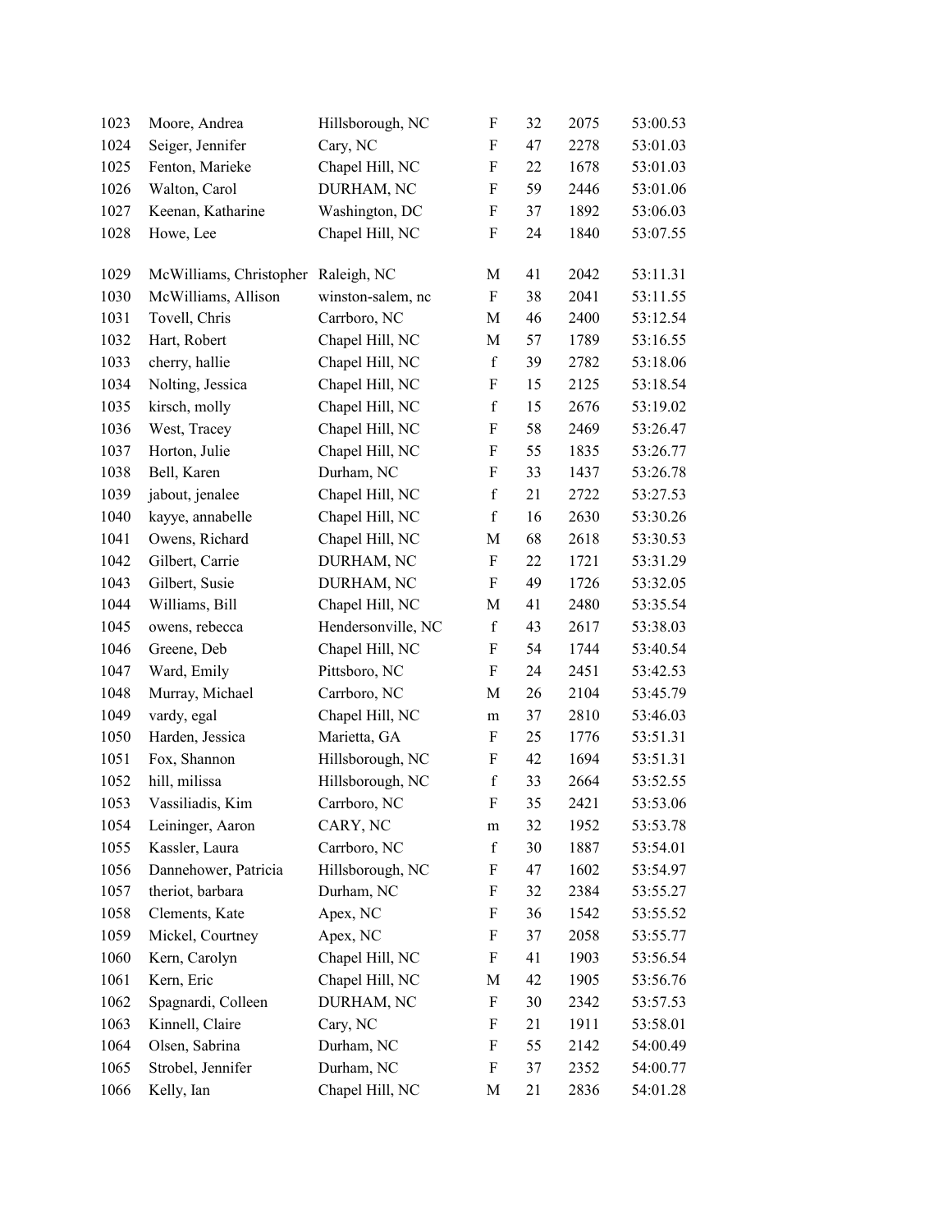| | | | | | | |
|---|---|---|---|---|---|---|
| 1023 | Moore, Andrea | Hillsborough, NC | F | 32 | 2075 | 53:00.53 |
| 1024 | Seiger, Jennifer | Cary, NC | F | 47 | 2278 | 53:01.03 |
| 1025 | Fenton, Marieke | Chapel Hill, NC | F | 22 | 1678 | 53:01.03 |
| 1026 | Walton, Carol | DURHAM, NC | F | 59 | 2446 | 53:01.06 |
| 1027 | Keenan, Katharine | Washington, DC | F | 37 | 1892 | 53:06.03 |
| 1028 | Howe, Lee | Chapel Hill, NC | F | 24 | 1840 | 53:07.55 |
| 1029 | McWilliams, Christopher | Raleigh, NC | M | 41 | 2042 | 53:11.31 |
| 1030 | McWilliams, Allison | winston-salem, nc | F | 38 | 2041 | 53:11.55 |
| 1031 | Tovell, Chris | Carrboro, NC | M | 46 | 2400 | 53:12.54 |
| 1032 | Hart, Robert | Chapel Hill, NC | M | 57 | 1789 | 53:16.55 |
| 1033 | cherry, hallie | Chapel Hill, NC | f | 39 | 2782 | 53:18.06 |
| 1034 | Nolting, Jessica | Chapel Hill, NC | F | 15 | 2125 | 53:18.54 |
| 1035 | kirsch, molly | Chapel Hill, NC | f | 15 | 2676 | 53:19.02 |
| 1036 | West, Tracey | Chapel Hill, NC | F | 58 | 2469 | 53:26.47 |
| 1037 | Horton, Julie | Chapel Hill, NC | F | 55 | 1835 | 53:26.77 |
| 1038 | Bell, Karen | Durham, NC | F | 33 | 1437 | 53:26.78 |
| 1039 | jabout, jenalee | Chapel Hill, NC | f | 21 | 2722 | 53:27.53 |
| 1040 | kayye, annabelle | Chapel Hill, NC | f | 16 | 2630 | 53:30.26 |
| 1041 | Owens, Richard | Chapel Hill, NC | M | 68 | 2618 | 53:30.53 |
| 1042 | Gilbert, Carrie | DURHAM, NC | F | 22 | 1721 | 53:31.29 |
| 1043 | Gilbert, Susie | DURHAM, NC | F | 49 | 1726 | 53:32.05 |
| 1044 | Williams, Bill | Chapel Hill, NC | M | 41 | 2480 | 53:35.54 |
| 1045 | owens, rebecca | Hendersonville, NC | f | 43 | 2617 | 53:38.03 |
| 1046 | Greene, Deb | Chapel Hill, NC | F | 54 | 1744 | 53:40.54 |
| 1047 | Ward, Emily | Pittsboro, NC | F | 24 | 2451 | 53:42.53 |
| 1048 | Murray, Michael | Carrboro, NC | M | 26 | 2104 | 53:45.79 |
| 1049 | vardy, egal | Chapel Hill, NC | m | 37 | 2810 | 53:46.03 |
| 1050 | Harden, Jessica | Marietta, GA | F | 25 | 1776 | 53:51.31 |
| 1051 | Fox, Shannon | Hillsborough, NC | F | 42 | 1694 | 53:51.31 |
| 1052 | hill, milissa | Hillsborough, NC | f | 33 | 2664 | 53:52.55 |
| 1053 | Vassiliadis, Kim | Carrboro, NC | F | 35 | 2421 | 53:53.06 |
| 1054 | Leininger, Aaron | CARY, NC | m | 32 | 1952 | 53:53.78 |
| 1055 | Kassler, Laura | Carrboro, NC | f | 30 | 1887 | 53:54.01 |
| 1056 | Dannehower, Patricia | Hillsborough, NC | F | 47 | 1602 | 53:54.97 |
| 1057 | theriot, barbara | Durham, NC | F | 32 | 2384 | 53:55.27 |
| 1058 | Clements, Kate | Apex, NC | F | 36 | 1542 | 53:55.52 |
| 1059 | Mickel, Courtney | Apex, NC | F | 37 | 2058 | 53:55.77 |
| 1060 | Kern, Carolyn | Chapel Hill, NC | F | 41 | 1903 | 53:56.54 |
| 1061 | Kern, Eric | Chapel Hill, NC | M | 42 | 1905 | 53:56.76 |
| 1062 | Spagnardi, Colleen | DURHAM, NC | F | 30 | 2342 | 53:57.53 |
| 1063 | Kinnell, Claire | Cary, NC | F | 21 | 1911 | 53:58.01 |
| 1064 | Olsen, Sabrina | Durham, NC | F | 55 | 2142 | 54:00.49 |
| 1065 | Strobel, Jennifer | Durham, NC | F | 37 | 2352 | 54:00.77 |
| 1066 | Kelly, Ian | Chapel Hill, NC | M | 21 | 2836 | 54:01.28 |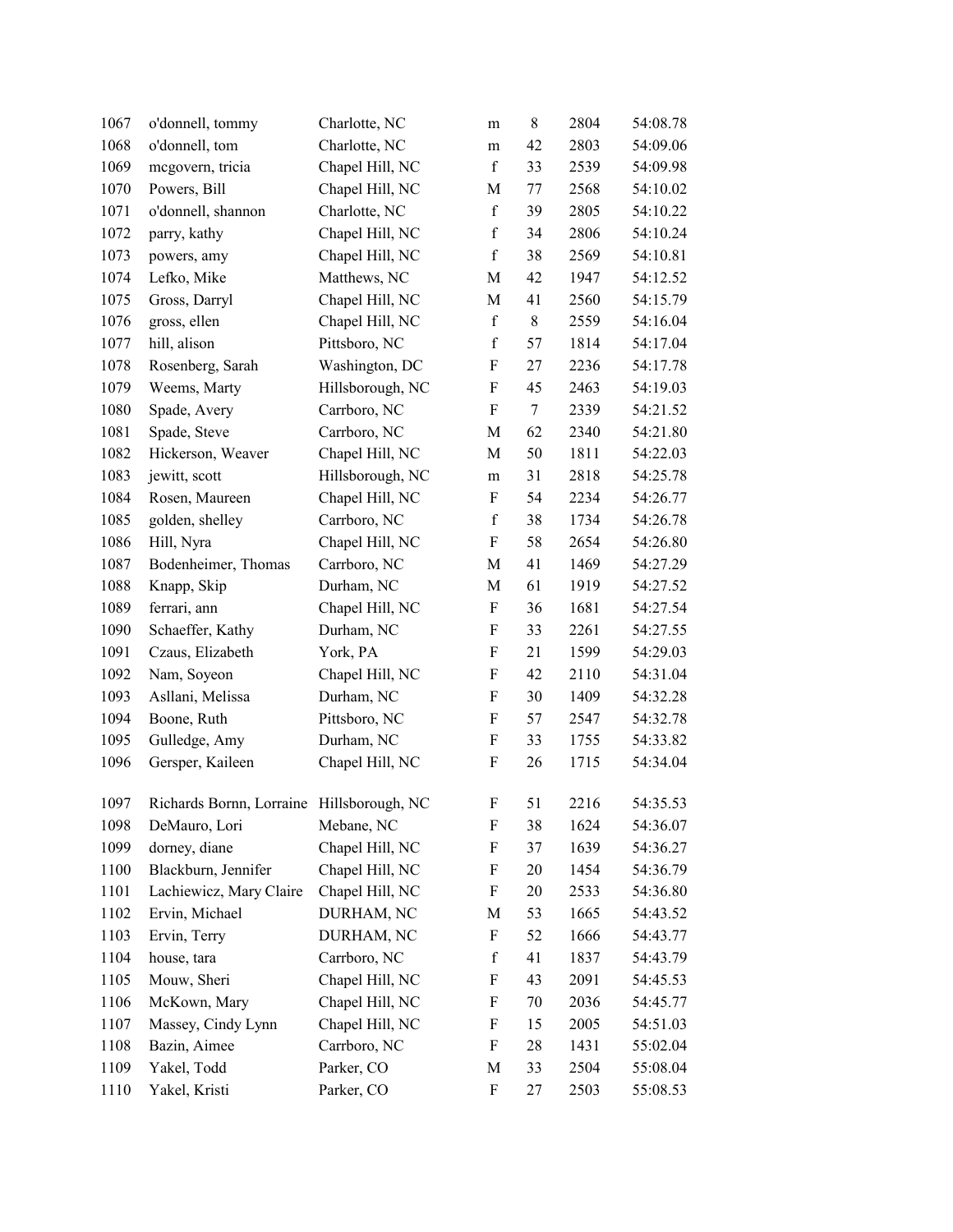| | | | | | | |
|---|---|---|---|---|---|---|
| 1067 | o'donnell, tommy | Charlotte, NC | m | 8 | 2804 | 54:08.78 |
| 1068 | o'donnell, tom | Charlotte, NC | m | 42 | 2803 | 54:09.06 |
| 1069 | mcgovern, tricia | Chapel Hill, NC | f | 33 | 2539 | 54:09.98 |
| 1070 | Powers, Bill | Chapel Hill, NC | M | 77 | 2568 | 54:10.02 |
| 1071 | o'donnell, shannon | Charlotte, NC | f | 39 | 2805 | 54:10.22 |
| 1072 | parry, kathy | Chapel Hill, NC | f | 34 | 2806 | 54:10.24 |
| 1073 | powers, amy | Chapel Hill, NC | f | 38 | 2569 | 54:10.81 |
| 1074 | Lefko, Mike | Matthews, NC | M | 42 | 1947 | 54:12.52 |
| 1075 | Gross, Darryl | Chapel Hill, NC | M | 41 | 2560 | 54:15.79 |
| 1076 | gross, ellen | Chapel Hill, NC | f | 8 | 2559 | 54:16.04 |
| 1077 | hill, alison | Pittsboro, NC | f | 57 | 1814 | 54:17.04 |
| 1078 | Rosenberg, Sarah | Washington, DC | F | 27 | 2236 | 54:17.78 |
| 1079 | Weems, Marty | Hillsborough, NC | F | 45 | 2463 | 54:19.03 |
| 1080 | Spade, Avery | Carrboro, NC | F | 7 | 2339 | 54:21.52 |
| 1081 | Spade, Steve | Carrboro, NC | M | 62 | 2340 | 54:21.80 |
| 1082 | Hickerson, Weaver | Chapel Hill, NC | M | 50 | 1811 | 54:22.03 |
| 1083 | jewitt, scott | Hillsborough, NC | m | 31 | 2818 | 54:25.78 |
| 1084 | Rosen, Maureen | Chapel Hill, NC | F | 54 | 2234 | 54:26.77 |
| 1085 | golden, shelley | Carrboro, NC | f | 38 | 1734 | 54:26.78 |
| 1086 | Hill, Nyra | Chapel Hill, NC | F | 58 | 2654 | 54:26.80 |
| 1087 | Bodenheimer, Thomas | Carrboro, NC | M | 41 | 1469 | 54:27.29 |
| 1088 | Knapp, Skip | Durham, NC | M | 61 | 1919 | 54:27.52 |
| 1089 | ferrari, ann | Chapel Hill, NC | F | 36 | 1681 | 54:27.54 |
| 1090 | Schaeffer, Kathy | Durham, NC | F | 33 | 2261 | 54:27.55 |
| 1091 | Czaus, Elizabeth | York, PA | F | 21 | 1599 | 54:29.03 |
| 1092 | Nam, Soyeon | Chapel Hill, NC | F | 42 | 2110 | 54:31.04 |
| 1093 | Asllani, Melissa | Durham, NC | F | 30 | 1409 | 54:32.28 |
| 1094 | Boone, Ruth | Pittsboro, NC | F | 57 | 2547 | 54:32.78 |
| 1095 | Gulledge, Amy | Durham, NC | F | 33 | 1755 | 54:33.82 |
| 1096 | Gersper, Kaileen | Chapel Hill, NC | F | 26 | 1715 | 54:34.04 |
| 1097 | Richards Bornn, Lorraine | Hillsborough, NC | F | 51 | 2216 | 54:35.53 |
| 1098 | DeMauro, Lori | Mebane, NC | F | 38 | 1624 | 54:36.07 |
| 1099 | dorney, diane | Chapel Hill, NC | F | 37 | 1639 | 54:36.27 |
| 1100 | Blackburn, Jennifer | Chapel Hill, NC | F | 20 | 1454 | 54:36.79 |
| 1101 | Lachiewicz, Mary Claire | Chapel Hill, NC | F | 20 | 2533 | 54:36.80 |
| 1102 | Ervin, Michael | DURHAM, NC | M | 53 | 1665 | 54:43.52 |
| 1103 | Ervin, Terry | DURHAM, NC | F | 52 | 1666 | 54:43.77 |
| 1104 | house, tara | Carrboro, NC | f | 41 | 1837 | 54:43.79 |
| 1105 | Mouw, Sheri | Chapel Hill, NC | F | 43 | 2091 | 54:45.53 |
| 1106 | McKown, Mary | Chapel Hill, NC | F | 70 | 2036 | 54:45.77 |
| 1107 | Massey, Cindy Lynn | Chapel Hill, NC | F | 15 | 2005 | 54:51.03 |
| 1108 | Bazin, Aimee | Carrboro, NC | F | 28 | 1431 | 55:02.04 |
| 1109 | Yakel, Todd | Parker, CO | M | 33 | 2504 | 55:08.04 |
| 1110 | Yakel, Kristi | Parker, CO | F | 27 | 2503 | 55:08.53 |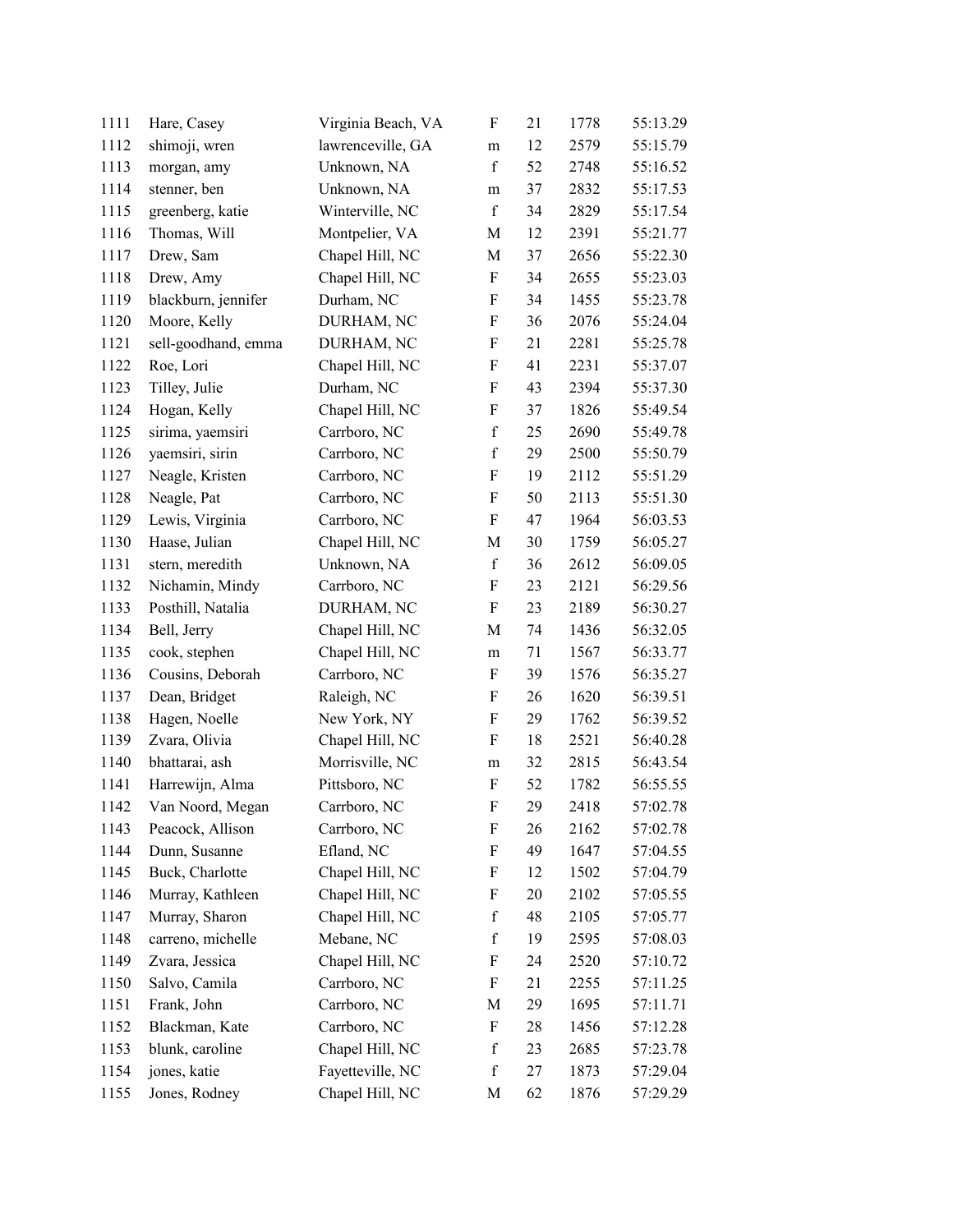| | | | | | | |
|---|---|---|---|---|---|---|
| 1111 | Hare, Casey | Virginia Beach, VA | F | 21 | 1778 | 55:13.29 |
| 1112 | shimoji, wren | lawrenceville, GA | m | 12 | 2579 | 55:15.79 |
| 1113 | morgan, amy | Unknown, NA | f | 52 | 2748 | 55:16.52 |
| 1114 | stenner, ben | Unknown, NA | m | 37 | 2832 | 55:17.53 |
| 1115 | greenberg, katie | Winterville, NC | f | 34 | 2829 | 55:17.54 |
| 1116 | Thomas, Will | Montpelier, VA | M | 12 | 2391 | 55:21.77 |
| 1117 | Drew, Sam | Chapel Hill, NC | M | 37 | 2656 | 55:22.30 |
| 1118 | Drew, Amy | Chapel Hill, NC | F | 34 | 2655 | 55:23.03 |
| 1119 | blackburn, jennifer | Durham, NC | F | 34 | 1455 | 55:23.78 |
| 1120 | Moore, Kelly | DURHAM, NC | F | 36 | 2076 | 55:24.04 |
| 1121 | sell-goodhand, emma | DURHAM, NC | F | 21 | 2281 | 55:25.78 |
| 1122 | Roe, Lori | Chapel Hill, NC | F | 41 | 2231 | 55:37.07 |
| 1123 | Tilley, Julie | Durham, NC | F | 43 | 2394 | 55:37.30 |
| 1124 | Hogan, Kelly | Chapel Hill, NC | F | 37 | 1826 | 55:49.54 |
| 1125 | sirima, yaemsiri | Carrboro, NC | f | 25 | 2690 | 55:49.78 |
| 1126 | yaemsiri, sirin | Carrboro, NC | f | 29 | 2500 | 55:50.79 |
| 1127 | Neagle, Kristen | Carrboro, NC | F | 19 | 2112 | 55:51.29 |
| 1128 | Neagle, Pat | Carrboro, NC | F | 50 | 2113 | 55:51.30 |
| 1129 | Lewis, Virginia | Carrboro, NC | F | 47 | 1964 | 56:03.53 |
| 1130 | Haase, Julian | Chapel Hill, NC | M | 30 | 1759 | 56:05.27 |
| 1131 | stern, meredith | Unknown, NA | f | 36 | 2612 | 56:09.05 |
| 1132 | Nichamin, Mindy | Carrboro, NC | F | 23 | 2121 | 56:29.56 |
| 1133 | Posthill, Natalia | DURHAM, NC | F | 23 | 2189 | 56:30.27 |
| 1134 | Bell, Jerry | Chapel Hill, NC | M | 74 | 1436 | 56:32.05 |
| 1135 | cook, stephen | Chapel Hill, NC | m | 71 | 1567 | 56:33.77 |
| 1136 | Cousins, Deborah | Carrboro, NC | F | 39 | 1576 | 56:35.27 |
| 1137 | Dean, Bridget | Raleigh, NC | F | 26 | 1620 | 56:39.51 |
| 1138 | Hagen, Noelle | New York, NY | F | 29 | 1762 | 56:39.52 |
| 1139 | Zvara, Olivia | Chapel Hill, NC | F | 18 | 2521 | 56:40.28 |
| 1140 | bhattarai, ash | Morrisville, NC | m | 32 | 2815 | 56:43.54 |
| 1141 | Harrewijn, Alma | Pittsboro, NC | F | 52 | 1782 | 56:55.55 |
| 1142 | Van Noord, Megan | Carrboro, NC | F | 29 | 2418 | 57:02.78 |
| 1143 | Peacock, Allison | Carrboro, NC | F | 26 | 2162 | 57:02.78 |
| 1144 | Dunn, Susanne | Efland, NC | F | 49 | 1647 | 57:04.55 |
| 1145 | Buck, Charlotte | Chapel Hill, NC | F | 12 | 1502 | 57:04.79 |
| 1146 | Murray, Kathleen | Chapel Hill, NC | F | 20 | 2102 | 57:05.55 |
| 1147 | Murray, Sharon | Chapel Hill, NC | f | 48 | 2105 | 57:05.77 |
| 1148 | carreno, michelle | Mebane, NC | f | 19 | 2595 | 57:08.03 |
| 1149 | Zvara, Jessica | Chapel Hill, NC | F | 24 | 2520 | 57:10.72 |
| 1150 | Salvo, Camila | Carrboro, NC | F | 21 | 2255 | 57:11.25 |
| 1151 | Frank, John | Carrboro, NC | M | 29 | 1695 | 57:11.71 |
| 1152 | Blackman, Kate | Carrboro, NC | F | 28 | 1456 | 57:12.28 |
| 1153 | blunk, caroline | Chapel Hill, NC | f | 23 | 2685 | 57:23.78 |
| 1154 | jones, katie | Fayetteville, NC | f | 27 | 1873 | 57:29.04 |
| 1155 | Jones, Rodney | Chapel Hill, NC | M | 62 | 1876 | 57:29.29 |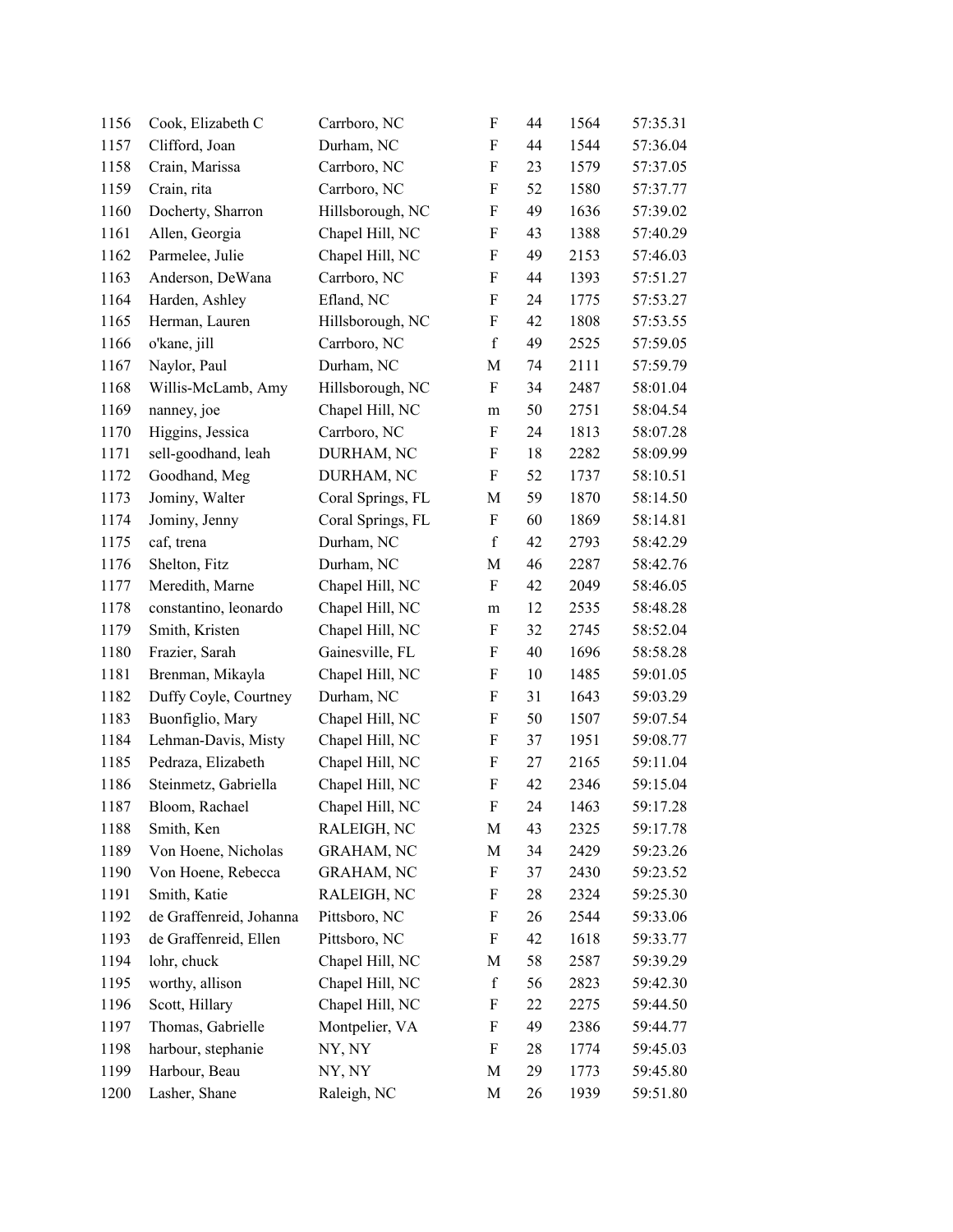| | | | | | | |
|---|---|---|---|---|---|---|
| 1156 | Cook, Elizabeth C | Carrboro, NC | F | 44 | 1564 | 57:35.31 |
| 1157 | Clifford, Joan | Durham, NC | F | 44 | 1544 | 57:36.04 |
| 1158 | Crain, Marissa | Carrboro, NC | F | 23 | 1579 | 57:37.05 |
| 1159 | Crain, rita | Carrboro, NC | F | 52 | 1580 | 57:37.77 |
| 1160 | Docherty, Sharron | Hillsborough, NC | F | 49 | 1636 | 57:39.02 |
| 1161 | Allen, Georgia | Chapel Hill, NC | F | 43 | 1388 | 57:40.29 |
| 1162 | Parmelee, Julie | Chapel Hill, NC | F | 49 | 2153 | 57:46.03 |
| 1163 | Anderson, DeWana | Carrboro, NC | F | 44 | 1393 | 57:51.27 |
| 1164 | Harden, Ashley | Efland, NC | F | 24 | 1775 | 57:53.27 |
| 1165 | Herman, Lauren | Hillsborough, NC | F | 42 | 1808 | 57:53.55 |
| 1166 | o'kane, jill | Carrboro, NC | f | 49 | 2525 | 57:59.05 |
| 1167 | Naylor, Paul | Durham, NC | M | 74 | 2111 | 57:59.79 |
| 1168 | Willis-McLamb, Amy | Hillsborough, NC | F | 34 | 2487 | 58:01.04 |
| 1169 | nanney, joe | Chapel Hill, NC | m | 50 | 2751 | 58:04.54 |
| 1170 | Higgins, Jessica | Carrboro, NC | F | 24 | 1813 | 58:07.28 |
| 1171 | sell-goodhand, leah | DURHAM, NC | F | 18 | 2282 | 58:09.99 |
| 1172 | Goodhand, Meg | DURHAM, NC | F | 52 | 1737 | 58:10.51 |
| 1173 | Jominy, Walter | Coral Springs, FL | M | 59 | 1870 | 58:14.50 |
| 1174 | Jominy, Jenny | Coral Springs, FL | F | 60 | 1869 | 58:14.81 |
| 1175 | caf, trena | Durham, NC | f | 42 | 2793 | 58:42.29 |
| 1176 | Shelton, Fitz | Durham, NC | M | 46 | 2287 | 58:42.76 |
| 1177 | Meredith, Marne | Chapel Hill, NC | F | 42 | 2049 | 58:46.05 |
| 1178 | constantino, leonardo | Chapel Hill, NC | m | 12 | 2535 | 58:48.28 |
| 1179 | Smith, Kristen | Chapel Hill, NC | F | 32 | 2745 | 58:52.04 |
| 1180 | Frazier, Sarah | Gainesville, FL | F | 40 | 1696 | 58:58.28 |
| 1181 | Brenman, Mikayla | Chapel Hill, NC | F | 10 | 1485 | 59:01.05 |
| 1182 | Duffy Coyle, Courtney | Durham, NC | F | 31 | 1643 | 59:03.29 |
| 1183 | Buonfiglio, Mary | Chapel Hill, NC | F | 50 | 1507 | 59:07.54 |
| 1184 | Lehman-Davis, Misty | Chapel Hill, NC | F | 37 | 1951 | 59:08.77 |
| 1185 | Pedraza, Elizabeth | Chapel Hill, NC | F | 27 | 2165 | 59:11.04 |
| 1186 | Steinmetz, Gabriella | Chapel Hill, NC | F | 42 | 2346 | 59:15.04 |
| 1187 | Bloom, Rachael | Chapel Hill, NC | F | 24 | 1463 | 59:17.28 |
| 1188 | Smith, Ken | RALEIGH, NC | M | 43 | 2325 | 59:17.78 |
| 1189 | Von Hoene, Nicholas | GRAHAM, NC | M | 34 | 2429 | 59:23.26 |
| 1190 | Von Hoene, Rebecca | GRAHAM, NC | F | 37 | 2430 | 59:23.52 |
| 1191 | Smith, Katie | RALEIGH, NC | F | 28 | 2324 | 59:25.30 |
| 1192 | de Graffenreid, Johanna | Pittsboro, NC | F | 26 | 2544 | 59:33.06 |
| 1193 | de Graffenreid, Ellen | Pittsboro, NC | F | 42 | 1618 | 59:33.77 |
| 1194 | lohr, chuck | Chapel Hill, NC | M | 58 | 2587 | 59:39.29 |
| 1195 | worthy, allison | Chapel Hill, NC | f | 56 | 2823 | 59:42.30 |
| 1196 | Scott, Hillary | Chapel Hill, NC | F | 22 | 2275 | 59:44.50 |
| 1197 | Thomas, Gabrielle | Montpelier, VA | F | 49 | 2386 | 59:44.77 |
| 1198 | harbour, stephanie | NY, NY | F | 28 | 1774 | 59:45.03 |
| 1199 | Harbour, Beau | NY, NY | M | 29 | 1773 | 59:45.80 |
| 1200 | Lasher, Shane | Raleigh, NC | M | 26 | 1939 | 59:51.80 |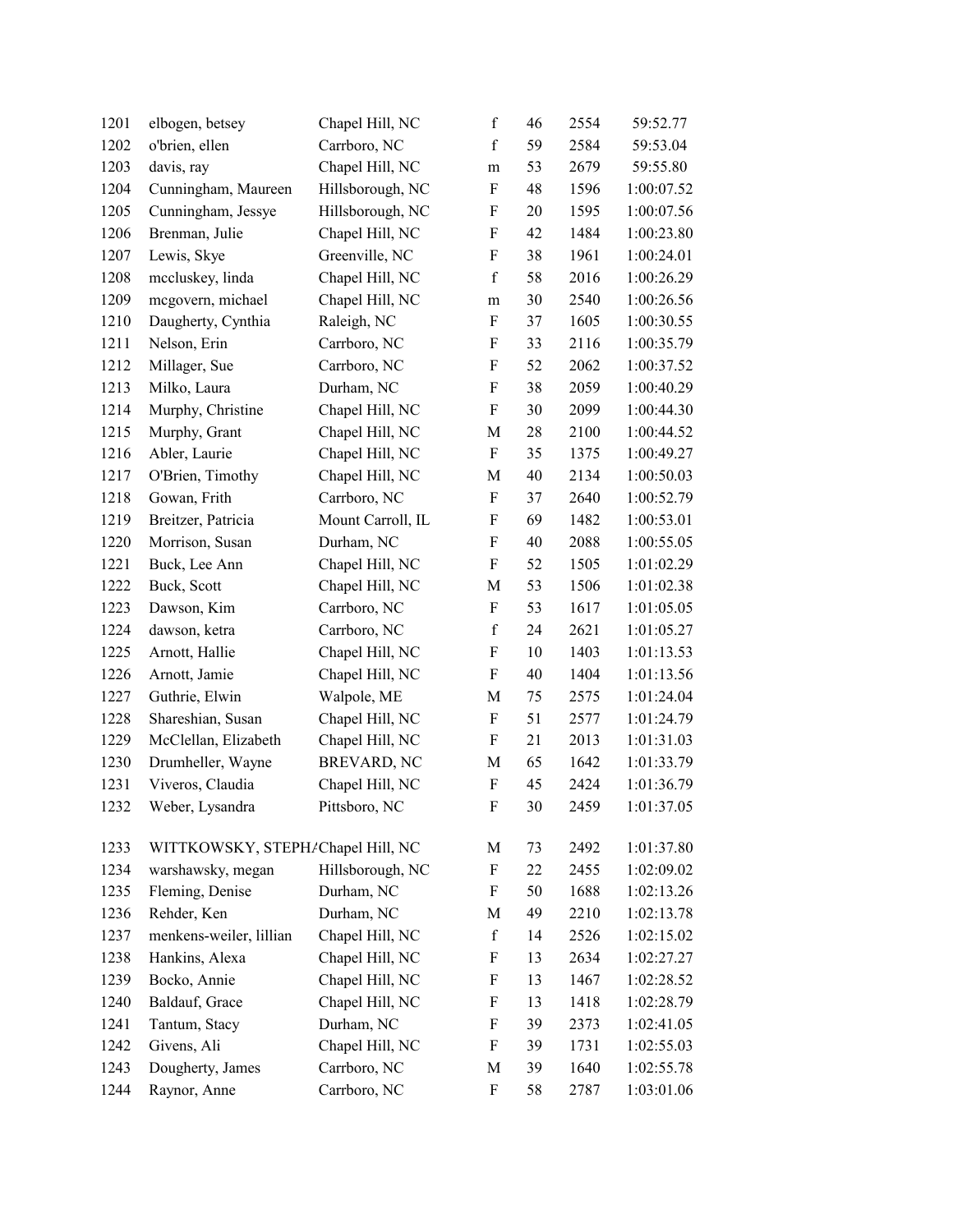| | | | | | | |
|---|---|---|---|---|---|---|
| 1201 | elbogen, betsey | Chapel Hill, NC | f | 46 | 2554 | 59:52.77 |
| 1202 | o'brien, ellen | Carrboro, NC | f | 59 | 2584 | 59:53.04 |
| 1203 | davis, ray | Chapel Hill, NC | m | 53 | 2679 | 59:55.80 |
| 1204 | Cunningham, Maureen | Hillsborough, NC | F | 48 | 1596 | 1:00:07.52 |
| 1205 | Cunningham, Jessye | Hillsborough, NC | F | 20 | 1595 | 1:00:07.56 |
| 1206 | Brenman, Julie | Chapel Hill, NC | F | 42 | 1484 | 1:00:23.80 |
| 1207 | Lewis, Skye | Greenville, NC | F | 38 | 1961 | 1:00:24.01 |
| 1208 | mccluskey, linda | Chapel Hill, NC | f | 58 | 2016 | 1:00:26.29 |
| 1209 | mcgovern, michael | Chapel Hill, NC | m | 30 | 2540 | 1:00:26.56 |
| 1210 | Daugherty, Cynthia | Raleigh, NC | F | 37 | 1605 | 1:00:30.55 |
| 1211 | Nelson, Erin | Carrboro, NC | F | 33 | 2116 | 1:00:35.79 |
| 1212 | Millager, Sue | Carrboro, NC | F | 52 | 2062 | 1:00:37.52 |
| 1213 | Milko, Laura | Durham, NC | F | 38 | 2059 | 1:00:40.29 |
| 1214 | Murphy, Christine | Chapel Hill, NC | F | 30 | 2099 | 1:00:44.30 |
| 1215 | Murphy, Grant | Chapel Hill, NC | M | 28 | 2100 | 1:00:44.52 |
| 1216 | Abler, Laurie | Chapel Hill, NC | F | 35 | 1375 | 1:00:49.27 |
| 1217 | O'Brien, Timothy | Chapel Hill, NC | M | 40 | 2134 | 1:00:50.03 |
| 1218 | Gowan, Frith | Carrboro, NC | F | 37 | 2640 | 1:00:52.79 |
| 1219 | Breitzer, Patricia | Mount Carroll, IL | F | 69 | 1482 | 1:00:53.01 |
| 1220 | Morrison, Susan | Durham, NC | F | 40 | 2088 | 1:00:55.05 |
| 1221 | Buck, Lee Ann | Chapel Hill, NC | F | 52 | 1505 | 1:01:02.29 |
| 1222 | Buck, Scott | Chapel Hill, NC | M | 53 | 1506 | 1:01:02.38 |
| 1223 | Dawson, Kim | Carrboro, NC | F | 53 | 1617 | 1:01:05.05 |
| 1224 | dawson, ketra | Carrboro, NC | f | 24 | 2621 | 1:01:05.27 |
| 1225 | Arnott, Hallie | Chapel Hill, NC | F | 10 | 1403 | 1:01:13.53 |
| 1226 | Arnott, Jamie | Chapel Hill, NC | F | 40 | 1404 | 1:01:13.56 |
| 1227 | Guthrie, Elwin | Walpole, ME | M | 75 | 2575 | 1:01:24.04 |
| 1228 | Shareshian, Susan | Chapel Hill, NC | F | 51 | 2577 | 1:01:24.79 |
| 1229 | McClellan, Elizabeth | Chapel Hill, NC | F | 21 | 2013 | 1:01:31.03 |
| 1230 | Drumheller, Wayne | BREVARD, NC | M | 65 | 1642 | 1:01:33.79 |
| 1231 | Viveros, Claudia | Chapel Hill, NC | F | 45 | 2424 | 1:01:36.79 |
| 1232 | Weber, Lysandra | Pittsboro, NC | F | 30 | 2459 | 1:01:37.05 |
| 1233 | WITTKOWSKY, STEPH/ | Chapel Hill, NC | M | 73 | 2492 | 1:01:37.80 |
| 1234 | warshawsky, megan | Hillsborough, NC | F | 22 | 2455 | 1:02:09.02 |
| 1235 | Fleming, Denise | Durham, NC | F | 50 | 1688 | 1:02:13.26 |
| 1236 | Rehder, Ken | Durham, NC | M | 49 | 2210 | 1:02:13.78 |
| 1237 | menkens-weiler, lillian | Chapel Hill, NC | f | 14 | 2526 | 1:02:15.02 |
| 1238 | Hankins, Alexa | Chapel Hill, NC | F | 13 | 2634 | 1:02:27.27 |
| 1239 | Bocko, Annie | Chapel Hill, NC | F | 13 | 1467 | 1:02:28.52 |
| 1240 | Baldauf, Grace | Chapel Hill, NC | F | 13 | 1418 | 1:02:28.79 |
| 1241 | Tantum, Stacy | Durham, NC | F | 39 | 2373 | 1:02:41.05 |
| 1242 | Givens, Ali | Chapel Hill, NC | F | 39 | 1731 | 1:02:55.03 |
| 1243 | Dougherty, James | Carrboro, NC | M | 39 | 1640 | 1:02:55.78 |
| 1244 | Raynor, Anne | Carrboro, NC | F | 58 | 2787 | 1:03:01.06 |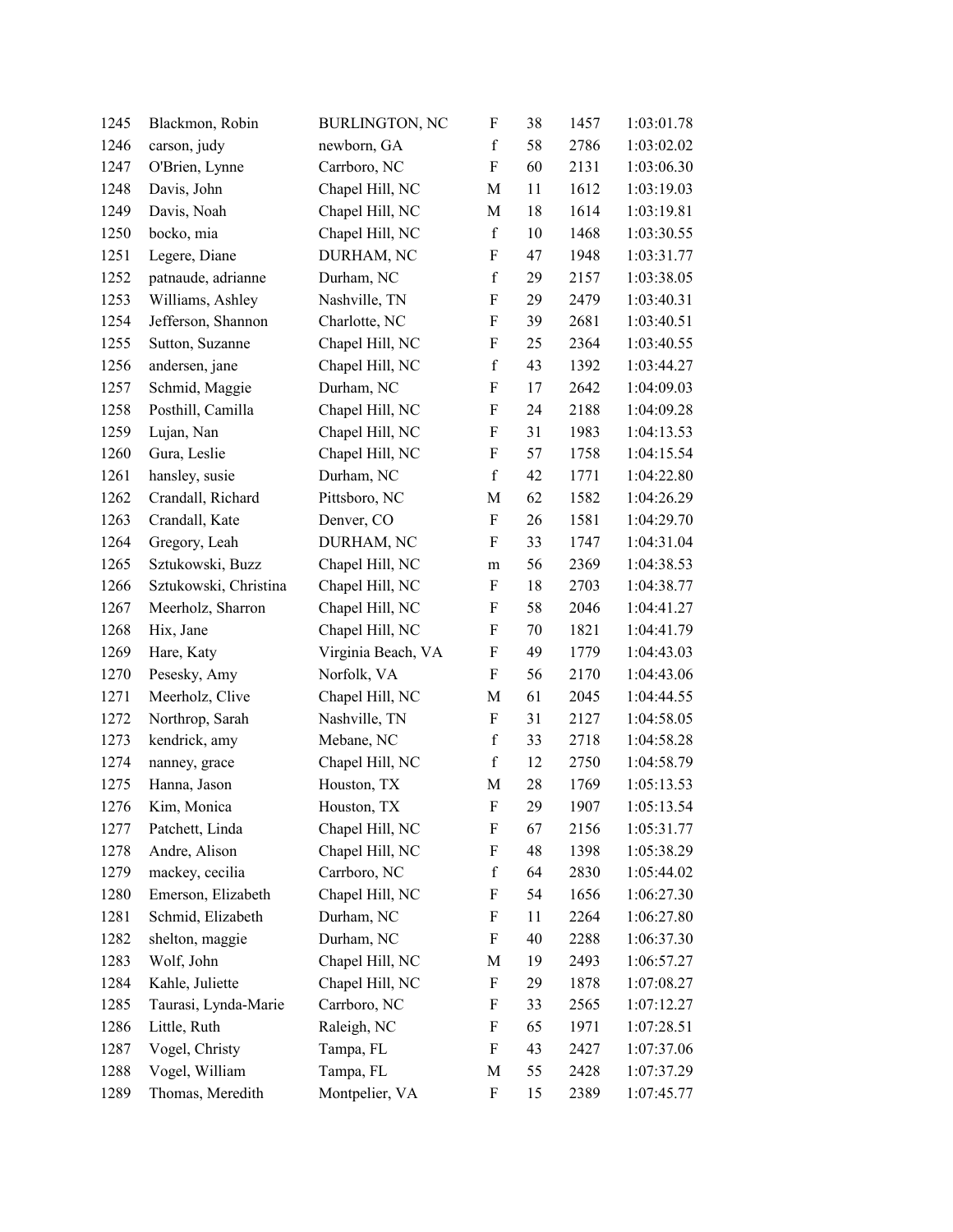| | | | | | | |
|---|---|---|---|---|---|---|
| 1245 | Blackmon, Robin | BURLINGTON, NC | F | 38 | 1457 | 1:03:01.78 |
| 1246 | carson, judy | newborn, GA | f | 58 | 2786 | 1:03:02.02 |
| 1247 | O'Brien, Lynne | Carrboro, NC | F | 60 | 2131 | 1:03:06.30 |
| 1248 | Davis, John | Chapel Hill, NC | M | 11 | 1612 | 1:03:19.03 |
| 1249 | Davis, Noah | Chapel Hill, NC | M | 18 | 1614 | 1:03:19.81 |
| 1250 | bocko, mia | Chapel Hill, NC | f | 10 | 1468 | 1:03:30.55 |
| 1251 | Legere, Diane | DURHAM, NC | F | 47 | 1948 | 1:03:31.77 |
| 1252 | patnaude, adrianne | Durham, NC | f | 29 | 2157 | 1:03:38.05 |
| 1253 | Williams, Ashley | Nashville, TN | F | 29 | 2479 | 1:03:40.31 |
| 1254 | Jefferson, Shannon | Charlotte, NC | F | 39 | 2681 | 1:03:40.51 |
| 1255 | Sutton, Suzanne | Chapel Hill, NC | F | 25 | 2364 | 1:03:40.55 |
| 1256 | andersen, jane | Chapel Hill, NC | f | 43 | 1392 | 1:03:44.27 |
| 1257 | Schmid, Maggie | Durham, NC | F | 17 | 2642 | 1:04:09.03 |
| 1258 | Posthill, Camilla | Chapel Hill, NC | F | 24 | 2188 | 1:04:09.28 |
| 1259 | Lujan, Nan | Chapel Hill, NC | F | 31 | 1983 | 1:04:13.53 |
| 1260 | Gura, Leslie | Chapel Hill, NC | F | 57 | 1758 | 1:04:15.54 |
| 1261 | hansley, susie | Durham, NC | f | 42 | 1771 | 1:04:22.80 |
| 1262 | Crandall, Richard | Pittsboro, NC | M | 62 | 1582 | 1:04:26.29 |
| 1263 | Crandall, Kate | Denver, CO | F | 26 | 1581 | 1:04:29.70 |
| 1264 | Gregory, Leah | DURHAM, NC | F | 33 | 1747 | 1:04:31.04 |
| 1265 | Sztukowski, Buzz | Chapel Hill, NC | m | 56 | 2369 | 1:04:38.53 |
| 1266 | Sztukowski, Christina | Chapel Hill, NC | F | 18 | 2703 | 1:04:38.77 |
| 1267 | Meerholz, Sharron | Chapel Hill, NC | F | 58 | 2046 | 1:04:41.27 |
| 1268 | Hix, Jane | Chapel Hill, NC | F | 70 | 1821 | 1:04:41.79 |
| 1269 | Hare, Katy | Virginia Beach, VA | F | 49 | 1779 | 1:04:43.03 |
| 1270 | Pesesky, Amy | Norfolk, VA | F | 56 | 2170 | 1:04:43.06 |
| 1271 | Meerholz, Clive | Chapel Hill, NC | M | 61 | 2045 | 1:04:44.55 |
| 1272 | Northrop, Sarah | Nashville, TN | F | 31 | 2127 | 1:04:58.05 |
| 1273 | kendrick, amy | Mebane, NC | f | 33 | 2718 | 1:04:58.28 |
| 1274 | nanney, grace | Chapel Hill, NC | f | 12 | 2750 | 1:04:58.79 |
| 1275 | Hanna, Jason | Houston, TX | M | 28 | 1769 | 1:05:13.53 |
| 1276 | Kim, Monica | Houston, TX | F | 29 | 1907 | 1:05:13.54 |
| 1277 | Patchett, Linda | Chapel Hill, NC | F | 67 | 2156 | 1:05:31.77 |
| 1278 | Andre, Alison | Chapel Hill, NC | F | 48 | 1398 | 1:05:38.29 |
| 1279 | mackey, cecilia | Carrboro, NC | f | 64 | 2830 | 1:05:44.02 |
| 1280 | Emerson, Elizabeth | Chapel Hill, NC | F | 54 | 1656 | 1:06:27.30 |
| 1281 | Schmid, Elizabeth | Durham, NC | F | 11 | 2264 | 1:06:27.80 |
| 1282 | shelton, maggie | Durham, NC | F | 40 | 2288 | 1:06:37.30 |
| 1283 | Wolf, John | Chapel Hill, NC | M | 19 | 2493 | 1:06:57.27 |
| 1284 | Kahle, Juliette | Chapel Hill, NC | F | 29 | 1878 | 1:07:08.27 |
| 1285 | Taurasi, Lynda-Marie | Carrboro, NC | F | 33 | 2565 | 1:07:12.27 |
| 1286 | Little, Ruth | Raleigh, NC | F | 65 | 1971 | 1:07:28.51 |
| 1287 | Vogel, Christy | Tampa, FL | F | 43 | 2427 | 1:07:37.06 |
| 1288 | Vogel, William | Tampa, FL | M | 55 | 2428 | 1:07:37.29 |
| 1289 | Thomas, Meredith | Montpelier, VA | F | 15 | 2389 | 1:07:45.77 |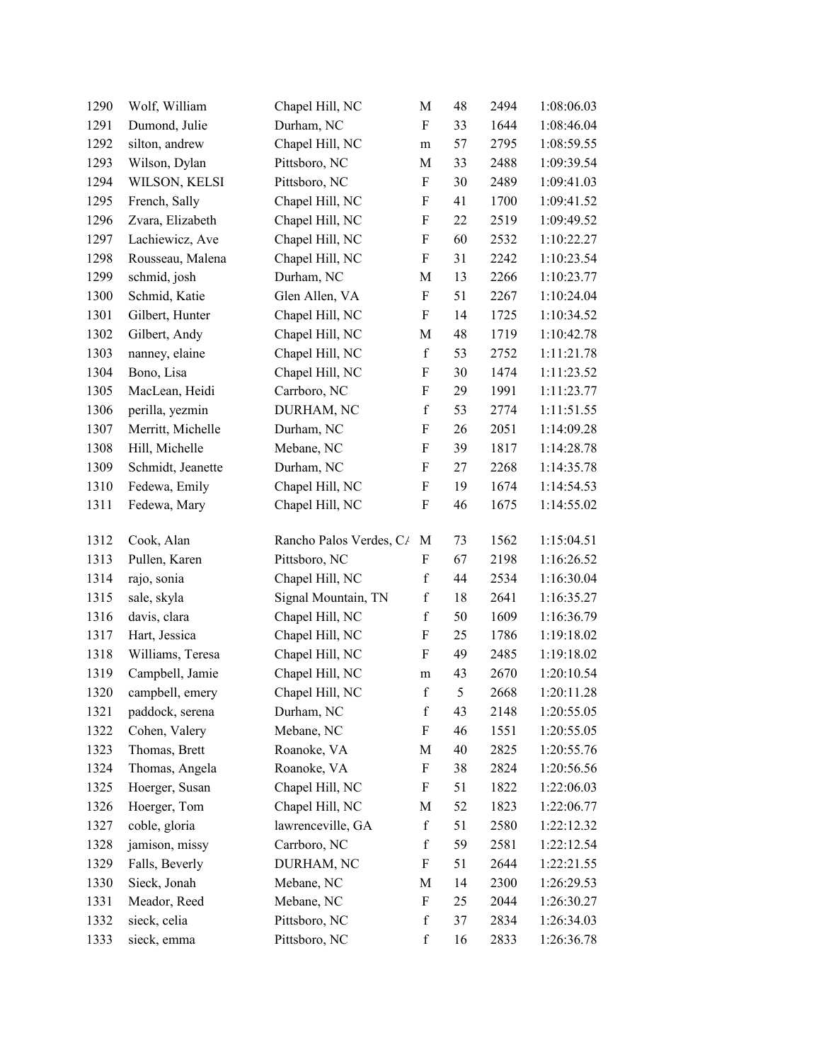| | | | | | | |
|---|---|---|---|---|---|---|
| 1290 | Wolf, William | Chapel Hill, NC | M | 48 | 2494 | 1:08:06.03 |
| 1291 | Dumond, Julie | Durham, NC | F | 33 | 1644 | 1:08:46.04 |
| 1292 | silton, andrew | Chapel Hill, NC | m | 57 | 2795 | 1:08:59.55 |
| 1293 | Wilson, Dylan | Pittsboro, NC | M | 33 | 2488 | 1:09:39.54 |
| 1294 | WILSON, KELSI | Pittsboro, NC | F | 30 | 2489 | 1:09:41.03 |
| 1295 | French, Sally | Chapel Hill, NC | F | 41 | 1700 | 1:09:41.52 |
| 1296 | Zvara, Elizabeth | Chapel Hill, NC | F | 22 | 2519 | 1:09:49.52 |
| 1297 | Lachiewicz, Ave | Chapel Hill, NC | F | 60 | 2532 | 1:10:22.27 |
| 1298 | Rousseau, Malena | Chapel Hill, NC | F | 31 | 2242 | 1:10:23.54 |
| 1299 | schmid, josh | Durham, NC | M | 13 | 2266 | 1:10:23.77 |
| 1300 | Schmid, Katie | Glen Allen, VA | F | 51 | 2267 | 1:10:24.04 |
| 1301 | Gilbert, Hunter | Chapel Hill, NC | F | 14 | 1725 | 1:10:34.52 |
| 1302 | Gilbert, Andy | Chapel Hill, NC | M | 48 | 1719 | 1:10:42.78 |
| 1303 | nanney, elaine | Chapel Hill, NC | f | 53 | 2752 | 1:11:21.78 |
| 1304 | Bono, Lisa | Chapel Hill, NC | F | 30 | 1474 | 1:11:23.52 |
| 1305 | MacLean, Heidi | Carrboro, NC | F | 29 | 1991 | 1:11:23.77 |
| 1306 | perilla, yezmin | DURHAM, NC | f | 53 | 2774 | 1:11:51.55 |
| 1307 | Merritt, Michelle | Durham, NC | F | 26 | 2051 | 1:14:09.28 |
| 1308 | Hill, Michelle | Mebane, NC | F | 39 | 1817 | 1:14:28.78 |
| 1309 | Schmidt, Jeanette | Durham, NC | F | 27 | 2268 | 1:14:35.78 |
| 1310 | Fedewa, Emily | Chapel Hill, NC | F | 19 | 1674 | 1:14:54.53 |
| 1311 | Fedewa, Mary | Chapel Hill, NC | F | 46 | 1675 | 1:14:55.02 |
| 1312 | Cook, Alan | Rancho Palos Verdes, C/ | M | 73 | 1562 | 1:15:04.51 |
| 1313 | Pullen, Karen | Pittsboro, NC | F | 67 | 2198 | 1:16:26.52 |
| 1314 | rajo, sonia | Chapel Hill, NC | f | 44 | 2534 | 1:16:30.04 |
| 1315 | sale, skyla | Signal Mountain, TN | f | 18 | 2641 | 1:16:35.27 |
| 1316 | davis, clara | Chapel Hill, NC | f | 50 | 1609 | 1:16:36.79 |
| 1317 | Hart, Jessica | Chapel Hill, NC | F | 25 | 1786 | 1:19:18.02 |
| 1318 | Williams, Teresa | Chapel Hill, NC | F | 49 | 2485 | 1:19:18.02 |
| 1319 | Campbell, Jamie | Chapel Hill, NC | m | 43 | 2670 | 1:20:10.54 |
| 1320 | campbell, emery | Chapel Hill, NC | f | 5 | 2668 | 1:20:11.28 |
| 1321 | paddock, serena | Durham, NC | f | 43 | 2148 | 1:20:55.05 |
| 1322 | Cohen, Valery | Mebane, NC | F | 46 | 1551 | 1:20:55.05 |
| 1323 | Thomas, Brett | Roanoke, VA | M | 40 | 2825 | 1:20:55.76 |
| 1324 | Thomas, Angela | Roanoke, VA | F | 38 | 2824 | 1:20:56.56 |
| 1325 | Hoerger, Susan | Chapel Hill, NC | F | 51 | 1822 | 1:22:06.03 |
| 1326 | Hoerger, Tom | Chapel Hill, NC | M | 52 | 1823 | 1:22:06.77 |
| 1327 | coble, gloria | lawrenceville, GA | f | 51 | 2580 | 1:22:12.32 |
| 1328 | jamison, missy | Carrboro, NC | f | 59 | 2581 | 1:22:12.54 |
| 1329 | Falls, Beverly | DURHAM, NC | F | 51 | 2644 | 1:22:21.55 |
| 1330 | Sieck, Jonah | Mebane, NC | M | 14 | 2300 | 1:26:29.53 |
| 1331 | Meador, Reed | Mebane, NC | F | 25 | 2044 | 1:26:30.27 |
| 1332 | sieck, celia | Pittsboro, NC | f | 37 | 2834 | 1:26:34.03 |
| 1333 | sieck, emma | Pittsboro, NC | f | 16 | 2833 | 1:26:36.78 |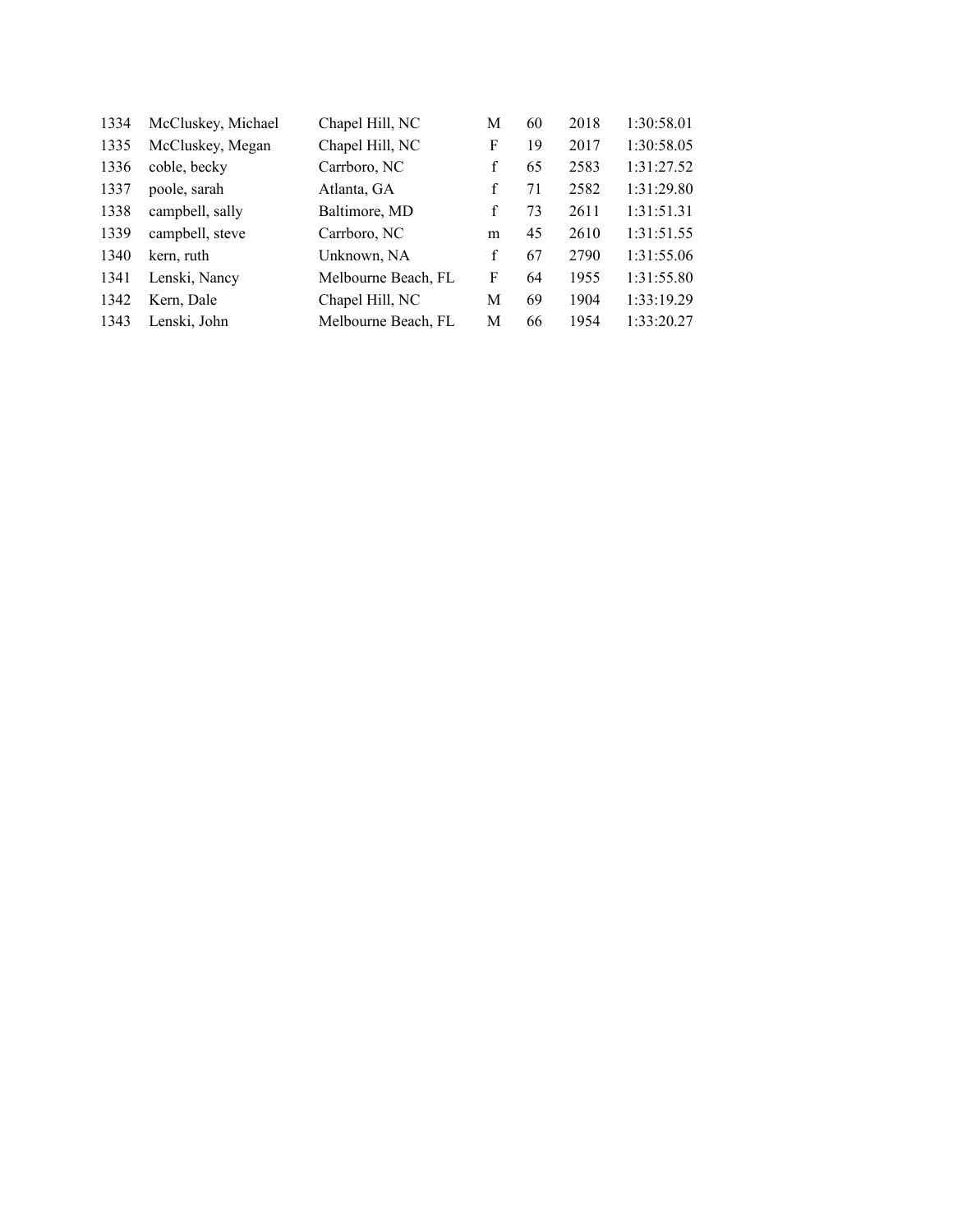| | | | | | | |
|---|---|---|---|---|---|---|
| 1334 | McCluskey, Michael | Chapel Hill, NC | M | 60 | 2018 | 1:30:58.01 |
| 1335 | McCluskey, Megan | Chapel Hill, NC | F | 19 | 2017 | 1:30:58.05 |
| 1336 | coble, becky | Carrboro, NC | f | 65 | 2583 | 1:31:27.52 |
| 1337 | poole, sarah | Atlanta, GA | f | 71 | 2582 | 1:31:29.80 |
| 1338 | campbell, sally | Baltimore, MD | f | 73 | 2611 | 1:31:51.31 |
| 1339 | campbell, steve | Carrboro, NC | m | 45 | 2610 | 1:31:51.55 |
| 1340 | kern, ruth | Unknown, NA | f | 67 | 2790 | 1:31:55.06 |
| 1341 | Lenski, Nancy | Melbourne Beach, FL | F | 64 | 1955 | 1:31:55.80 |
| 1342 | Kern, Dale | Chapel Hill, NC | M | 69 | 1904 | 1:33:19.29 |
| 1343 | Lenski, John | Melbourne Beach, FL | M | 66 | 1954 | 1:33:20.27 |